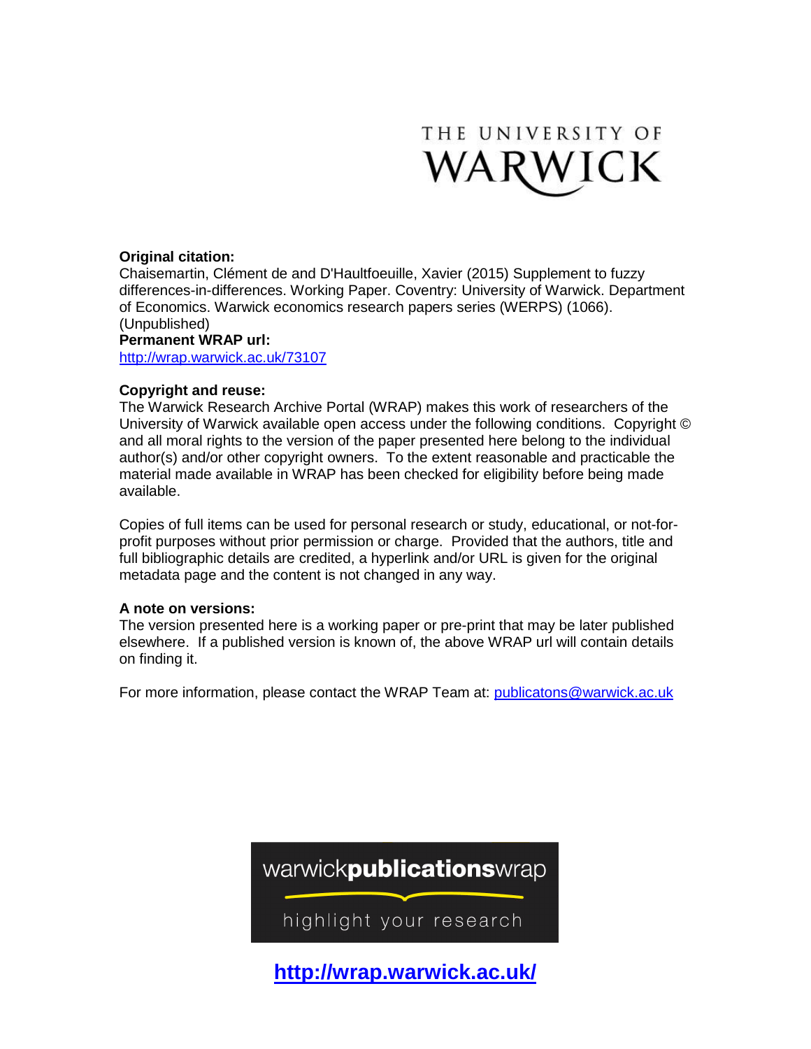THE UNIVERSITY OF WARWICK

**Original citation:**
Chaisemartin, Clément de and D'Haultfoeuille, Xavier (2015) Supplement to fuzzy differences-in-differences. Working Paper. Coventry: University of Warwick. Department of Economics. Warwick economics research papers series (WERPS) (1066). (Unpublished)

**Permanent WRAP url:**
http://wrap.warwick.ac.uk/73107

**Copyright and reuse:**
The Warwick Research Archive Portal (WRAP) makes this work of researchers of the University of Warwick available open access under the following conditions. Copyright © and all moral rights to the version of the paper presented here belong to the individual author(s) and/or other copyright owners. To the extent reasonable and practicable the material made available in WRAP has been checked for eligibility before being made available.

Copies of full items can be used for personal research or study, educational, or not-for-profit purposes without prior permission or charge. Provided that the authors, title and full bibliographic details are credited, a hyperlink and/or URL is given for the original metadata page and the content is not changed in any way.

**A note on versions:**
The version presented here is a working paper or pre-print that may be later published elsewhere. If a published version is known of, the above WRAP url will contain details on finding it.

For more information, please contact the WRAP Team at: publicatons@warwick.ac.uk

warwick**publications**wrap

highlight your research

**http://wrap.warwick.ac.uk/**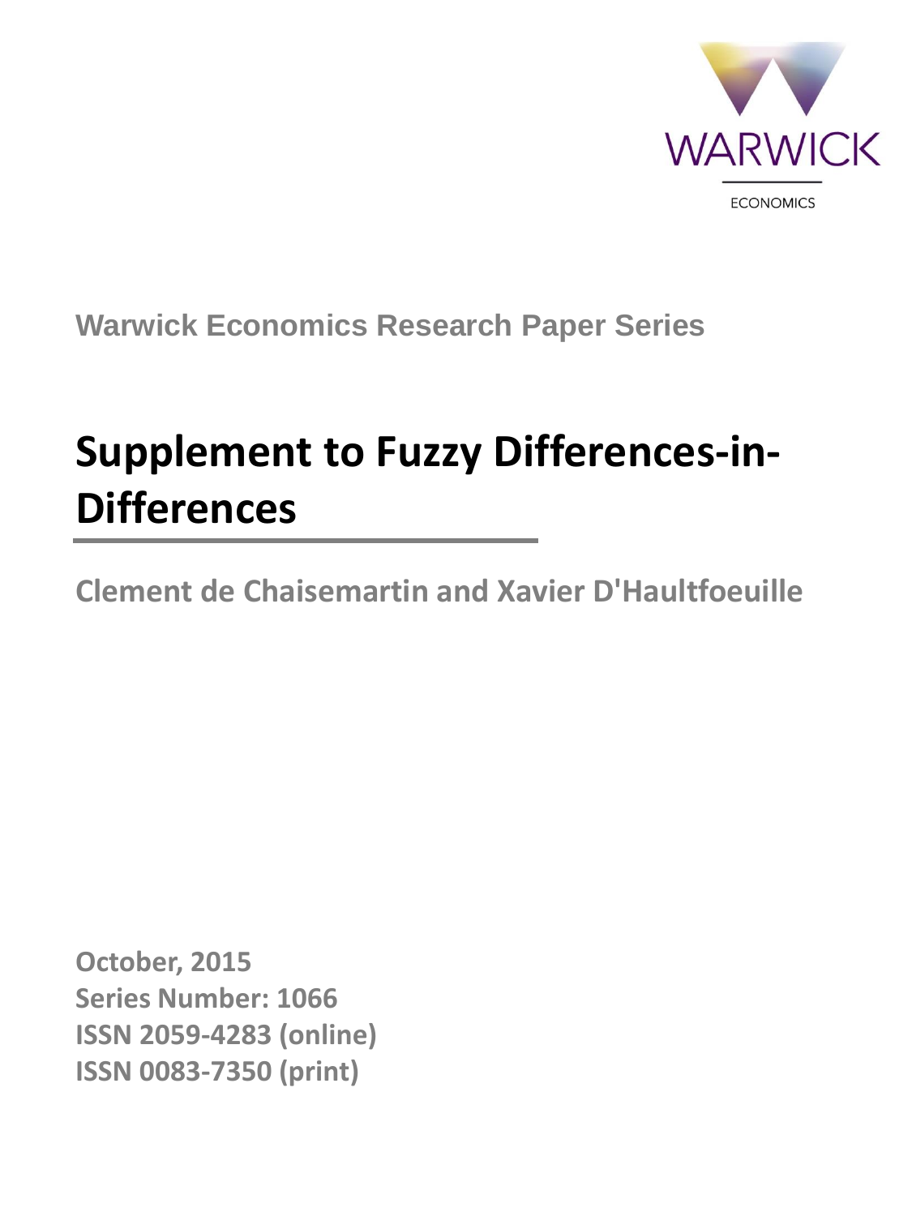**Warwick Economics Research Paper Series**

# Supplement to Fuzzy Differences-in-Differences

**Clement de Chaisemartin and Xavier D'Haultfoeuille**

**October, 2015**
**Series Number: 1066**
**ISSN 2059-4283 (online)**
**ISSN 0083-7350 (print)**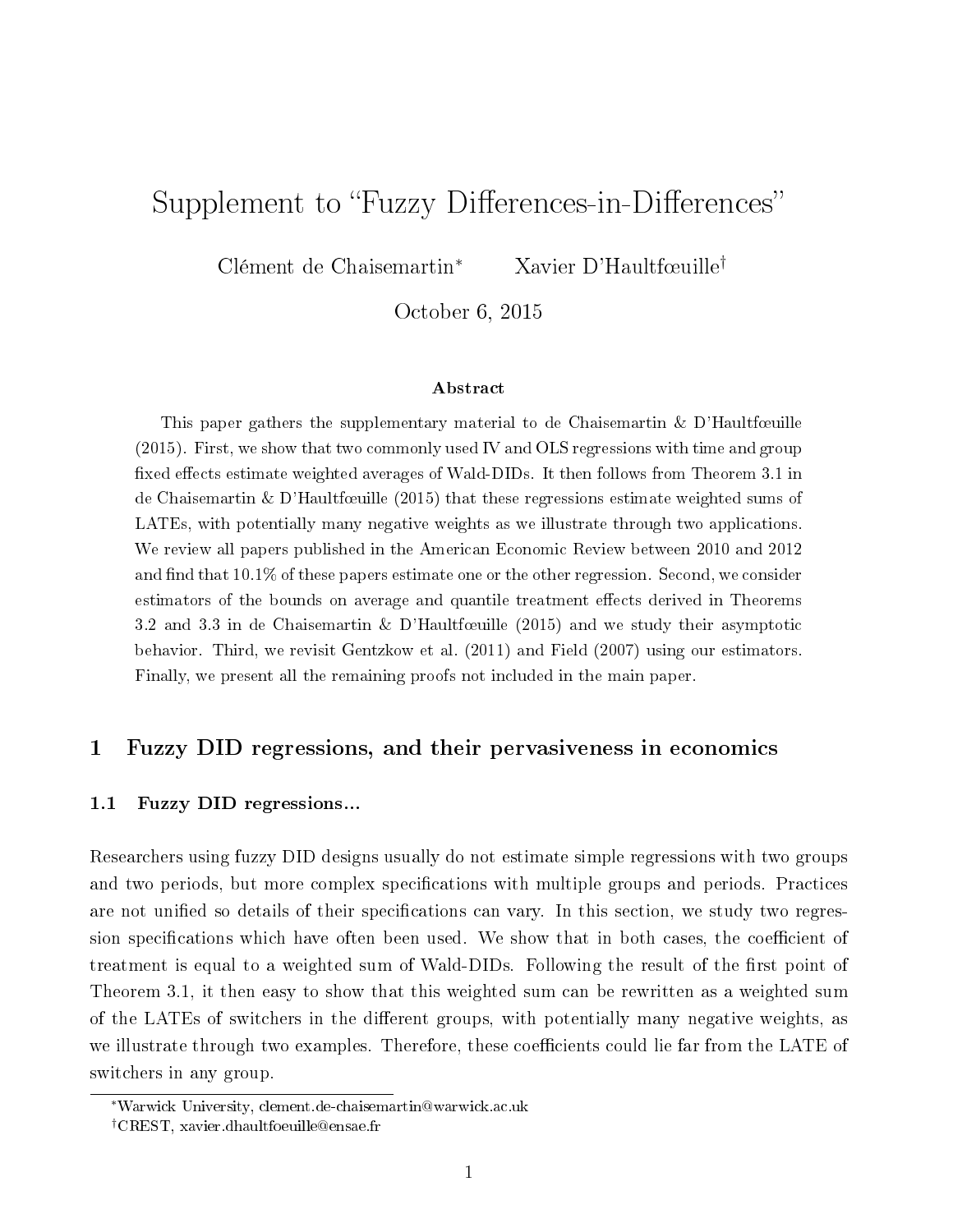# Supplement to "Fuzzy Differences-in-Differences"

Clément de Chaisemartin[*] Xavier D'Haultfœuille[†]

October 6, 2015

### Abstract

This paper gathers the supplementary material to de Chaisemartin & D'Haultfœuille (2015). First, we show that two commonly used IV and OLS regressions with time and group fixed effects estimate weighted averages of Wald-DIDs. It then follows from Theorem 3.1 in de Chaisemartin & D'Haultfœuille (2015) that these regressions estimate weighted sums of LATEs, with potentially many negative weights as we illustrate through two applications. We review all papers published in the American Economic Review between 2010 and 2012 and find that 10.1% of these papers estimate one or the other regression. Second, we consider estimators of the bounds on average and quantile treatment effects derived in Theorems 3.2 and 3.3 in de Chaisemartin & D'Haultfœuille (2015) and we study their asymptotic behavior. Third, we revisit Gentzkow et al. (2011) and Field (2007) using our estimators. Finally, we present all the remaining proofs not included in the main paper.

## 1 Fuzzy DID regressions, and their pervasiveness in economics

### 1.1 Fuzzy DID regressions...

Researchers using fuzzy DID designs usually do not estimate simple regressions with two groups and two periods, but more complex specifications with multiple groups and periods. Practices are not unified so details of their specifications can vary. In this section, we study two regression specifications which have often been used. We show that in both cases, the coefficient of treatment is equal to a weighted sum of Wald-DIDs. Following the result of the first point of Theorem 3.1, it then easy to show that this weighted sum can be rewritten as a weighted sum of the LATEs of switchers in the different groups, with potentially many negative weights, as we illustrate through two examples. Therefore, these coefficients could lie far from the LATE of switchers in any group.

[*] Warwick University, clement.de-chaisemartin@warwick.ac.uk

[†] CREST, xavier.dhaultfoeuille@ensae.fr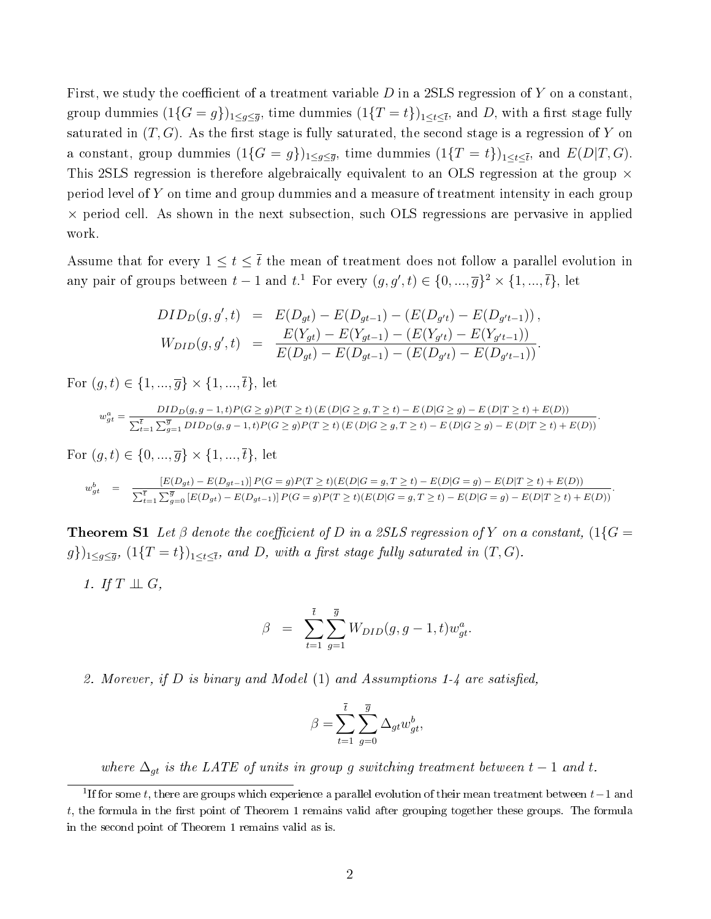First, we study the coefficient of a treatment variable $D$ in a 2SLS regression of $Y$ on a constant, group dummies $(1\{G = g\})_{1 \leq g \leq \overline{g}}$, time dummies $(1\{T = t\})_{1 \leq t \leq \overline{t}}$, and $D$, with a first stage fully saturated in $(T, G)$. As the first stage is fully saturated, the second stage is a regression of $Y$ on a constant, group dummies $(1\{G = g\})_{1 \leq g \leq \overline{g}}$, time dummies $(1\{T = t\})_{1 \leq t \leq \overline{t}}$, and $E(D|T, G)$. This 2SLS regression is therefore algebraically equivalent to an OLS regression at the group $\times$ period level of $Y$ on time and group dummies and a measure of treatment intensity in each group $\times$ period cell. As shown in the next subsection, such OLS regressions are pervasive in applied work.

Assume that for every $1 \leq t \leq \overline{t}$ the mean of treatment does not follow a parallel evolution in any pair of groups between $t - 1$ and $t$.[1] For every $(g, g', t) \in \{0, ..., \overline{g}\}^2 \times \{1, ..., \overline{t}\}$, let

$$
\begin{aligned}
DID_D(g, g', t) &= E(D_{gt}) - E(D_{gt-1}) - (E(D_{g't}) - E(D_{g't-1})), \\
W_{DID}(g, g', t) &= \frac{E(Y_{gt}) - E(Y_{gt-1}) - (E(Y_{g't}) - E(Y_{g't-1}))}{E(D_{gt}) - E(D_{gt-1}) - (E(D_{g't}) - E(D_{g't-1}))}.
\end{aligned}
$$

For $(g, t) \in \{1, ..., \overline{g}\} \times \{1, ..., \overline{t}\}$, let

$$
w_{gt}^a = \frac{DID_D(g, g-1, t)P(G \geq g)P(T \geq t)\left(E(D|G \geq g, T \geq t) - E(D|G \geq g) - E(D|T \geq t) + E(D)\right)}{\sum_{t=1}^{\overline{t}} \sum_{g=1}^{\overline{g}} DID_D(g, g-1, t)P(G \geq g)P(T \geq t)\left(E(D|G \geq g, T \geq t) - E(D|G \geq g) - E(D|T \geq t) + E(D)\right)}.
$$

For $(g, t) \in \{0, ..., \overline{g}\} \times \{1, ..., \overline{t}\}$, let

$$
w_{gt}^b = \frac{[E(D_{gt}) - E(D_{gt-1})] P(G = g)P(T \geq t)(E(D|G = g, T \geq t) - E(D|G = g) - E(D|T \geq t) + E(D))}{\sum_{t=1}^{\overline{t}} \sum_{g=0}^{\overline{g}} [E(D_{gt}) - E(D_{gt-1})] P(G = g)P(T \geq t)(E(D|G = g, T \geq t) - E(D|G = g) - E(D|T \geq t) + E(D))}.
$$

**Theorem S1** *Let $\beta$ denote the coefficient of $D$ in a 2SLS regression of $Y$ on a constant, $(1\{G = g\})_{1 \leq g \leq \overline{g}}$, $(1\{T = t\})_{1 \leq t \leq \overline{t}}$, and $D$, with a first stage fully saturated in $(T, G)$.*

1. *If $T \perp\!\!\!\perp G$,*

$$
\beta = \sum_{t=1}^{\overline{t}} \sum_{g=1}^{\overline{g}} W_{DID}(g, g-1, t) w_{gt}^a.
$$

2. *Morever, if $D$ is binary and Model (1) and Assumptions 1-4 are satisfied,*

$$
\beta = \sum_{t=1}^{\overline{t}} \sum_{g=0}^{\overline{g}} \Delta_{gt} w_{gt}^b,
$$

*where $\Delta_{gt}$ is the LATE of units in group $g$ switching treatment between $t - 1$ and $t$.*

[1] If for some $t$, there are groups which experience a parallel evolution of their mean treatment between $t-1$ and $t$, the formula in the first point of Theorem 1 remains valid after grouping together these groups. The formula in the second point of Theorem 1 remains valid as is.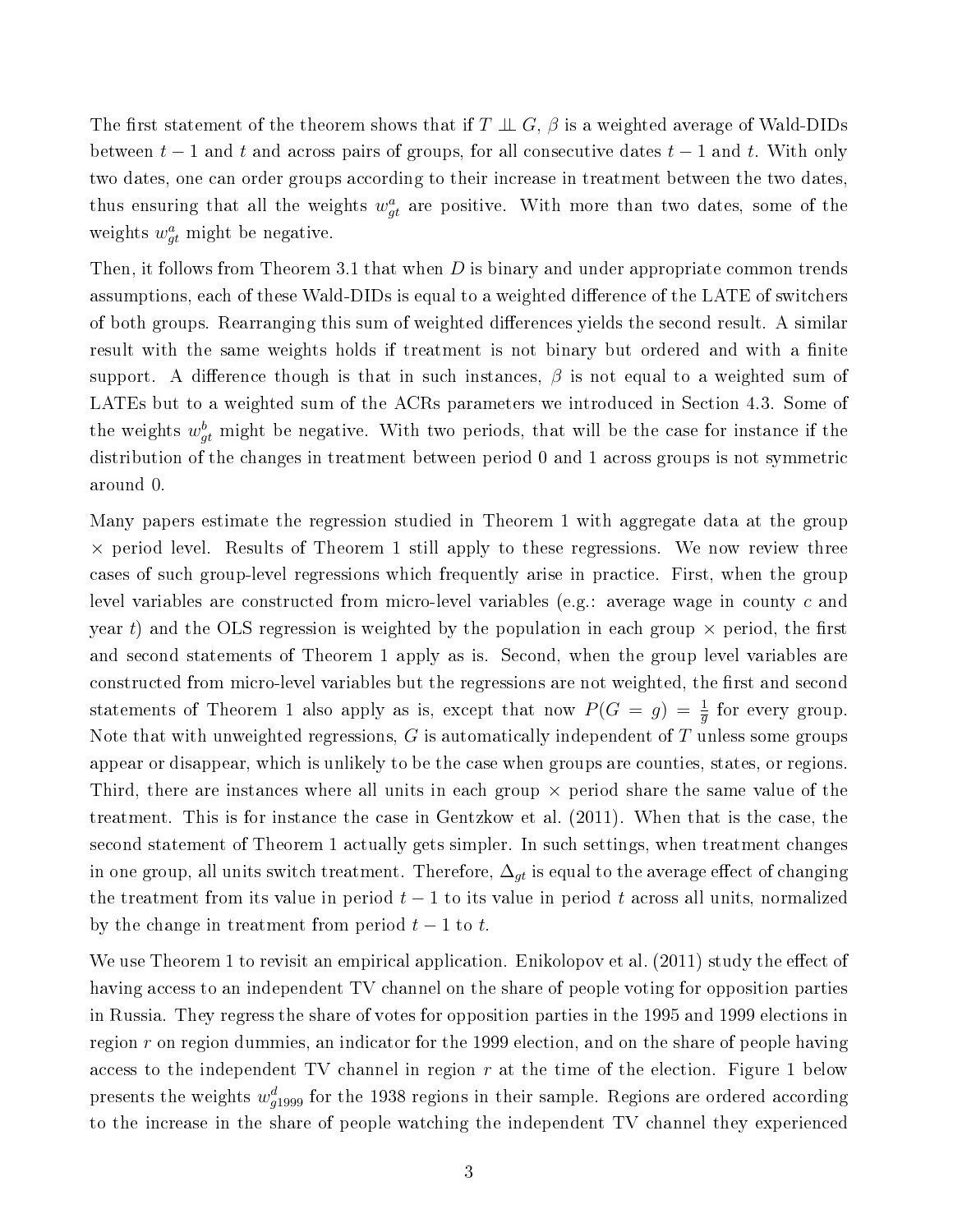The first statement of the theorem shows that if $T \perp\!\!\!\perp G$, $\beta$ is a weighted average of Wald-DIDs between $t-1$ and $t$ and across pairs of groups, for all consecutive dates $t-1$ and $t$. With only two dates, one can order groups according to their increase in treatment between the two dates, thus ensuring that all the weights $w^a_{gt}$ are positive. With more than two dates, some of the weights $w^a_{gt}$ might be negative.

Then, it follows from Theorem 3.1 that when $D$ is binary and under appropriate common trends assumptions, each of these Wald-DIDs is equal to a weighted difference of the LATE of switchers of both groups. Rearranging this sum of weighted differences yields the second result. A similar result with the same weights holds if treatment is not binary but ordered and with a finite support. A difference though is that in such instances, $\beta$ is not equal to a weighted sum of LATEs but to a weighted sum of the ACRs parameters we introduced in Section 4.3. Some of the weights $w^b_{gt}$ might be negative. With two periods, that will be the case for instance if the distribution of the changes in treatment between period 0 and 1 across groups is not symmetric around 0.

Many papers estimate the regression studied in Theorem 1 with aggregate data at the group $\times$ period level. Results of Theorem 1 still apply to these regressions. We now review three cases of such group-level regressions which frequently arise in practice. First, when the group level variables are constructed from micro-level variables (e.g.: average wage in county $c$ and year $t$) and the OLS regression is weighted by the population in each group $\times$ period, the first and second statements of Theorem 1 apply as is. Second, when the group level variables are constructed from micro-level variables but the regressions are not weighted, the first and second statements of Theorem 1 also apply as is, except that now $P(G = g) = \frac{1}{\bar{g}}$ for every group. Note that with unweighted regressions, $G$ is automatically independent of $T$ unless some groups appear or disappear, which is unlikely to be the case when groups are counties, states, or regions. Third, there are instances where all units in each group $\times$ period share the same value of the treatment. This is for instance the case in Gentzkow et al. (2011). When that is the case, the second statement of Theorem 1 actually gets simpler. In such settings, when treatment changes in one group, all units switch treatment. Therefore, $\Delta_{gt}$ is equal to the average effect of changing the treatment from its value in period $t-1$ to its value in period $t$ across all units, normalized by the change in treatment from period $t-1$ to $t$.

We use Theorem 1 to revisit an empirical application. Enikolopov et al. (2011) study the effect of having access to an independent TV channel on the share of people voting for opposition parties in Russia. They regress the share of votes for opposition parties in the 1995 and 1999 elections in region $r$ on region dummies, an indicator for the 1999 election, and on the share of people having access to the independent TV channel in region $r$ at the time of the election. Figure 1 below presents the weights $w^d_{g1999}$ for the 1938 regions in their sample. Regions are ordered according to the increase in the share of people watching the independent TV channel they experienced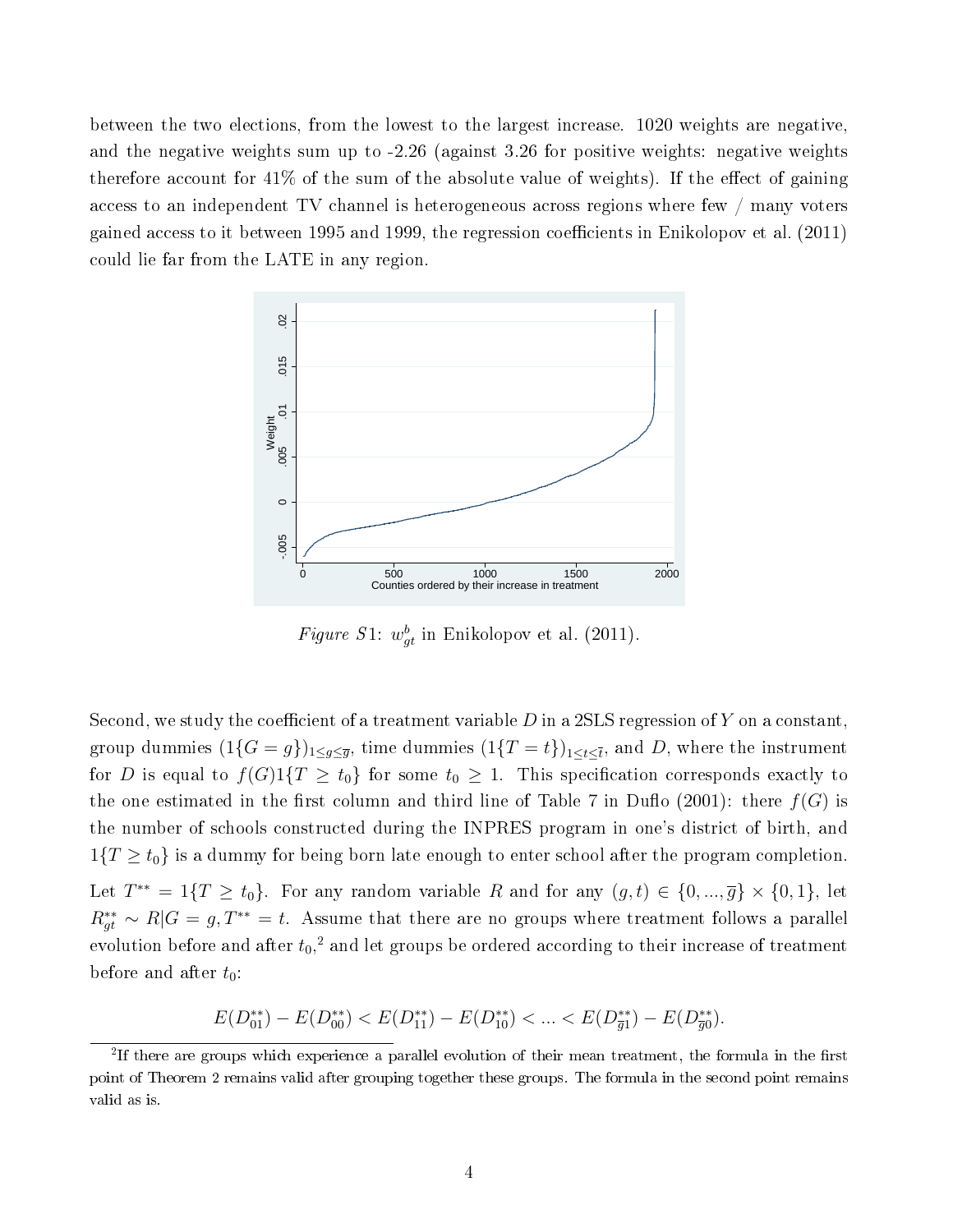between the two elections, from the lowest to the largest increase. 1020 weights are negative, and the negative weights sum up to -2.26 (against 3.26 for positive weights: negative weights therefore account for 41% of the sum of the absolute value of weights). If the effect of gaining access to an independent TV channel is heterogeneous across regions where few / many voters gained access to it between 1995 and 1999, the regression coefficients in Enikolopov et al. (2011) could lie far from the LATE in any region.

*Figure S*1: $w^b_{gt}$ in Enikolopov et al. (2011).

Second, we study the coefficient of a treatment variable $D$ in a 2SLS regression of $Y$ on a constant, group dummies $(1\{G = g\})_{1 \leq g \leq \overline{g}}$, time dummies $(1\{T = t\})_{1 \leq t \leq \overline{t}}$, and $D$, where the instrument for $D$ is equal to $f(G)1\{T \geq t_0\}$ for some $t_0 \geq 1$. This specification corresponds exactly to the one estimated in the first column and third line of Table 7 in Duflo (2001): there $f(G)$ is the number of schools constructed during the INPRES program in one's district of birth, and $1\{T \geq t_0\}$ is a dummy for being born late enough to enter school after the program completion.

Let $T^{**} = 1\{T \geq t_0\}$. For any random variable $R$ and for any $(g, t) \in \{0, ..., \overline{g}\} \times \{0, 1\}$, let $R^{**}_{gt} \sim R | G = g, T^{**} = t$. Assume that there are no groups where treatment follows a parallel evolution before and after $t_0$,[2] and let groups be ordered according to their increase of treatment before and after $t_0$:

$$E(D^{**}_{01}) - E(D^{**}_{00}) < E(D^{**}_{11}) - E(D^{**}_{10}) < ... < E(D^{**}_{\overline{g}1}) - E(D^{**}_{\overline{g}0}).$$

[2] If there are groups which experience a parallel evolution of their mean treatment, the formula in the first point of Theorem 2 remains valid after grouping together these groups. The formula in the second point remains valid as is.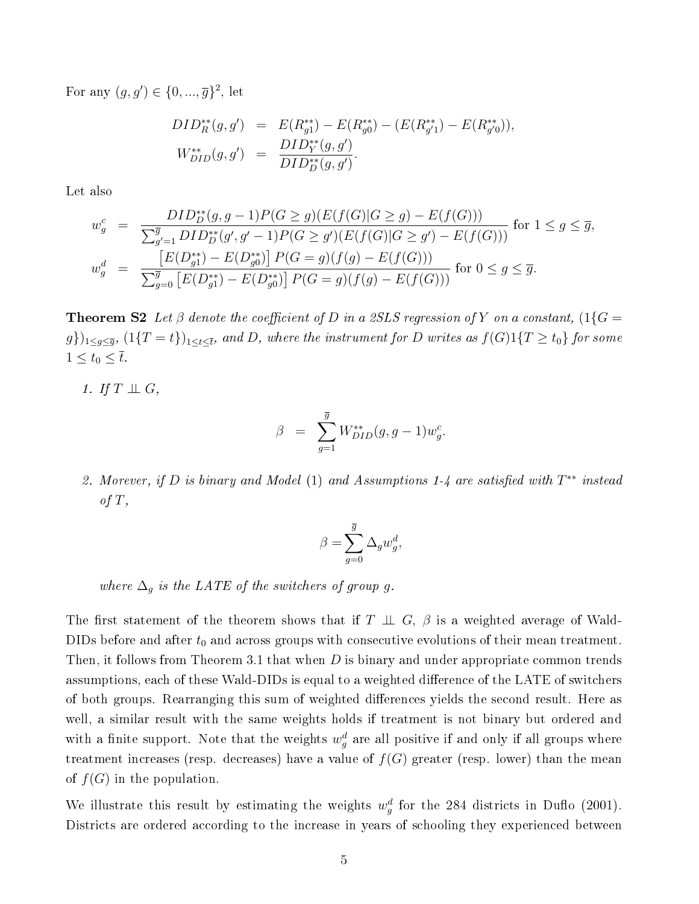For any $(g, g') \in \{0, ..., \overline{g}\}^2$, let

$$
\begin{aligned}
DID^{**}_R(g, g') &= E(R^{**}_{g1}) - E(R^{**}_{g0}) - (E(R^{**}_{g'1}) - E(R^{**}_{g'0})), \\
W^{**}_{DID}(g, g') &= \frac{DID^{**}_Y(g, g')}{DID^{**}_D(g, g')}.
\end{aligned}
$$

Let also

$$
\begin{aligned}
w^c_g &= \frac{DID^{**}_D(g, g-1)P(G \geq g)(E(f(G)|G \geq g) - E(f(G)))}{\sum_{g'=1}^{\overline{g}} DID^{**}_D(g', g'-1)P(G \geq g')(E(f(G)|G \geq g') - E(f(G)))} \text{ for } 1 \leq g \leq \overline{g}, \\
w^d_g &= \frac{\left[E(D^{**}_{g1}) - E(D^{**}_{g0})\right] P(G = g)(f(g) - E(f(G)))}{\sum_{g=0}^{\overline{g}} \left[E(D^{**}_{g1}) - E(D^{**}_{g0})\right] P(G = g)(f(g) - E(f(G)))} \text{ for } 0 \leq g \leq \overline{g}.
\end{aligned}
$$

**Theorem S2** *Let $\beta$ denote the coefficient of $D$ in a 2SLS regression of $Y$ on a constant, $(1\{G = g\})_{1 \leq g \leq \overline{g}}$, $(1\{T = t\})_{1 \leq t \leq \overline{t}}$, and $D$, where the instrument for $D$ writes as $f(G)1\{T \geq t_0\}$ for some $1 \leq t_0 \leq \overline{t}$.*

1. *If $T \perp\!\!\!\perp G$,*

$$
\beta = \sum_{g=1}^{\overline{g}} W^{**}_{DID}(g, g-1) w^c_g.
$$

2. *Morever, if $D$ is binary and Model (1) and Assumptions 1-4 are satisfied with $T^{**}$ instead of $T$,*

$$
\beta = \sum_{g=0}^{\overline{g}} \Delta_g w^d_g,
$$

*where $\Delta_g$ is the LATE of the switchers of group $g$.*

The first statement of the theorem shows that if $T \perp\!\!\!\perp G$, $\beta$ is a weighted average of Wald-DIDs before and after $t_0$ and across groups with consecutive evolutions of their mean treatment. Then, it follows from Theorem 3.1 that when $D$ is binary and under appropriate common trends assumptions, each of these Wald-DIDs is equal to a weighted difference of the LATE of switchers of both groups. Rearranging this sum of weighted differences yields the second result. Here as well, a similar result with the same weights holds if treatment is not binary but ordered and with a finite support. Note that the weights $w^d_g$ are all positive if and only if all groups where treatment increases (resp. decreases) have a value of $f(G)$ greater (resp. lower) than the mean of $f(G)$ in the population.

We illustrate this result by estimating the weights $w^d_g$ for the 284 districts in Duflo (2001). Districts are ordered according to the increase in years of schooling they experienced between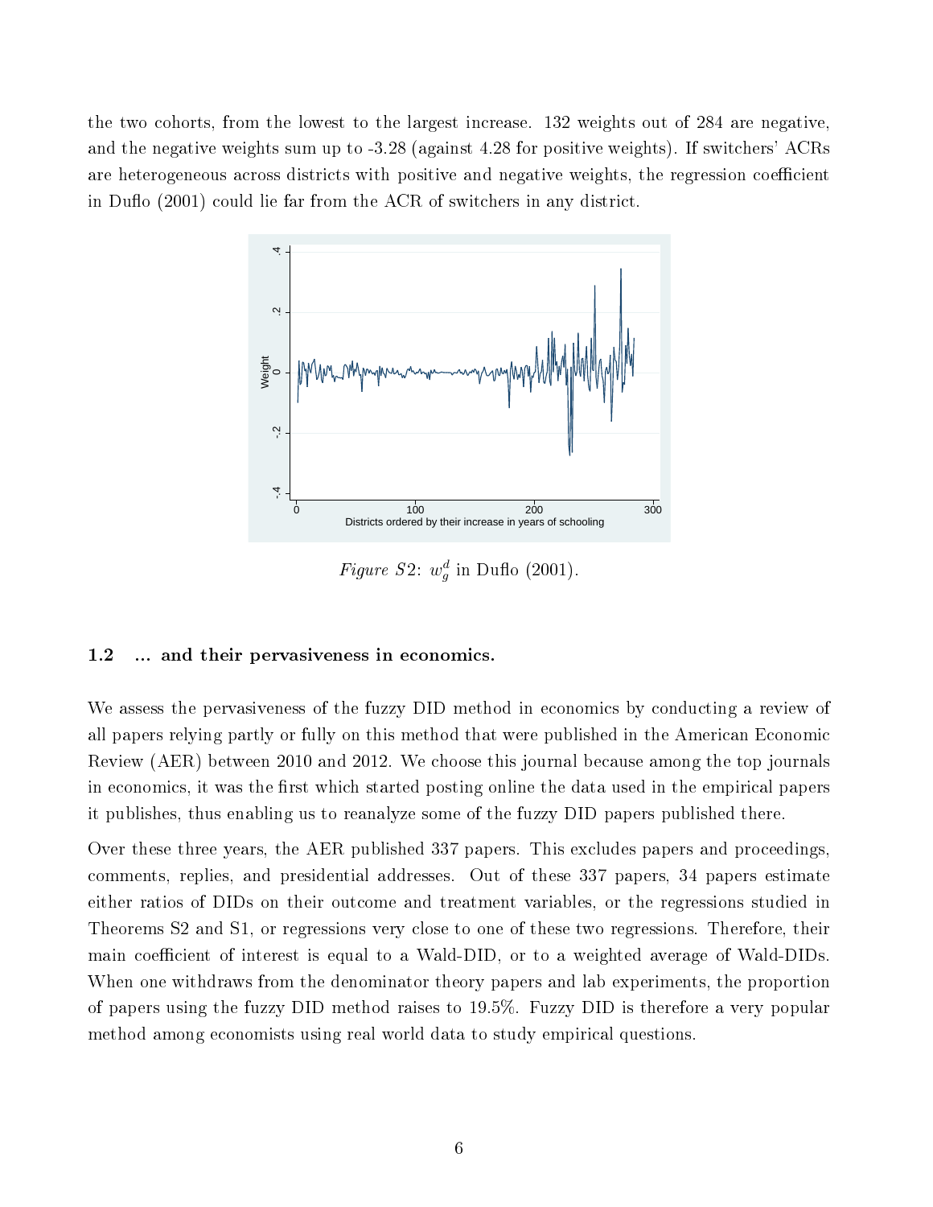the two cohorts, from the lowest to the largest increase. 132 weights out of 284 are negative, and the negative weights sum up to -3.28 (against 4.28 for positive weights). If switchers' ACRs are heterogeneous across districts with positive and negative weights, the regression coefficient in Duflo (2001) could lie far from the ACR of switchers in any district.

*Figure S2*: $w_g^d$ in Duflo (2001).

### 1.2 ... and their pervasiveness in economics.

We assess the pervasiveness of the fuzzy DID method in economics by conducting a review of all papers relying partly or fully on this method that were published in the American Economic Review (AER) between 2010 and 2012. We choose this journal because among the top journals in economics, it was the first which started posting online the data used in the empirical papers it publishes, thus enabling us to reanalyze some of the fuzzy DID papers published there.

Over these three years, the AER published 337 papers. This excludes papers and proceedings, comments, replies, and presidential addresses. Out of these 337 papers, 34 papers estimate either ratios of DIDs on their outcome and treatment variables, or the regressions studied in Theorems S2 and S1, or regressions very close to one of these two regressions. Therefore, their main coefficient of interest is equal to a Wald-DID, or to a weighted average of Wald-DIDs. When one withdraws from the denominator theory papers and lab experiments, the proportion of papers using the fuzzy DID method raises to 19.5%. Fuzzy DID is therefore a very popular method among economists using real world data to study empirical questions.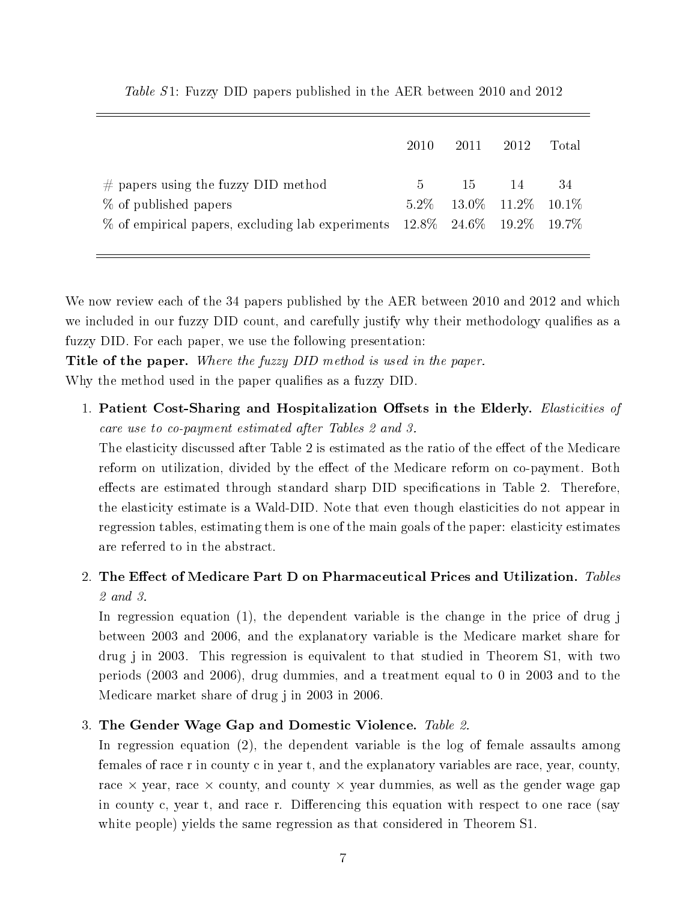*Table S1*: Fuzzy DID papers published in the AER between 2010 and 2012

| | 2010 | 2011 | 2012 | Total |
|---|---|---|---|---|
| # papers using the fuzzy DID method | 5 | 15 | 14 | 34 |
| % of published papers | 5.2% | 13.0% | 11.2% | 10.1% |
| % of empirical papers, excluding lab experiments | 12.8% | 24.6% | 19.2% | 19.7% |

We now review each of the 34 papers published by the AER between 2010 and 2012 and which we included in our fuzzy DID count, and carefully justify why their methodology qualifies as a fuzzy DID. For each paper, we use the following presentation:

**Title of the paper.** *Where the fuzzy DID method is used in the paper.*
Why the method used in the paper qualifies as a fuzzy DID.

1. **Patient Cost-Sharing and Hospitalization Offsets in the Elderly.** *Elasticities of care use to co-payment estimated after Tables 2 and 3.*
   The elasticity discussed after Table 2 is estimated as the ratio of the effect of the Medicare reform on utilization, divided by the effect of the Medicare reform on co-payment. Both effects are estimated through standard sharp DID specifications in Table 2. Therefore, the elasticity estimate is a Wald-DID. Note that even though elasticities do not appear in regression tables, estimating them is one of the main goals of the paper: elasticity estimates are referred to in the abstract.

2. **The Effect of Medicare Part D on Pharmaceutical Prices and Utilization.** *Tables 2 and 3.*
   In regression equation (1), the dependent variable is the change in the price of drug j between 2003 and 2006, and the explanatory variable is the Medicare market share for drug j in 2003. This regression is equivalent to that studied in Theorem S1, with two periods (2003 and 2006), drug dummies, and a treatment equal to 0 in 2003 and to the Medicare market share of drug j in 2003 in 2006.

3. **The Gender Wage Gap and Domestic Violence.** *Table 2.*
   In regression equation (2), the dependent variable is the log of female assaults among females of race r in county c in year t, and the explanatory variables are race, year, county, race × year, race × county, and county × year dummies, as well as the gender wage gap in county c, year t, and race r. Differencing this equation with respect to one race (say white people) yields the same regression as that considered in Theorem S1.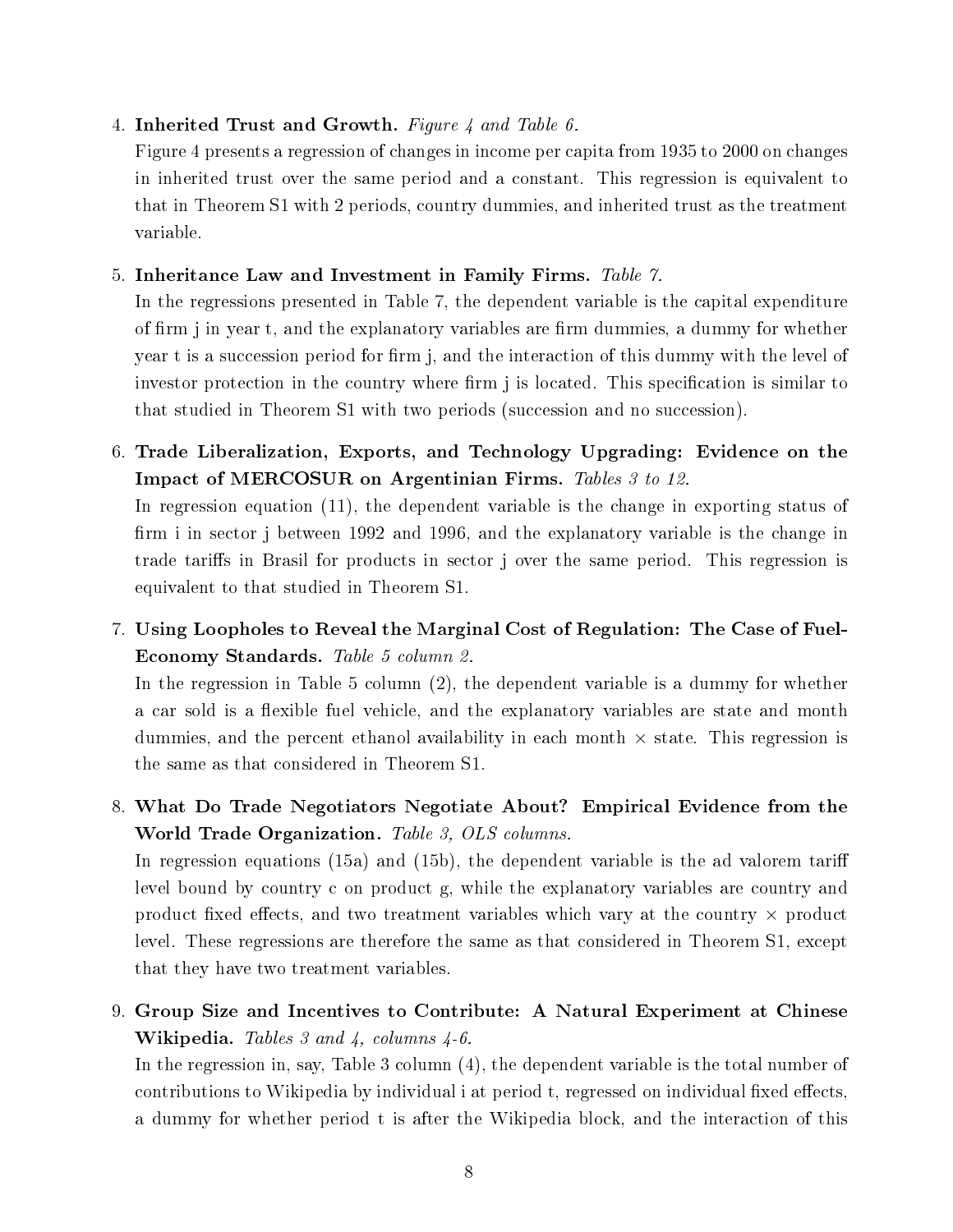4. **Inherited Trust and Growth.** *Figure 4 and Table 6.*

   Figure 4 presents a regression of changes in income per capita from 1935 to 2000 on changes in inherited trust over the same period and a constant. This regression is equivalent to that in Theorem S1 with 2 periods, country dummies, and inherited trust as the treatment variable.

5. **Inheritance Law and Investment in Family Firms.** *Table 7.*

   In the regressions presented in Table 7, the dependent variable is the capital expenditure of firm j in year t, and the explanatory variables are firm dummies, a dummy for whether year t is a succession period for firm j, and the interaction of this dummy with the level of investor protection in the country where firm j is located. This specification is similar to that studied in Theorem S1 with two periods (succession and no succession).

6. **Trade Liberalization, Exports, and Technology Upgrading: Evidence on the Impact of MERCOSUR on Argentinian Firms.** *Tables 3 to 12.*

   In regression equation (11), the dependent variable is the change in exporting status of firm i in sector j between 1992 and 1996, and the explanatory variable is the change in trade tariffs in Brasil for products in sector j over the same period. This regression is equivalent to that studied in Theorem S1.

7. **Using Loopholes to Reveal the Marginal Cost of Regulation: The Case of Fuel-Economy Standards.** *Table 5 column 2.*

   In the regression in Table 5 column (2), the dependent variable is a dummy for whether a car sold is a flexible fuel vehicle, and the explanatory variables are state and month dummies, and the percent ethanol availability in each month × state. This regression is the same as that considered in Theorem S1.

8. **What Do Trade Negotiators Negotiate About? Empirical Evidence from the World Trade Organization.** *Table 3, OLS columns.*

   In regression equations (15a) and (15b), the dependent variable is the ad valorem tariff level bound by country c on product g, while the explanatory variables are country and product fixed effects, and two treatment variables which vary at the country × product level. These regressions are therefore the same as that considered in Theorem S1, except that they have two treatment variables.

9. **Group Size and Incentives to Contribute: A Natural Experiment at Chinese Wikipedia.** *Tables 3 and 4, columns 4-6.*

   In the regression in, say, Table 3 column (4), the dependent variable is the total number of contributions to Wikipedia by individual i at period t, regressed on individual fixed effects, a dummy for whether period t is after the Wikipedia block, and the interaction of this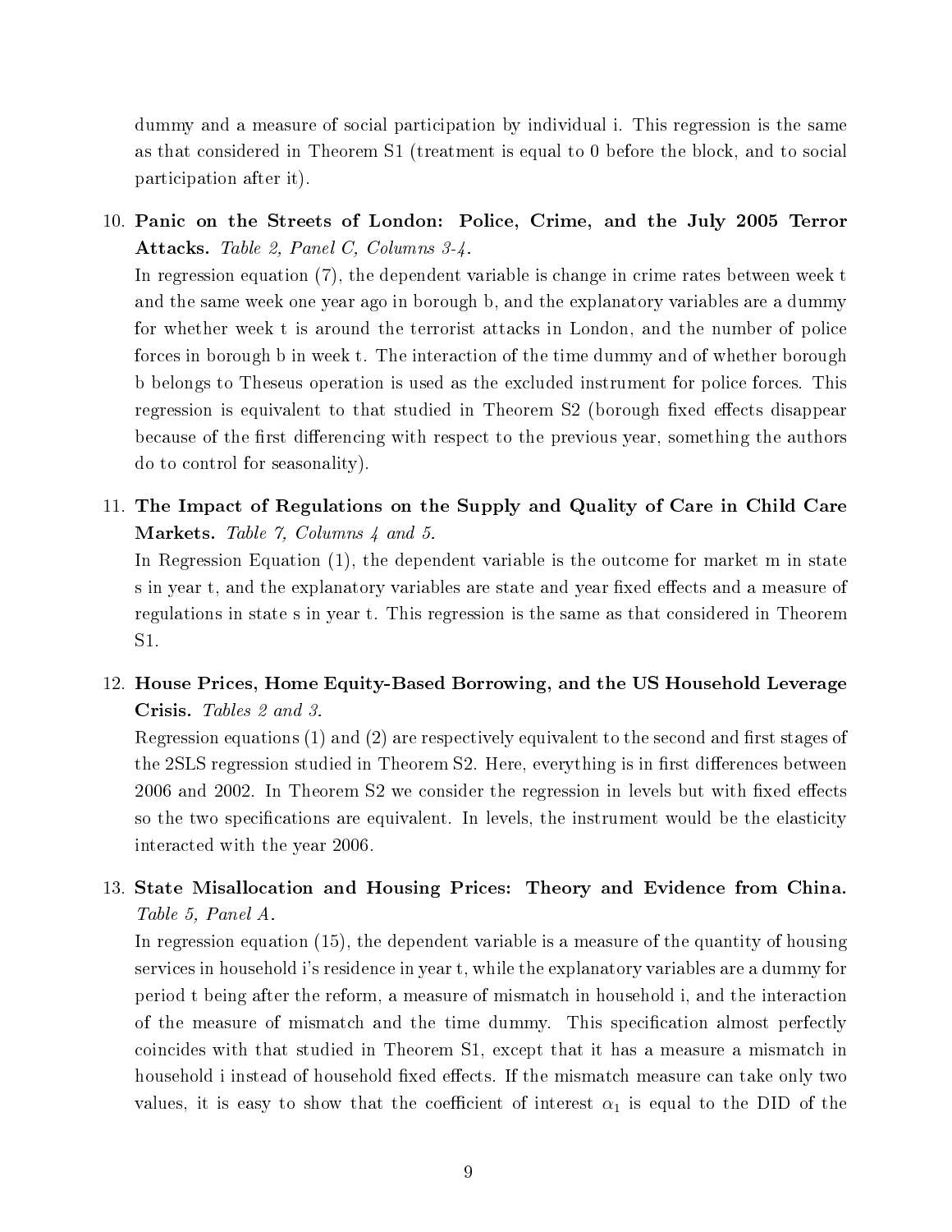dummy and a measure of social participation by individual i. This regression is the same as that considered in Theorem S1 (treatment is equal to 0 before the block, and to social participation after it).

10. **Panic on the Streets of London: Police, Crime, and the July 2005 Terror Attacks.** *Table 2, Panel C, Columns 3-4.*

    In regression equation (7), the dependent variable is change in crime rates between week t and the same week one year ago in borough b, and the explanatory variables are a dummy for whether week t is around the terrorist attacks in London, and the number of police forces in borough b in week t. The interaction of the time dummy and of whether borough b belongs to Theseus operation is used as the excluded instrument for police forces. This regression is equivalent to that studied in Theorem S2 (borough fixed effects disappear because of the first differencing with respect to the previous year, something the authors do to control for seasonality).

11. **The Impact of Regulations on the Supply and Quality of Care in Child Care Markets.** *Table 7, Columns 4 and 5.*

    In Regression Equation (1), the dependent variable is the outcome for market m in state s in year t, and the explanatory variables are state and year fixed effects and a measure of regulations in state s in year t. This regression is the same as that considered in Theorem S1.

12. **House Prices, Home Equity-Based Borrowing, and the US Household Leverage Crisis.** *Tables 2 and 3.*

    Regression equations (1) and (2) are respectively equivalent to the second and first stages of the 2SLS regression studied in Theorem S2. Here, everything is in first differences between 2006 and 2002. In Theorem S2 we consider the regression in levels but with fixed effects so the two specifications are equivalent. In levels, the instrument would be the elasticity interacted with the year 2006.

13. **State Misallocation and Housing Prices: Theory and Evidence from China.** *Table 5, Panel A.*

    In regression equation (15), the dependent variable is a measure of the quantity of housing services in household i's residence in year t, while the explanatory variables are a dummy for period t being after the reform, a measure of mismatch in household i, and the interaction of the measure of mismatch and the time dummy. This specification almost perfectly coincides with that studied in Theorem S1, except that it has a measure a mismatch in household i instead of household fixed effects. If the mismatch measure can take only two values, it is easy to show that the coefficient of interest $\alpha_1$ is equal to the DID of the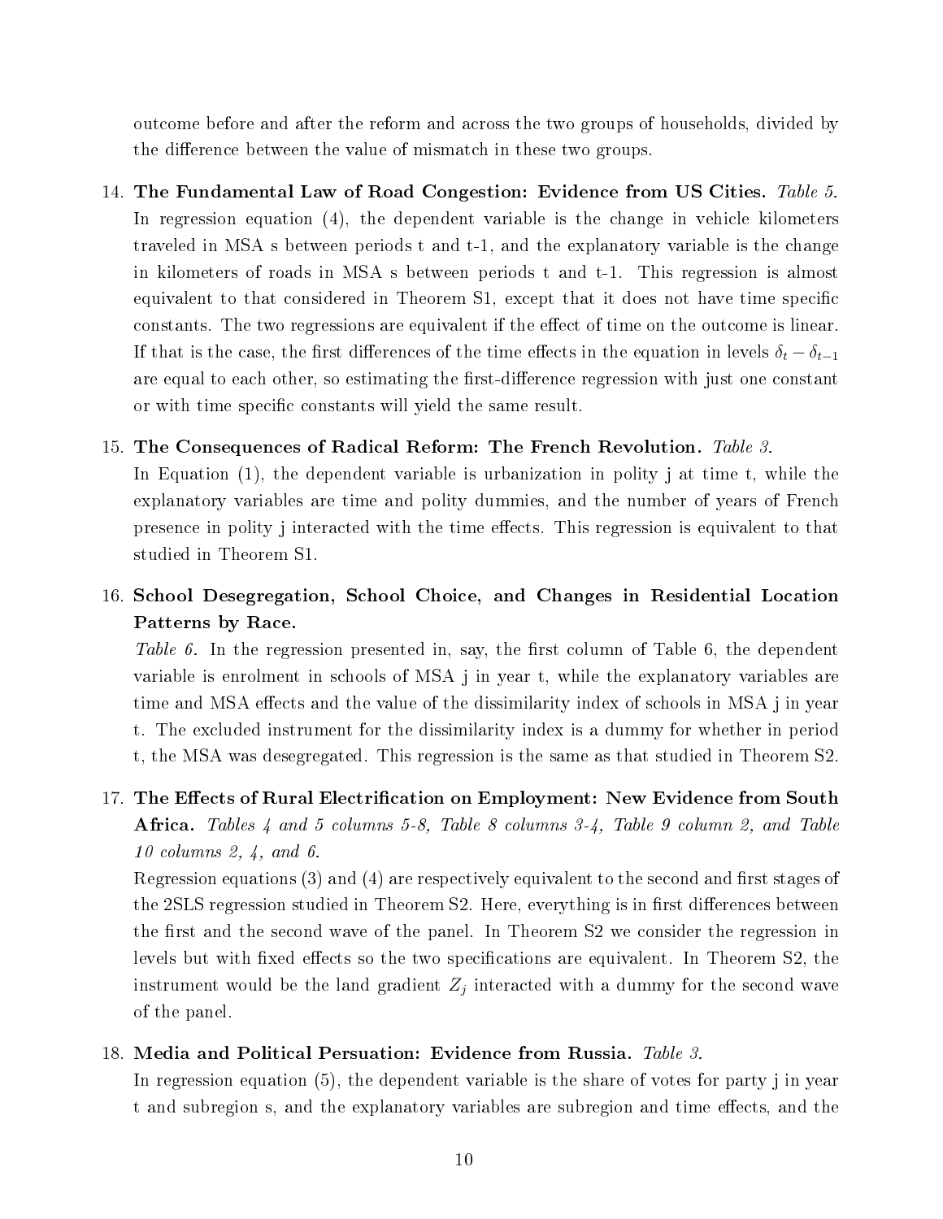outcome before and after the reform and across the two groups of households, divided by the difference between the value of mismatch in these two groups.

14. **The Fundamental Law of Road Congestion: Evidence from US Cities.** *Table 5.* In regression equation (4), the dependent variable is the change in vehicle kilometers traveled in MSA s between periods t and t-1, and the explanatory variable is the change in kilometers of roads in MSA s between periods t and t-1. This regression is almost equivalent to that considered in Theorem S1, except that it does not have time specific constants. The two regressions are equivalent if the effect of time on the outcome is linear. If that is the case, the first differences of the time effects in the equation in levels $\delta_t - \delta_{t-1}$ are equal to each other, so estimating the first-difference regression with just one constant or with time specific constants will yield the same result.

15. **The Consequences of Radical Reform: The French Revolution.** *Table 3.* In Equation (1), the dependent variable is urbanization in polity j at time t, while the explanatory variables are time and polity dummies, and the number of years of French presence in polity j interacted with the time effects. This regression is equivalent to that studied in Theorem S1.

16. **School Desegregation, School Choice, and Changes in Residential Location Patterns by Race.**
*Table 6.* In the regression presented in, say, the first column of Table 6, the dependent variable is enrolment in schools of MSA j in year t, while the explanatory variables are time and MSA effects and the value of the dissimilarity index of schools in MSA j in year t. The excluded instrument for the dissimilarity index is a dummy for whether in period t, the MSA was desegregated. This regression is the same as that studied in Theorem S2.

17. **The Effects of Rural Electrification on Employment: New Evidence from South Africa.** *Tables 4 and 5 columns 5-8, Table 8 columns 3-4, Table 9 column 2, and Table 10 columns 2, 4, and 6.*
Regression equations (3) and (4) are respectively equivalent to the second and first stages of the 2SLS regression studied in Theorem S2. Here, everything is in first differences between the first and the second wave of the panel. In Theorem S2 we consider the regression in levels but with fixed effects so the two specifications are equivalent. In Theorem S2, the instrument would be the land gradient $Z_j$ interacted with a dummy for the second wave of the panel.

18. **Media and Political Persuation: Evidence from Russia.** *Table 3.*
In regression equation (5), the dependent variable is the share of votes for party j in year t and subregion s, and the explanatory variables are subregion and time effects, and the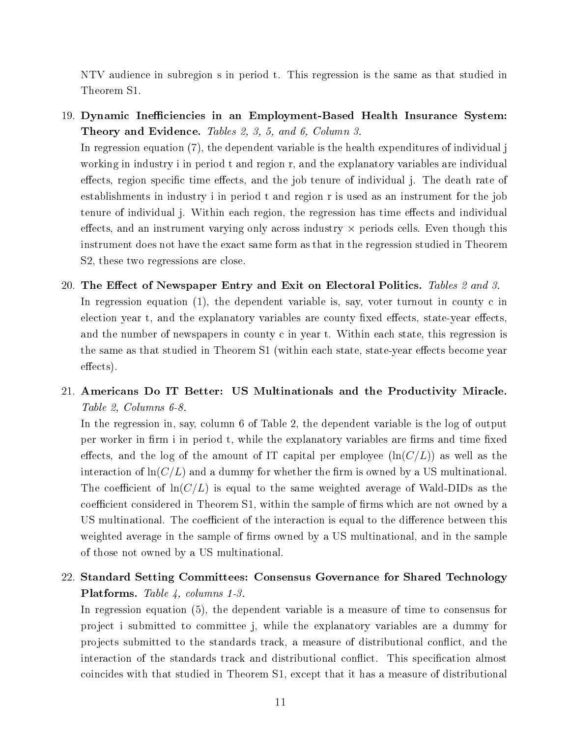NTV audience in subregion s in period t. This regression is the same as that studied in Theorem S1.

19. **Dynamic Inefficiencies in an Employment-Based Health Insurance System: Theory and Evidence.** *Tables 2, 3, 5, and 6, Column 3.*

    In regression equation (7), the dependent variable is the health expenditures of individual j working in industry i in period t and region r, and the explanatory variables are individual effects, region specific time effects, and the job tenure of individual j. The death rate of establishments in industry i in period t and region r is used as an instrument for the job tenure of individual j. Within each region, the regression has time effects and individual effects, and an instrument varying only across industry $\times$ periods cells. Even though this instrument does not have the exact same form as that in the regression studied in Theorem S2, these two regressions are close.

20. **The Effect of Newspaper Entry and Exit on Electoral Politics.** *Tables 2 and 3.*

    In regression equation (1), the dependent variable is, say, voter turnout in county c in election year t, and the explanatory variables are county fixed effects, state-year effects, and the number of newspapers in county c in year t. Within each state, this regression is the same as that studied in Theorem S1 (within each state, state-year effects become year effects).

21. **Americans Do IT Better: US Multinationals and the Productivity Miracle.** *Table 2, Columns 6-8.*

    In the regression in, say, column 6 of Table 2, the dependent variable is the log of output per worker in firm i in period t, while the explanatory variables are firms and time fixed effects, and the log of the amount of IT capital per employee ($\ln(C/L)$) as well as the interaction of $\ln(C/L)$ and a dummy for whether the firm is owned by a US multinational. The coefficient of $\ln(C/L)$ is equal to the same weighted average of Wald-DIDs as the coefficient considered in Theorem S1, within the sample of firms which are not owned by a US multinational. The coefficient of the interaction is equal to the difference between this weighted average in the sample of firms owned by a US multinational, and in the sample of those not owned by a US multinational.

22. **Standard Setting Committees: Consensus Governance for Shared Technology Platforms.** *Table 4, columns 1-3.*

    In regression equation (5), the dependent variable is a measure of time to consensus for project i submitted to committee j, while the explanatory variables are a dummy for projects submitted to the standards track, a measure of distributional conflict, and the interaction of the standards track and distributional conflict. This specification almost coincides with that studied in Theorem S1, except that it has a measure of distributional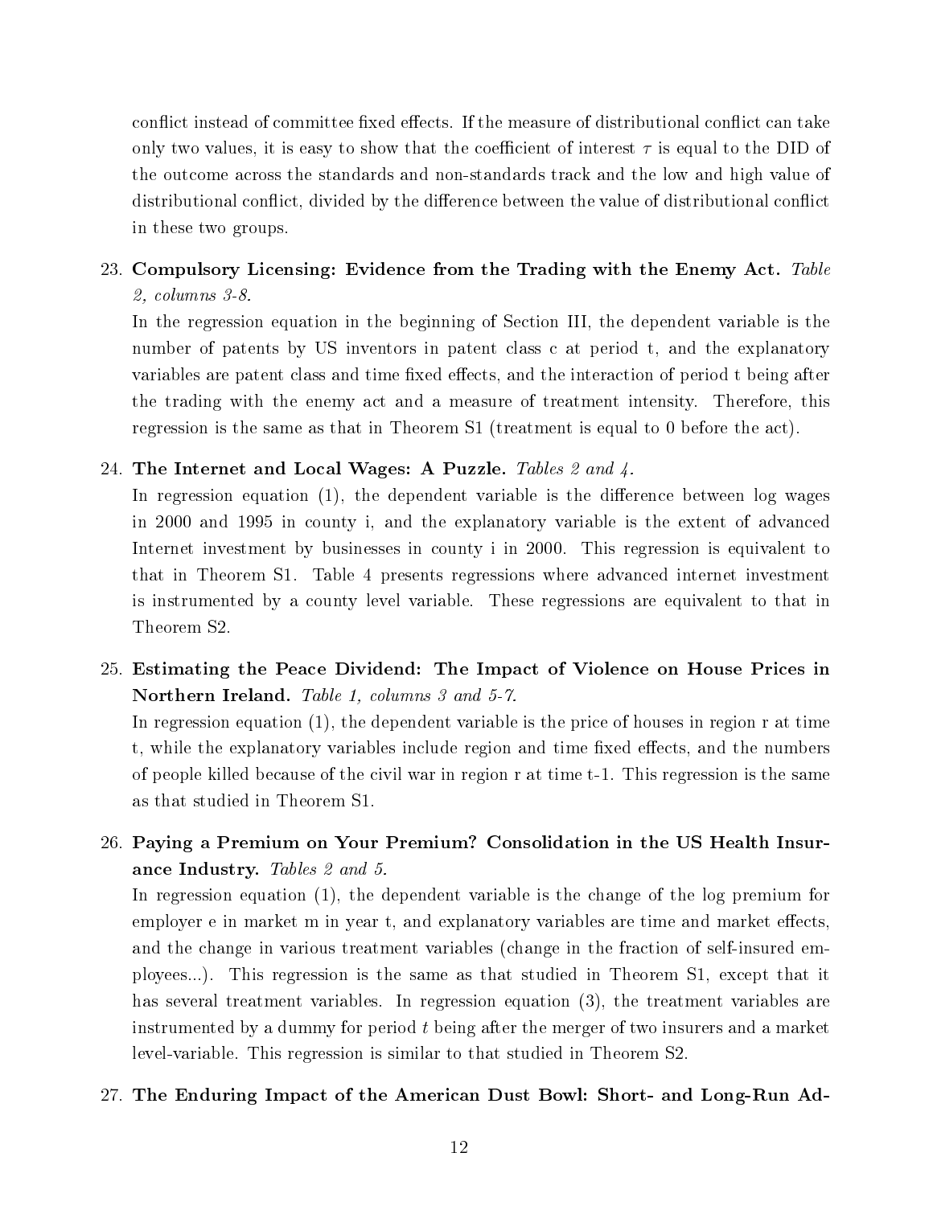conflict instead of committee fixed effects. If the measure of distributional conflict can take only two values, it is easy to show that the coefficient of interest $\tau$ is equal to the DID of the outcome across the standards and non-standards track and the low and high value of distributional conflict, divided by the difference between the value of distributional conflict in these two groups.

23. **Compulsory Licensing: Evidence from the Trading with the Enemy Act.** *Table 2, columns 3-8.*

    In the regression equation in the beginning of Section III, the dependent variable is the number of patents by US inventors in patent class c at period t, and the explanatory variables are patent class and time fixed effects, and the interaction of period t being after the trading with the enemy act and a measure of treatment intensity. Therefore, this regression is the same as that in Theorem S1 (treatment is equal to 0 before the act).

24. **The Internet and Local Wages: A Puzzle.** *Tables 2 and 4.*

    In regression equation (1), the dependent variable is the difference between log wages in 2000 and 1995 in county i, and the explanatory variable is the extent of advanced Internet investment by businesses in county i in 2000. This regression is equivalent to that in Theorem S1. Table 4 presents regressions where advanced internet investment is instrumented by a county level variable. These regressions are equivalent to that in Theorem S2.

25. **Estimating the Peace Dividend: The Impact of Violence on House Prices in Northern Ireland.** *Table 1, columns 3 and 5-7.*

    In regression equation (1), the dependent variable is the price of houses in region r at time t, while the explanatory variables include region and time fixed effects, and the numbers of people killed because of the civil war in region r at time t-1. This regression is the same as that studied in Theorem S1.

26. **Paying a Premium on Your Premium? Consolidation in the US Health Insurance Industry.** *Tables 2 and 5.*

    In regression equation (1), the dependent variable is the change of the log premium for employer e in market m in year t, and explanatory variables are time and market effects, and the change in various treatment variables (change in the fraction of self-insured employees...). This regression is the same as that studied in Theorem S1, except that it has several treatment variables. In regression equation (3), the treatment variables are instrumented by a dummy for period $t$ being after the merger of two insurers and a market level-variable. This regression is similar to that studied in Theorem S2.

27. **The Enduring Impact of the American Dust Bowl: Short- and Long-Run Ad-**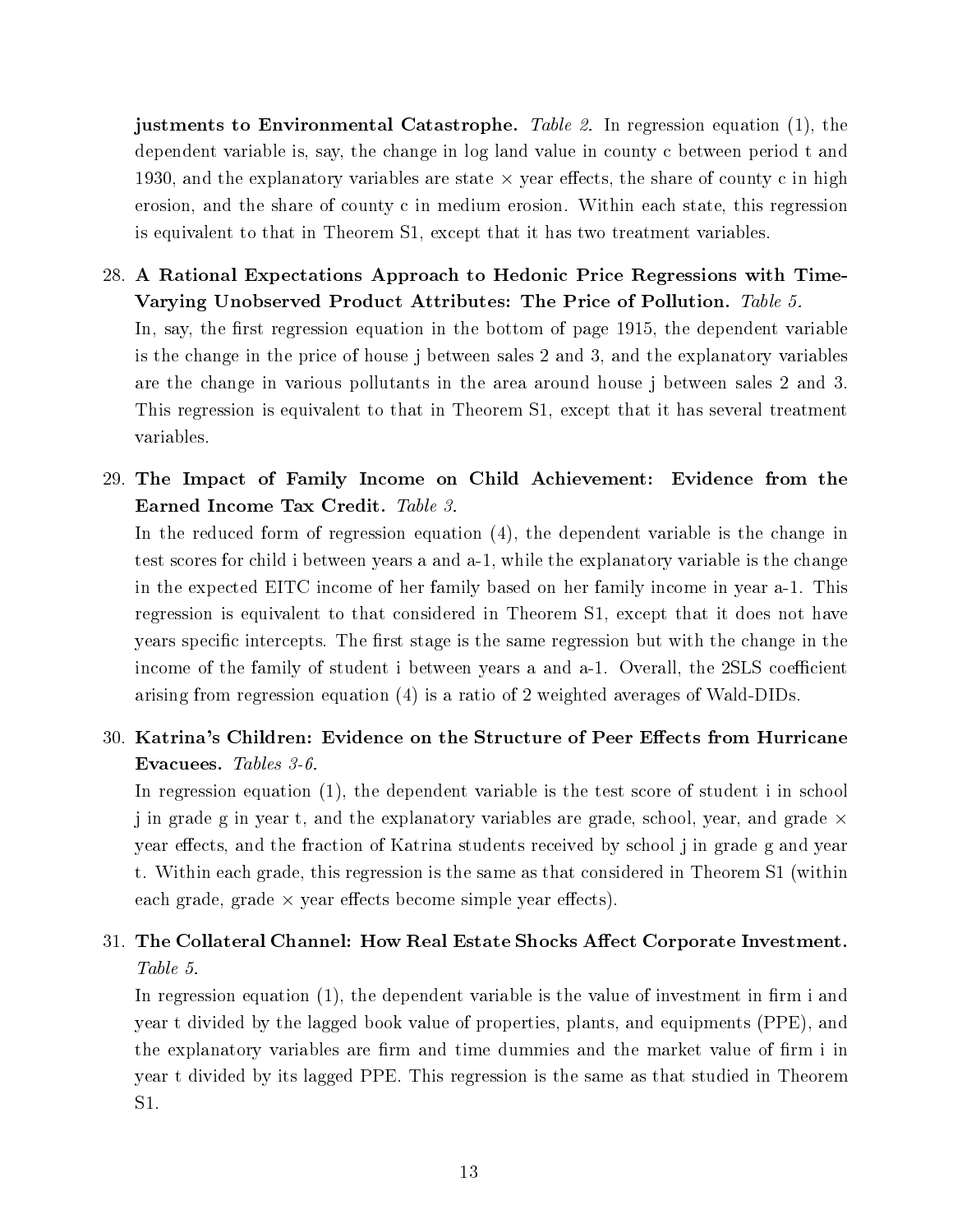**justments to Environmental Catastrophe.** *Table 2.* In regression equation (1), the dependent variable is, say, the change in log land value in county c between period t and 1930, and the explanatory variables are state $\times$ year effects, the share of county c in high erosion, and the share of county c in medium erosion. Within each state, this regression is equivalent to that in Theorem S1, except that it has two treatment variables.

28. **A Rational Expectations Approach to Hedonic Price Regressions with Time-Varying Unobserved Product Attributes: The Price of Pollution.** *Table 5.*
In, say, the first regression equation in the bottom of page 1915, the dependent variable is the change in the price of house j between sales 2 and 3, and the explanatory variables are the change in various pollutants in the area around house j between sales 2 and 3. This regression is equivalent to that in Theorem S1, except that it has several treatment variables.

29. **The Impact of Family Income on Child Achievement: Evidence from the Earned Income Tax Credit.** *Table 3.*
In the reduced form of regression equation (4), the dependent variable is the change in test scores for child i between years a and a-1, while the explanatory variable is the change in the expected EITC income of her family based on her family income in year a-1. This regression is equivalent to that considered in Theorem S1, except that it does not have years specific intercepts. The first stage is the same regression but with the change in the income of the family of student i between years a and a-1. Overall, the 2SLS coefficient arising from regression equation (4) is a ratio of 2 weighted averages of Wald-DIDs.

30. **Katrina's Children: Evidence on the Structure of Peer Effects from Hurricane Evacuees.** *Tables 3-6.*
In regression equation (1), the dependent variable is the test score of student i in school j in grade g in year t, and the explanatory variables are grade, school, year, and grade $\times$ year effects, and the fraction of Katrina students received by school j in grade g and year t. Within each grade, this regression is the same as that considered in Theorem S1 (within each grade, grade $\times$ year effects become simple year effects).

31. **The Collateral Channel: How Real Estate Shocks Affect Corporate Investment.** *Table 5.*
In regression equation (1), the dependent variable is the value of investment in firm i and year t divided by the lagged book value of properties, plants, and equipments (PPE), and the explanatory variables are firm and time dummies and the market value of firm i in year t divided by its lagged PPE. This regression is the same as that studied in Theorem S1.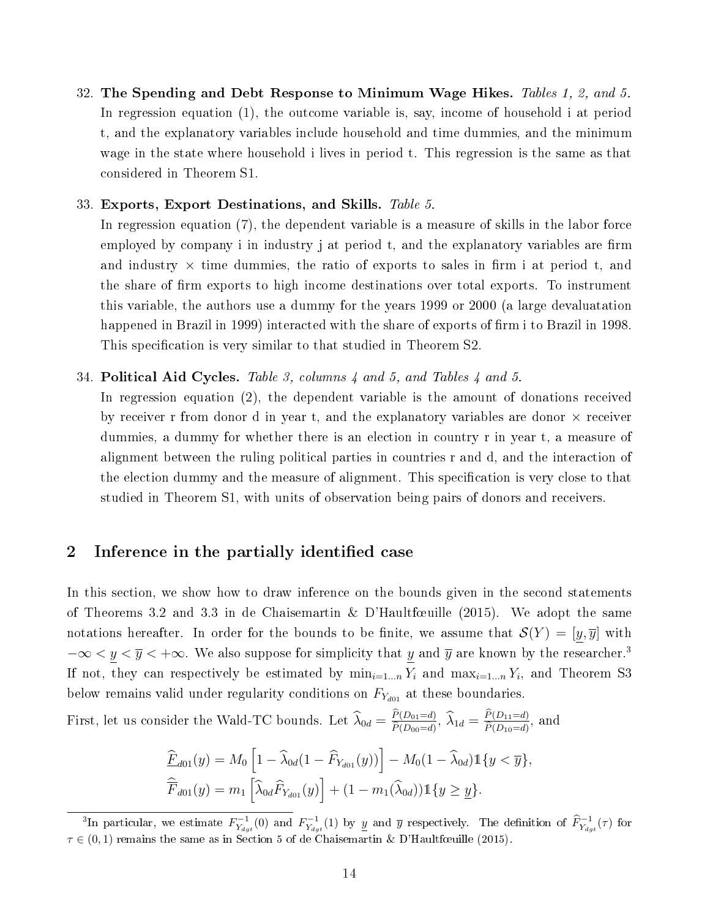32. **The Spending and Debt Response to Minimum Wage Hikes.** *Tables 1, 2, and 5.*
    In regression equation (1), the outcome variable is, say, income of household i at period t, and the explanatory variables include household and time dummies, and the minimum wage in the state where household i lives in period t. This regression is the same as that considered in Theorem S1.

33. **Exports, Export Destinations, and Skills.** *Table 5.*
    In regression equation (7), the dependent variable is a measure of skills in the labor force employed by company i in industry j at period t, and the explanatory variables are firm and industry × time dummies, the ratio of exports to sales in firm i at period t, and the share of firm exports to high income destinations over total exports. To instrument this variable, the authors use a dummy for the years 1999 or 2000 (a large devaluatation happened in Brazil in 1999) interacted with the share of exports of firm i to Brazil in 1998. This specification is very similar to that studied in Theorem S2.

34. **Political Aid Cycles.** *Table 3, columns 4 and 5, and Tables 4 and 5.*
    In regression equation (2), the dependent variable is the amount of donations received by receiver r from donor d in year t, and the explanatory variables are donor × receiver dummies, a dummy for whether there is an election in country r in year t, a measure of alignment between the ruling political parties in countries r and d, and the interaction of the election dummy and the measure of alignment. This specification is very close to that studied in Theorem S1, with units of observation being pairs of donors and receivers.

## 2 Inference in the partially identified case

In this section, we show how to draw inference on the bounds given in the second statements of Theorems 3.2 and 3.3 in de Chaisemartin & D'Haultfœuille (2015). We adopt the same notations hereafter. In order for the bounds to be finite, we assume that $\mathcal{S}(Y) = [\underline{y}, \overline{y}]$ with $-\infty < \underline{y} < \overline{y} < +\infty$. We also suppose for simplicity that $\underline{y}$ and $\overline{y}$ are known by the researcher.[3] If not, they can respectively be estimated by $\min_{i=1...n} Y_i$ and $\max_{i=1...n} Y_i$, and Theorem S3 below remains valid under regularity conditions on $F_{Y_{d01}}$ at these boundaries.

First, let us consider the Wald-TC bounds. Let $\widehat{\lambda}_{0d} = \frac{\widehat{P}(D_{01}=d)}{\widehat{P}(D_{00}=d)}$, $\widehat{\lambda}_{1d} = \frac{\widehat{P}(D_{11}=d)}{\widehat{P}(D_{10}=d)}$, and

$$\widehat{\underline{F}}_{d01}(y) = M_0 \left[1 - \widehat{\lambda}_{0d}(1 - \widehat{F}_{Y_{d01}}(y))\right] - M_0(1 - \widehat{\lambda}_{0d})\mathbb{1}\{y < \overline{y}\},$$

$$\widehat{\overline{F}}_{d01}(y) = m_1 \left[\widehat{\lambda}_{0d}\widehat{F}_{Y_{d01}}(y)\right] + (1 - m_1(\widehat{\lambda}_{0d}))\mathbb{1}\{y \geq \underline{y}\}.$$

[3] In particular, we estimate $F^{-1}_{Y_{dgt}}(0)$ and $F^{-1}_{Y_{dgt}}(1)$ by $\underline{y}$ and $\overline{y}$ respectively. The definition of $\widehat{F}^{-1}_{Y_{dgt}}(\tau)$ for $\tau \in (0,1)$ remains the same as in Section 5 of de Chaisemartin & D'Haultfœuille (2015).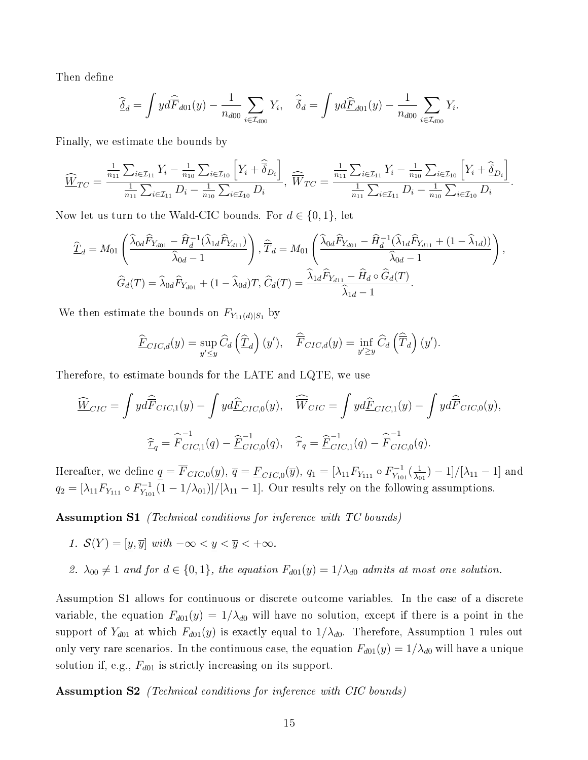Then define

$$\widehat{\underline{\delta}}_d = \int y d\widehat{\overline{F}}_{d01}(y) - \frac{1}{n_{d00}} \sum_{i \in \mathcal{I}_{d00}} Y_i, \quad \widehat{\overline{\delta}}_d = \int y d\widehat{\underline{F}}_{d01}(y) - \frac{1}{n_{d00}} \sum_{i \in \mathcal{I}_{d00}} Y_i.$$

Finally, we estimate the bounds by

$$\widehat{\underline{W}}_{TC} = \frac{\frac{1}{n_{11}} \sum_{i \in \mathcal{I}_{11}} Y_i - \frac{1}{n_{10}} \sum_{i \in \mathcal{I}_{10}} \left[ Y_i + \widehat{\overline{\delta}}_{D_i} \right]}{\frac{1}{n_{11}} \sum_{i \in \mathcal{I}_{11}} D_i - \frac{1}{n_{10}} \sum_{i \in \mathcal{I}_{10}} D_i}, \quad \widehat{\overline{W}}_{TC} = \frac{\frac{1}{n_{11}} \sum_{i \in \mathcal{I}_{11}} Y_i - \frac{1}{n_{10}} \sum_{i \in \mathcal{I}_{10}} \left[ Y_i + \widehat{\underline{\delta}}_{D_i} \right]}{\frac{1}{n_{11}} \sum_{i \in \mathcal{I}_{11}} D_i - \frac{1}{n_{10}} \sum_{i \in \mathcal{I}_{10}} D_i}.$$

Now let us turn to the Wald-CIC bounds. For $d \in \{0, 1\}$, let

$$\widehat{\underline{T}}_d = M_{01} \left( \frac{\widehat{\lambda}_{0d} \widehat{F}_{Y_{d01}} - \widehat{H}_d^{-1}(\widehat{\lambda}_{1d} \widehat{F}_{Y_{d11}})}{\widehat{\lambda}_{0d} - 1} \right), \widehat{\overline{T}}_d = M_{01} \left( \frac{\widehat{\lambda}_{0d} \widehat{F}_{Y_{d01}} - \widehat{H}_d^{-1}(\widehat{\lambda}_{1d} \widehat{F}_{Y_{d11}} + (1 - \widehat{\lambda}_{1d}))}{\widehat{\lambda}_{0d} - 1} \right),$$

$$\widehat{G}_d(T) = \widehat{\lambda}_{0d} \widehat{F}_{Y_{d01}} + (1 - \widehat{\lambda}_{0d}) T, \, \widehat{C}_d(T) = \frac{\widehat{\lambda}_{1d} \widehat{F}_{Y_{d11}} - \widehat{H}_d \circ \widehat{G}_d(T)}{\widehat{\lambda}_{1d} - 1}.$$

We then estimate the bounds on $F_{Y_{11}(d)|S_1}$ by

$$\widehat{\underline{F}}_{CIC,d}(y) = \sup_{y' \leq y} \widehat{C}_d \left( \widehat{\underline{T}}_d \right)(y'), \quad \widehat{\overline{F}}_{CIC,d}(y) = \inf_{y' \geq y} \widehat{C}_d \left( \widehat{\overline{T}}_d \right)(y').$$

Therefore, to estimate bounds for the LATE and LQTE, we use

$$\widehat{\underline{W}}_{CIC} = \int y d\widehat{\overline{F}}_{CIC,1}(y) - \int y d\widehat{\underline{F}}_{CIC,0}(y), \quad \widehat{\overline{W}}_{CIC} = \int y d\widehat{\underline{F}}_{CIC,1}(y) - \int y d\widehat{\overline{F}}_{CIC,0}(y),$$

$$\widehat{\underline{\tau}}_q = \widehat{\overline{F}}^{-1}_{CIC,1}(q) - \widehat{\underline{F}}^{-1}_{CIC,0}(q), \quad \widehat{\overline{\tau}}_q = \widehat{\underline{F}}^{-1}_{CIC,1}(q) - \widehat{\overline{F}}^{-1}_{CIC,0}(q).$$

Hereafter, we define $\underline{q} = \overline{F}_{CIC,0}(\underline{y})$, $\overline{q} = \underline{F}_{CIC,0}(\overline{y})$, $q_1 = [\lambda_{11} F_{Y_{111}} \circ F^{-1}_{Y_{101}}(\frac{1}{\lambda_{01}}) - 1]/[\lambda_{11} - 1]$ and $q_2 = [\lambda_{11} F_{Y_{111}} \circ F^{-1}_{Y_{101}}(1 - 1/\lambda_{01})]/[\lambda_{11} - 1]$. Our results rely on the following assumptions.

**Assumption S1** *(Technical conditions for inference with TC bounds)*

1. *$\mathcal{S}(Y) = [\underline{y}, \overline{y}]$ with $-\infty < \underline{y} < \overline{y} < +\infty$.*

2. *$\lambda_{00} \neq 1$ and for $d \in \{0, 1\}$, the equation $F_{d01}(y) = 1/\lambda_{d0}$ admits at most one solution.*

Assumption S1 allows for continuous or discrete outcome variables. In the case of a discrete variable, the equation $F_{d01}(y) = 1/\lambda_{d0}$ will have no solution, except if there is a point in the support of $Y_{d01}$ at which $F_{d01}(y)$ is exactly equal to $1/\lambda_{d0}$. Therefore, Assumption 1 rules out only very rare scenarios. In the continuous case, the equation $F_{d01}(y) = 1/\lambda_{d0}$ will have a unique solution if, e.g., $F_{d01}$ is strictly increasing on its support.

**Assumption S2** *(Technical conditions for inference with CIC bounds)*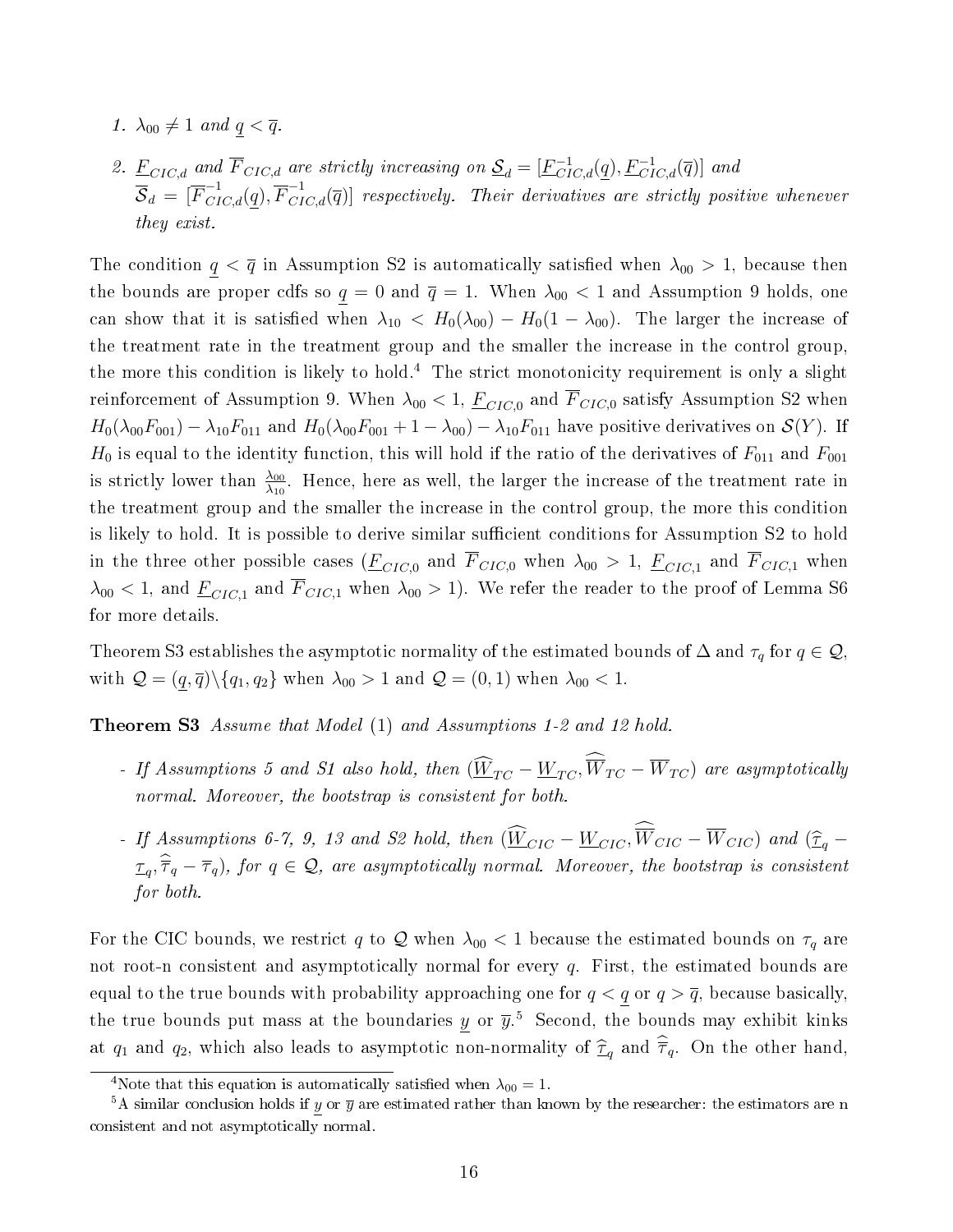1. $\lambda_{00} \neq 1$ and $\underline{q} < \overline{q}$.

2. $\underline{F}_{CIC,d}$ and $\overline{F}_{CIC,d}$ are strictly increasing on $\underline{\mathcal{S}}_d = [\underline{F}^{-1}_{CIC,d}(\underline{q}), \underline{F}^{-1}_{CIC,d}(\overline{q})]$ and $\overline{\mathcal{S}}_d = [\overline{F}^{-1}_{CIC,d}(\underline{q}), \overline{F}^{-1}_{CIC,d}(\overline{q})]$ respectively. Their derivatives are strictly positive whenever they exist.

The condition $\underline{q} < \overline{q}$ in Assumption S2 is automatically satisfied when $\lambda_{00} > 1$, because then the bounds are proper cdfs so $\underline{q} = 0$ and $\overline{q} = 1$. When $\lambda_{00} < 1$ and Assumption 9 holds, one can show that it is satisfied when $\lambda_{10} < H_0(\lambda_{00}) - H_0(1 - \lambda_{00})$. The larger the increase of the treatment rate in the treatment group and the smaller the increase in the control group, the more this condition is likely to hold.[4] The strict monotonicity requirement is only a slight reinforcement of Assumption 9. When $\lambda_{00} < 1$, $\underline{F}_{CIC,0}$ and $\overline{F}_{CIC,0}$ satisfy Assumption S2 when $H_0(\lambda_{00}F_{001}) - \lambda_{10}F_{011}$ and $H_0(\lambda_{00}F_{001} + 1 - \lambda_{00}) - \lambda_{10}F_{011}$ have positive derivatives on $\mathcal{S}(Y)$. If $H_0$ is equal to the identity function, this will hold if the ratio of the derivatives of $F_{011}$ and $F_{001}$ is strictly lower than $\frac{\lambda_{00}}{\lambda_{10}}$. Hence, here as well, the larger the increase of the treatment rate in the treatment group and the smaller the increase in the control group, the more this condition is likely to hold. It is possible to derive similar sufficient conditions for Assumption S2 to hold in the three other possible cases ($\underline{F}_{CIC,0}$ and $\overline{F}_{CIC,0}$ when $\lambda_{00} > 1$, $\underline{F}_{CIC,1}$ and $\overline{F}_{CIC,1}$ when $\lambda_{00} < 1$, and $\underline{F}_{CIC,1}$ and $\overline{F}_{CIC,1}$ when $\lambda_{00} > 1$). We refer the reader to the proof of Lemma S6 for more details.

Theorem S3 establishes the asymptotic normality of the estimated bounds of $\Delta$ and $\tau_q$ for $q \in \mathcal{Q}$, with $\mathcal{Q} = (\underline{q}, \overline{q}) \backslash \{q_1, q_2\}$ when $\lambda_{00} > 1$ and $\mathcal{Q} = (0, 1)$ when $\lambda_{00} < 1$.

**Theorem S3** *Assume that Model (1) and Assumptions 1-2 and 12 hold.*

- *If Assumptions 5 and S1 also hold, then $(\widehat{\underline{W}}_{TC} - \underline{W}_{TC}, \widehat{\overline{W}}_{TC} - \overline{W}_{TC})$ are asymptotically normal. Moreover, the bootstrap is consistent for both.*

- *If Assumptions 6-7, 9, 13 and S2 hold, then $(\widehat{\underline{W}}_{CIC} - \underline{W}_{CIC}, \widehat{\overline{W}}_{CIC} - \overline{W}_{CIC})$ and $(\widehat{\underline{\tau}}_q - \underline{\tau}_q, \widehat{\overline{\tau}}_q - \overline{\tau}_q)$, for $q \in \mathcal{Q}$, are asymptotically normal. Moreover, the bootstrap is consistent for both.*

For the CIC bounds, we restrict $q$ to $\mathcal{Q}$ when $\lambda_{00} < 1$ because the estimated bounds on $\tau_q$ are not root-n consistent and asymptotically normal for every $q$. First, the estimated bounds are equal to the true bounds with probability approaching one for $q < \underline{q}$ or $q > \overline{q}$, because basically, the true bounds put mass at the boundaries $\underline{y}$ or $\overline{y}$.[5] Second, the bounds may exhibit kinks at $q_1$ and $q_2$, which also leads to asymptotic non-normality of $\widehat{\underline{\tau}}_q$ and $\widehat{\overline{\tau}}_q$. On the other hand,

[4] Note that this equation is automatically satisfied when $\lambda_{00} = 1$.

[5] A similar conclusion holds if $\underline{y}$ or $\overline{y}$ are estimated rather than known by the researcher: the estimators are n consistent and not asymptotically normal.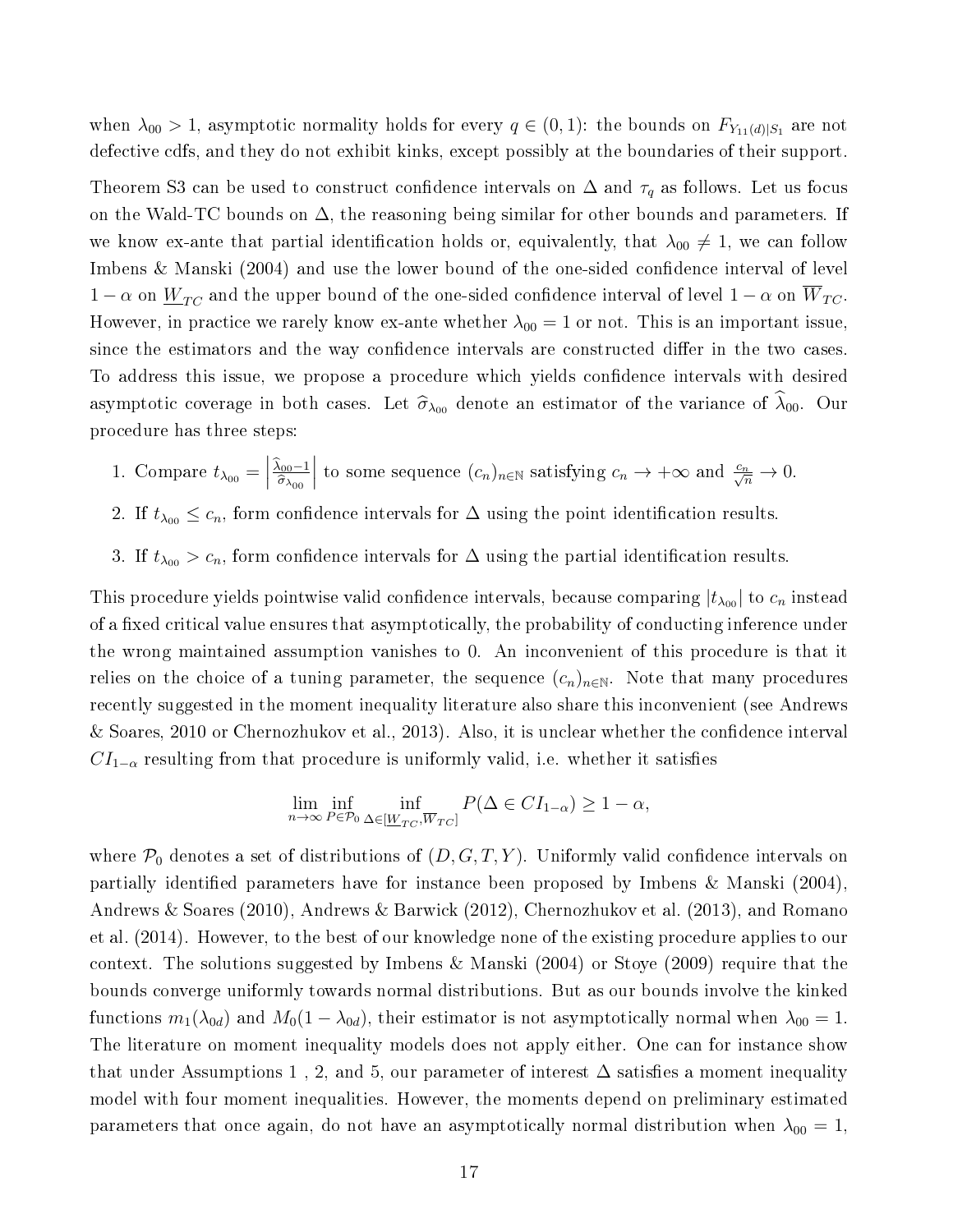when $\lambda_{00} > 1$, asymptotic normality holds for every $q \in (0,1)$: the bounds on $F_{Y_{11}(d)|S_1}$ are not defective cdfs, and they do not exhibit kinks, except possibly at the boundaries of their support.

Theorem S3 can be used to construct confidence intervals on $\Delta$ and $\tau_q$ as follows. Let us focus on the Wald-TC bounds on $\Delta$, the reasoning being similar for other bounds and parameters. If we know ex-ante that partial identification holds or, equivalently, that $\lambda_{00} \neq 1$, we can follow Imbens & Manski (2004) and use the lower bound of the one-sided confidence interval of level $1-\alpha$ on $\underline{W}_{TC}$ and the upper bound of the one-sided confidence interval of level $1-\alpha$ on $\overline{W}_{TC}$. However, in practice we rarely know ex-ante whether $\lambda_{00} = 1$ or not. This is an important issue, since the estimators and the way confidence intervals are constructed differ in the two cases. To address this issue, we propose a procedure which yields confidence intervals with desired asymptotic coverage in both cases. Let $\widehat{\sigma}_{\lambda_{00}}$ denote an estimator of the variance of $\widehat{\lambda}_{00}$. Our procedure has three steps:

1. Compare $t_{\lambda_{00}} = \left|\frac{\widehat{\lambda}_{00}-1}{\widehat{\sigma}_{\lambda_{00}}}\right|$ to some sequence $(c_n)_{n\in\mathbb{N}}$ satisfying $c_n \to +\infty$ and $\frac{c_n}{\sqrt{n}} \to 0$.
2. If $t_{\lambda_{00}} \leq c_n$, form confidence intervals for $\Delta$ using the point identification results.
3. If $t_{\lambda_{00}} > c_n$, form confidence intervals for $\Delta$ using the partial identification results.

This procedure yields pointwise valid confidence intervals, because comparing $|t_{\lambda_{00}}|$ to $c_n$ instead of a fixed critical value ensures that asymptotically, the probability of conducting inference under the wrong maintained assumption vanishes to 0. An inconvenient of this procedure is that it relies on the choice of a tuning parameter, the sequence $(c_n)_{n\in\mathbb{N}}$. Note that many procedures recently suggested in the moment inequality literature also share this inconvenient (see Andrews & Soares, 2010 or Chernozhukov et al., 2013). Also, it is unclear whether the confidence interval $CI_{1-\alpha}$ resulting from that procedure is uniformly valid, i.e. whether it satisfies

$$\lim_{n\to\infty} \inf_{P\in\mathcal{P}_0} \inf_{\Delta\in[\underline{W}_{TC},\overline{W}_{TC}]} P(\Delta \in CI_{1-\alpha}) \geq 1-\alpha,$$

where $\mathcal{P}_0$ denotes a set of distributions of $(D,G,T,Y)$. Uniformly valid confidence intervals on partially identified parameters have for instance been proposed by Imbens & Manski (2004), Andrews & Soares (2010), Andrews & Barwick (2012), Chernozhukov et al. (2013), and Romano et al. (2014). However, to the best of our knowledge none of the existing procedure applies to our context. The solutions suggested by Imbens & Manski (2004) or Stoye (2009) require that the bounds converge uniformly towards normal distributions. But as our bounds involve the kinked functions $m_1(\lambda_{0d})$ and $M_0(1-\lambda_{0d})$, their estimator is not asymptotically normal when $\lambda_{00} = 1$. The literature on moment inequality models does not apply either. One can for instance show that under Assumptions 1 , 2, and 5, our parameter of interest $\Delta$ satisfies a moment inequality model with four moment inequalities. However, the moments depend on preliminary estimated parameters that once again, do not have an asymptotically normal distribution when $\lambda_{00} = 1$,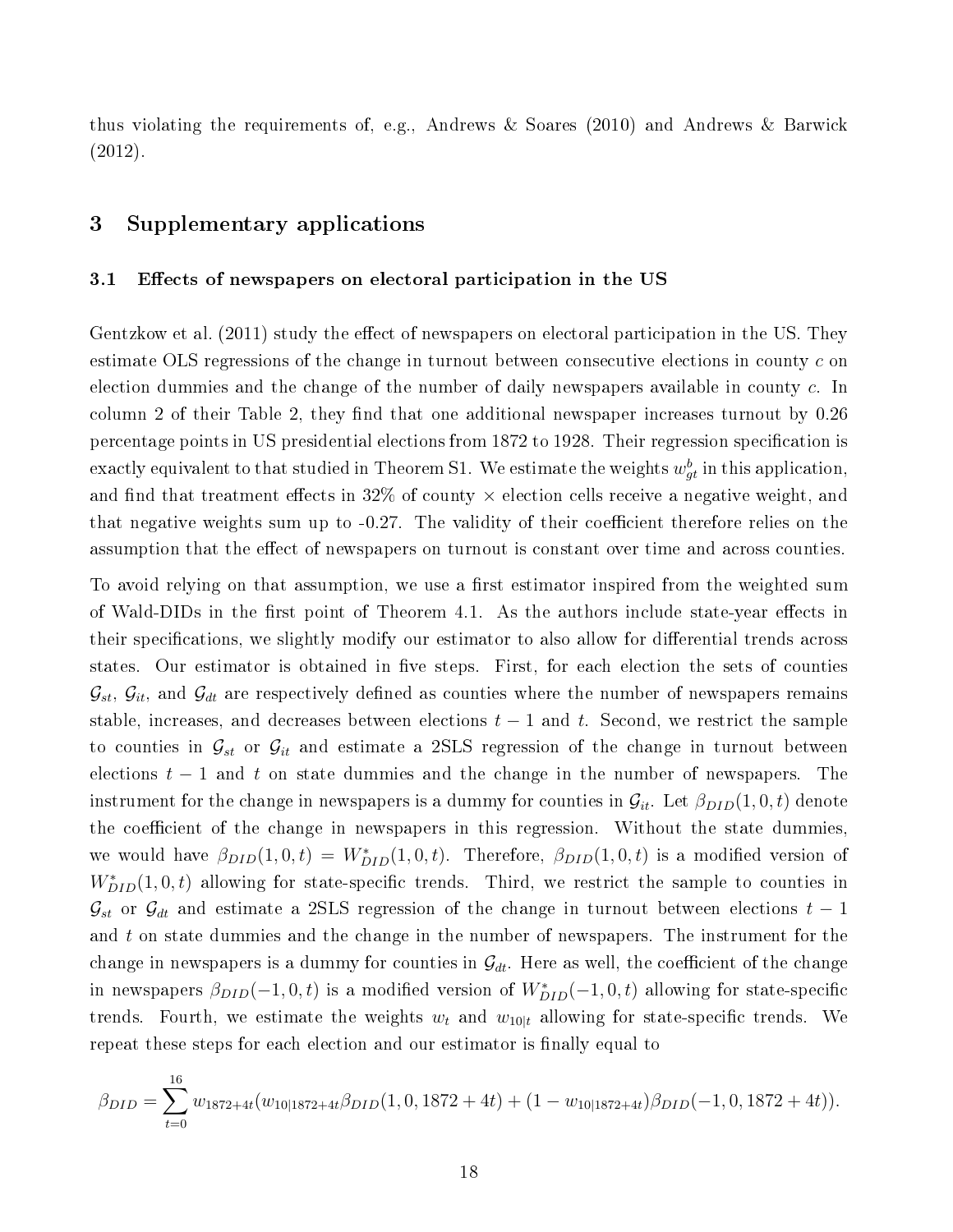thus violating the requirements of, e.g., Andrews & Soares (2010) and Andrews & Barwick (2012).

# 3 Supplementary applications

## 3.1 Effects of newspapers on electoral participation in the US

Gentzkow et al. (2011) study the effect of newspapers on electoral participation in the US. They estimate OLS regressions of the change in turnout between consecutive elections in county $c$ on election dummies and the change of the number of daily newspapers available in county $c$. In column 2 of their Table 2, they find that one additional newspaper increases turnout by 0.26 percentage points in US presidential elections from 1872 to 1928. Their regression specification is exactly equivalent to that studied in Theorem S1. We estimate the weights $w^b_{gt}$ in this application, and find that treatment effects in 32% of county $\times$ election cells receive a negative weight, and that negative weights sum up to -0.27. The validity of their coefficient therefore relies on the assumption that the effect of newspapers on turnout is constant over time and across counties.

To avoid relying on that assumption, we use a first estimator inspired from the weighted sum of Wald-DIDs in the first point of Theorem 4.1. As the authors include state-year effects in their specifications, we slightly modify our estimator to also allow for differential trends across states. Our estimator is obtained in five steps. First, for each election the sets of counties $\mathcal{G}_{st}$, $\mathcal{G}_{it}$, and $\mathcal{G}_{dt}$ are respectively defined as counties where the number of newspapers remains stable, increases, and decreases between elections $t-1$ and $t$. Second, we restrict the sample to counties in $\mathcal{G}_{st}$ or $\mathcal{G}_{it}$ and estimate a 2SLS regression of the change in turnout between elections $t-1$ and $t$ on state dummies and the change in the number of newspapers. The instrument for the change in newspapers is a dummy for counties in $\mathcal{G}_{it}$. Let $\beta_{DID}(1,0,t)$ denote the coefficient of the change in newspapers in this regression. Without the state dummies, we would have $\beta_{DID}(1,0,t) = W^*_{DID}(1,0,t)$. Therefore, $\beta_{DID}(1,0,t)$ is a modified version of $W^*_{DID}(1,0,t)$ allowing for state-specific trends. Third, we restrict the sample to counties in $\mathcal{G}_{st}$ or $\mathcal{G}_{dt}$ and estimate a 2SLS regression of the change in turnout between elections $t-1$ and $t$ on state dummies and the change in the number of newspapers. The instrument for the change in newspapers is a dummy for counties in $\mathcal{G}_{dt}$. Here as well, the coefficient of the change in newspapers $\beta_{DID}(-1,0,t)$ is a modified version of $W^*_{DID}(-1,0,t)$ allowing for state-specific trends. Fourth, we estimate the weights $w_t$ and $w_{10|t}$ allowing for state-specific trends. We repeat these steps for each election and our estimator is finally equal to

$$\beta_{DID} = \sum_{t=0}^{16} w_{1872+4t}(w_{10|1872+4t}\beta_{DID}(1,0,1872+4t) + (1-w_{10|1872+4t})\beta_{DID}(-1,0,1872+4t)).$$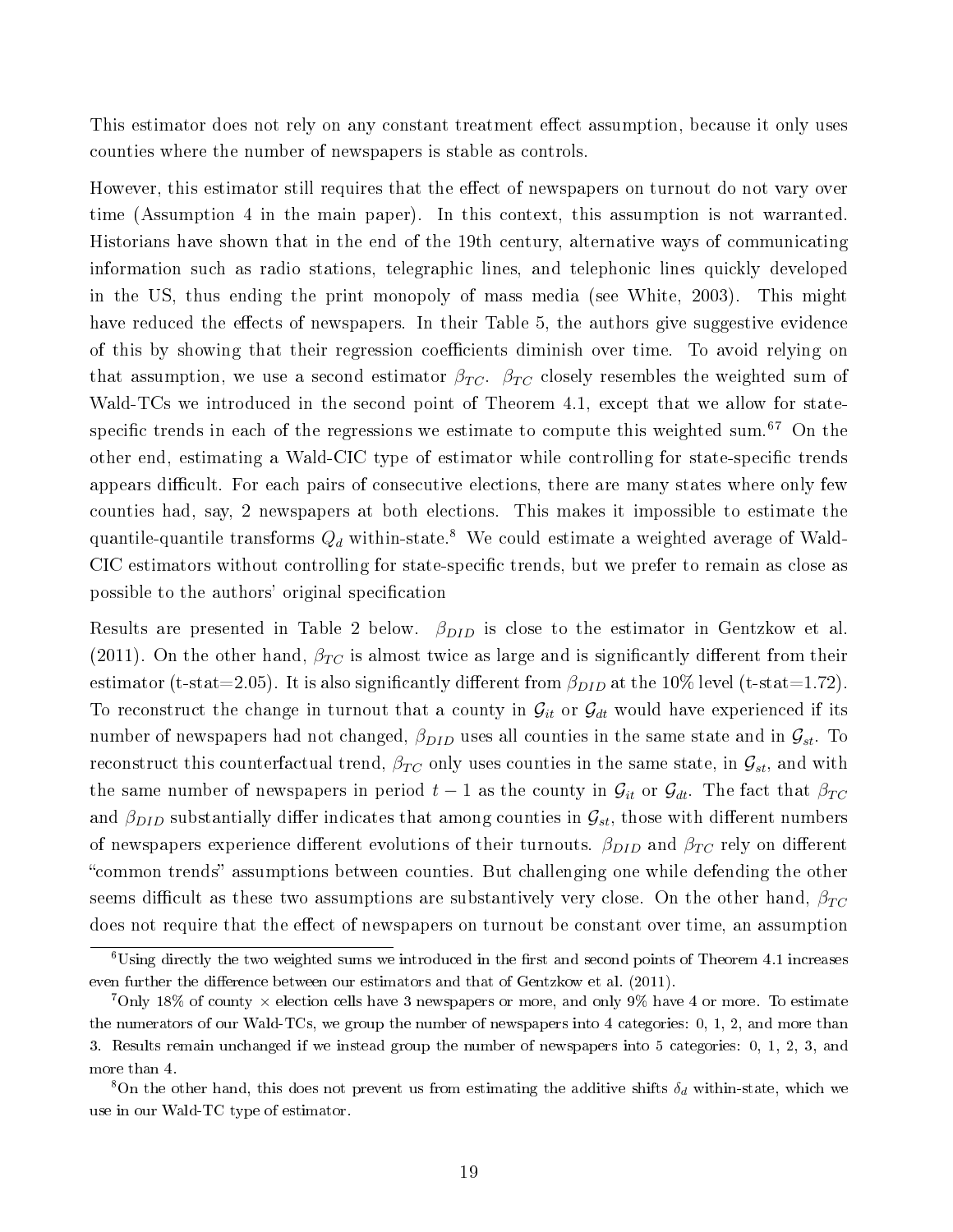This estimator does not rely on any constant treatment effect assumption, because it only uses counties where the number of newspapers is stable as controls.

However, this estimator still requires that the effect of newspapers on turnout do not vary over time (Assumption 4 in the main paper). In this context, this assumption is not warranted. Historians have shown that in the end of the 19th century, alternative ways of communicating information such as radio stations, telegraphic lines, and telephonic lines quickly developed in the US, thus ending the print monopoly of mass media (see White, 2003). This might have reduced the effects of newspapers. In their Table 5, the authors give suggestive evidence of this by showing that their regression coefficients diminish over time. To avoid relying on that assumption, we use a second estimator $\beta_{TC}$. $\beta_{TC}$ closely resembles the weighted sum of Wald-TCs we introduced in the second point of Theorem 4.1, except that we allow for state-specific trends in each of the regressions we estimate to compute this weighted sum.[6][7] On the other end, estimating a Wald-CIC type of estimator while controlling for state-specific trends appears difficult. For each pairs of consecutive elections, there are many states where only few counties had, say, 2 newspapers at both elections. This makes it impossible to estimate the quantile-quantile transforms $Q_d$ within-state.[8] We could estimate a weighted average of Wald-CIC estimators without controlling for state-specific trends, but we prefer to remain as close as possible to the authors' original specification

Results are presented in Table 2 below. $\beta_{DID}$ is close to the estimator in Gentzkow et al. (2011). On the other hand, $\beta_{TC}$ is almost twice as large and is significantly different from their estimator (t-stat=2.05). It is also significantly different from $\beta_{DID}$ at the 10% level (t-stat=1.72). To reconstruct the change in turnout that a county in $\mathcal{G}_{it}$ or $\mathcal{G}_{dt}$ would have experienced if its number of newspapers had not changed, $\beta_{DID}$ uses all counties in the same state and in $\mathcal{G}_{st}$. To reconstruct this counterfactual trend, $\beta_{TC}$ only uses counties in the same state, in $\mathcal{G}_{st}$, and with the same number of newspapers in period $t-1$ as the county in $\mathcal{G}_{it}$ or $\mathcal{G}_{dt}$. The fact that $\beta_{TC}$ and $\beta_{DID}$ substantially differ indicates that among counties in $\mathcal{G}_{st}$, those with different numbers of newspapers experience different evolutions of their turnouts. $\beta_{DID}$ and $\beta_{TC}$ rely on different "common trends" assumptions between counties. But challenging one while defending the other seems difficult as these two assumptions are substantively very close. On the other hand, $\beta_{TC}$ does not require that the effect of newspapers on turnout be constant over time, an assumption

[6] Using directly the two weighted sums we introduced in the first and second points of Theorem 4.1 increases even further the difference between our estimators and that of Gentzkow et al. (2011).

[7] Only 18% of county × election cells have 3 newspapers or more, and only 9% have 4 or more. To estimate the numerators of our Wald-TCs, we group the number of newspapers into 4 categories: 0, 1, 2, and more than 3. Results remain unchanged if we instead group the number of newspapers into 5 categories: 0, 1, 2, 3, and more than 4.

[8] On the other hand, this does not prevent us from estimating the additive shifts $\delta_d$ within-state, which we use in our Wald-TC type of estimator.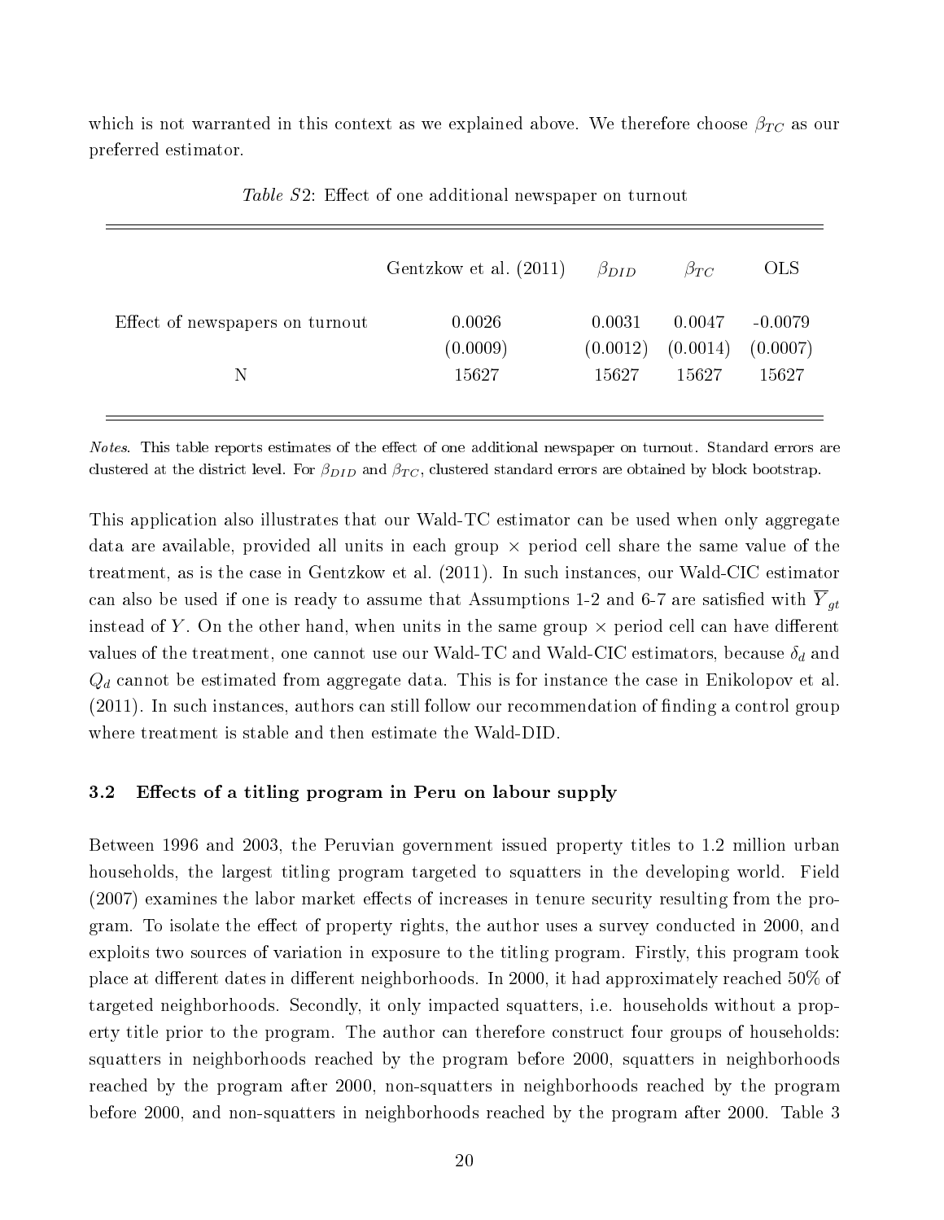which is not warranted in this context as we explained above. We therefore choose $\beta_{TC}$ as our preferred estimator.

*Table S2*: Effect of one additional newspaper on turnout

| | Gentzkow et al. (2011) | $\beta_{DID}$ | $\beta_{TC}$ | OLS |
|---|---|---|---|---|
| Effect of newspapers on turnout | 0.0026 | 0.0031 | 0.0047 | -0.0079 |
| | (0.0009) | (0.0012) | (0.0014) | (0.0007) |
| N | 15627 | 15627 | 15627 | 15627 |

*Notes*. This table reports estimates of the effect of one additional newspaper on turnout. Standard errors are clustered at the district level. For $\beta_{DID}$ and $\beta_{TC}$, clustered standard errors are obtained by block bootstrap.

This application also illustrates that our Wald-TC estimator can be used when only aggregate data are available, provided all units in each group × period cell share the same value of the treatment, as is the case in Gentzkow et al. (2011). In such instances, our Wald-CIC estimator can also be used if one is ready to assume that Assumptions 1-2 and 6-7 are satisfied with $\overline{Y}_{gt}$ instead of $Y$. On the other hand, when units in the same group × period cell can have different values of the treatment, one cannot use our Wald-TC and Wald-CIC estimators, because $\delta_d$ and $Q_d$ cannot be estimated from aggregate data. This is for instance the case in Enikolopov et al. (2011). In such instances, authors can still follow our recommendation of finding a control group where treatment is stable and then estimate the Wald-DID.

### 3.2 Effects of a titling program in Peru on labour supply

Between 1996 and 2003, the Peruvian government issued property titles to 1.2 million urban households, the largest titling program targeted to squatters in the developing world. Field (2007) examines the labor market effects of increases in tenure security resulting from the program. To isolate the effect of property rights, the author uses a survey conducted in 2000, and exploits two sources of variation in exposure to the titling program. Firstly, this program took place at different dates in different neighborhoods. In 2000, it had approximately reached 50% of targeted neighborhoods. Secondly, it only impacted squatters, i.e. households without a property title prior to the program. The author can therefore construct four groups of households: squatters in neighborhoods reached by the program before 2000, squatters in neighborhoods reached by the program after 2000, non-squatters in neighborhoods reached by the program before 2000, and non-squatters in neighborhoods reached by the program after 2000. Table 3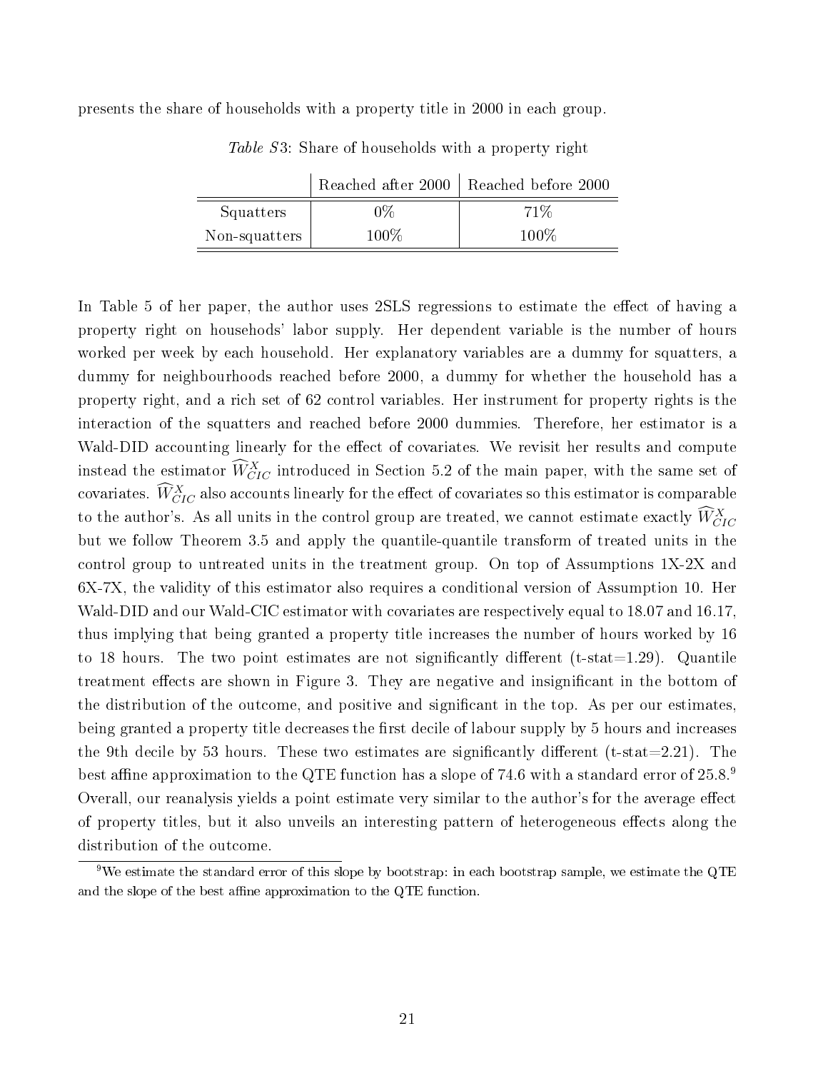presents the share of households with a property title in 2000 in each group.

*Table S3*: Share of households with a property right

| | Reached after 2000 | Reached before 2000 |
|---|---|---|
| Squatters | 0% | 71% |
| Non-squatters | 100% | 100% |

In Table 5 of her paper, the author uses 2SLS regressions to estimate the effect of having a property right on househods' labor supply. Her dependent variable is the number of hours worked per week by each household. Her explanatory variables are a dummy for squatters, a dummy for neighbourhoods reached before 2000, a dummy for whether the household has a property right, and a rich set of 62 control variables. Her instrument for property rights is the interaction of the squatters and reached before 2000 dummies. Therefore, her estimator is a Wald-DID accounting linearly for the effect of covariates. We revisit her results and compute instead the estimator $\widehat{W}_{CIC}^{X}$ introduced in Section 5.2 of the main paper, with the same set of covariates. $\widehat{W}_{CIC}^{X}$ also accounts linearly for the effect of covariates so this estimator is comparable to the author's. As all units in the control group are treated, we cannot estimate exactly $\widehat{W}_{CIC}^{X}$ but we follow Theorem 3.5 and apply the quantile-quantile transform of treated units in the control group to untreated units in the treatment group. On top of Assumptions 1X-2X and 6X-7X, the validity of this estimator also requires a conditional version of Assumption 10. Her Wald-DID and our Wald-CIC estimator with covariates are respectively equal to 18.07 and 16.17, thus implying that being granted a property title increases the number of hours worked by 16 to 18 hours. The two point estimates are not significantly different (t-stat=1.29). Quantile treatment effects are shown in Figure 3. They are negative and insignificant in the bottom of the distribution of the outcome, and positive and significant in the top. As per our estimates, being granted a property title decreases the first decile of labour supply by 5 hours and increases the 9th decile by 53 hours. These two estimates are significantly different (t-stat=2.21). The best affine approximation to the QTE function has a slope of 74.6 with a standard error of 25.8.[9] Overall, our reanalysis yields a point estimate very similar to the author's for the average effect of property titles, but it also unveils an interesting pattern of heterogeneous effects along the distribution of the outcome.

[9] We estimate the standard error of this slope by bootstrap: in each bootstrap sample, we estimate the QTE and the slope of the best affine approximation to the QTE function.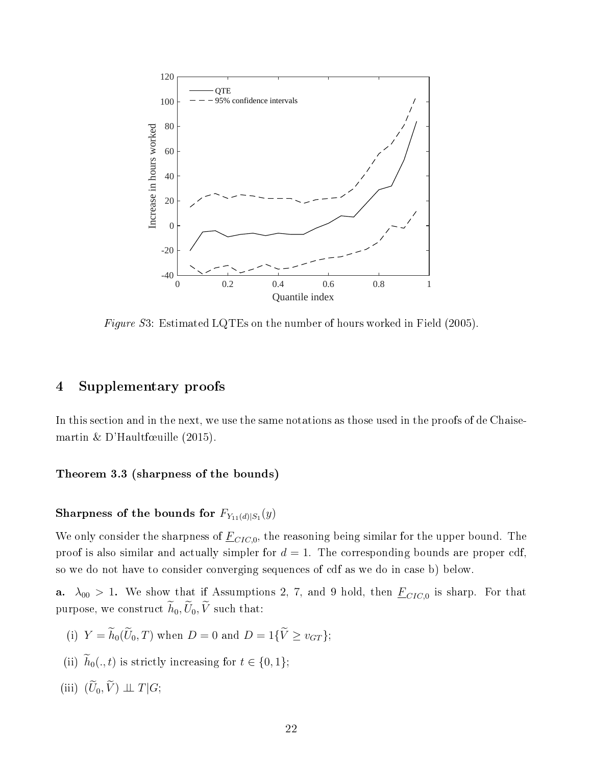*Figure S3*: Estimated LQTEs on the number of hours worked in Field (2005).

## 4 Supplementary proofs

In this section and in the next, we use the same notations as those used in the proofs of de Chaisemartin & D'Haultfœuille (2015).

#### Theorem 3.3 (sharpness of the bounds)

##### Sharpness of the bounds for $F_{Y_{11}(d)|S_1}(y)$

We only consider the sharpness of $\underline{F}_{CIC,0}$, the reasoning being similar for the upper bound. The proof is also similar and actually simpler for $d = 1$. The corresponding bounds are proper cdf, so we do not have to consider converging sequences of cdf as we do in case b) below.

**a.** $\lambda_{00} > 1$. We show that if Assumptions 2, 7, and 9 hold, then $\underline{F}_{CIC,0}$ is sharp. For that purpose, we construct $\widetilde{h}_0, \widetilde{U}_0, \widetilde{V}$ such that:

(i) $Y = \widetilde{h}_0(\widetilde{U}_0, T)$ when $D = 0$ and $D = 1\{\widetilde{V} \geq v_{GT}\}$;

(ii) $\widetilde{h}_0(., t)$ is strictly increasing for $t \in \{0, 1\}$;

(iii) $(\widetilde{U}_0, \widetilde{V}) \perp\!\!\!\perp T|G$;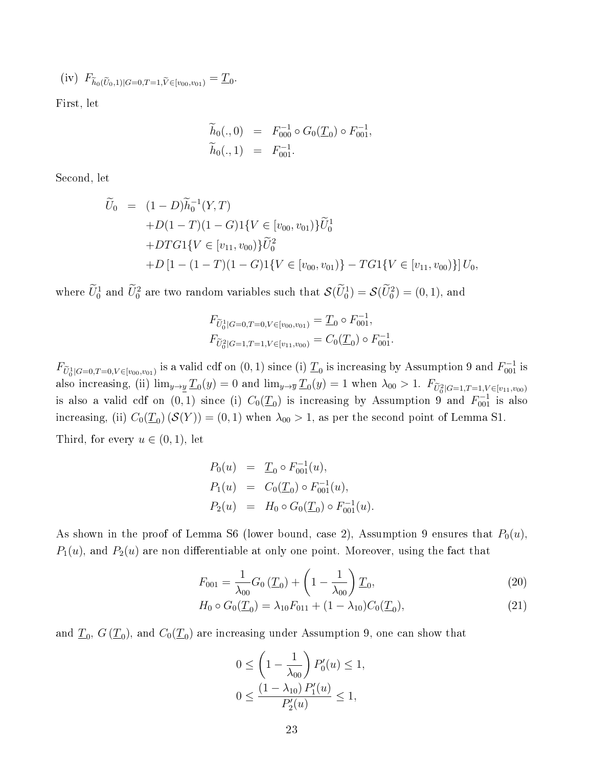(iv) $F_{\widetilde{h}_0(\widetilde{U}_0,1)|G=0,T=1,\widetilde{V}\in[v_{00},v_{01})} = \underline{T}_0$.

First, let

$$
\begin{aligned}
\widetilde{h}_0(.,0) &= F_{000}^{-1} \circ G_0(\underline{T}_0) \circ F_{001}^{-1}, \\
\widetilde{h}_0(.,1) &= F_{001}^{-1}.
\end{aligned}
$$

Second, let

$$
\begin{aligned}
\widetilde{U}_0 &= (1-D)\widetilde{h}_0^{-1}(Y,T) \\
&\quad + D(1-T)(1-G)1\{V \in [v_{00}, v_{01})\}\widetilde{U}_0^1 \\
&\quad + DTG1\{V \in [v_{11}, v_{00})\}\widetilde{U}_0^2 \\
&\quad + D\left[1 - (1-T)(1-G)1\{V \in [v_{00}, v_{01})\} - TG1\{V \in [v_{11}, v_{00})\}\right] U_0,
\end{aligned}
$$

where $\widetilde{U}_0^1$ and $\widetilde{U}_0^2$ are two random variables such that $\mathcal{S}(\widetilde{U}_0^1) = \mathcal{S}(\widetilde{U}_0^2) = (0,1)$, and

$$
\begin{aligned}
F_{\widetilde{U}_0^1|G=0,T=0,V\in[v_{00},v_{01})} &= \underline{T}_0 \circ F_{001}^{-1}, \\
F_{\widetilde{U}_0^2|G=1,T=1,V\in[v_{11},v_{00})} &= C_0(\underline{T}_0) \circ F_{001}^{-1}.
\end{aligned}
$$

$F_{\widetilde{U}_0^1|G=0,T=0,V\in[v_{00},v_{01})}$ is a valid cdf on $(0,1)$ since (i) $\underline{T}_0$ is increasing by Assumption 9 and $F_{001}^{-1}$ is also increasing, (ii) $\lim_{y\to\underline{y}} \underline{T}_0(y) = 0$ and $\lim_{y\to\overline{y}} \underline{T}_0(y) = 1$ when $\lambda_{00} > 1$. $F_{\widetilde{U}_0^2|G=1,T=1,V\in[v_{11},v_{00})}$ is also a valid cdf on $(0,1)$ since (i) $C_0(\underline{T}_0)$ is increasing by Assumption 9 and $F_{001}^{-1}$ is also increasing, (ii) $C_0(\underline{T}_0)\left(\mathcal{S}(Y)\right) = (0,1)$ when $\lambda_{00} > 1$, as per the second point of Lemma S1.

Third, for every $u \in (0,1)$, let

$$
\begin{aligned}
P_0(u) &= \underline{T}_0 \circ F_{001}^{-1}(u), \\
P_1(u) &= C_0(\underline{T}_0) \circ F_{001}^{-1}(u), \\
P_2(u) &= H_0 \circ G_0(\underline{T}_0) \circ F_{001}^{-1}(u).
\end{aligned}
$$

As shown in the proof of Lemma S6 (lower bound, case 2), Assumption 9 ensures that $P_0(u)$, $P_1(u)$, and $P_2(u)$ are non differentiable at only one point. Moreover, using the fact that

$$
F_{001} = \frac{1}{\lambda_{00}} G_0\left(\underline{T}_0\right) + \left(1 - \frac{1}{\lambda_{00}}\right)\underline{T}_0, \tag{20}
$$

$$
H_0 \circ G_0(\underline{T}_0) = \lambda_{10} F_{011} + (1-\lambda_{10}) C_0(\underline{T}_0), \tag{21}
$$

and $\underline{T}_0$, $G\left(\underline{T}_0\right)$, and $C_0(\underline{T}_0)$ are increasing under Assumption 9, one can show that

$$
\begin{aligned}
0 &\leq \left(1 - \frac{1}{\lambda_{00}}\right) P_0'(u) \leq 1, \\
0 &\leq \frac{(1-\lambda_{10})\, P_1'(u)}{P_2'(u)} \leq 1,
\end{aligned}
$$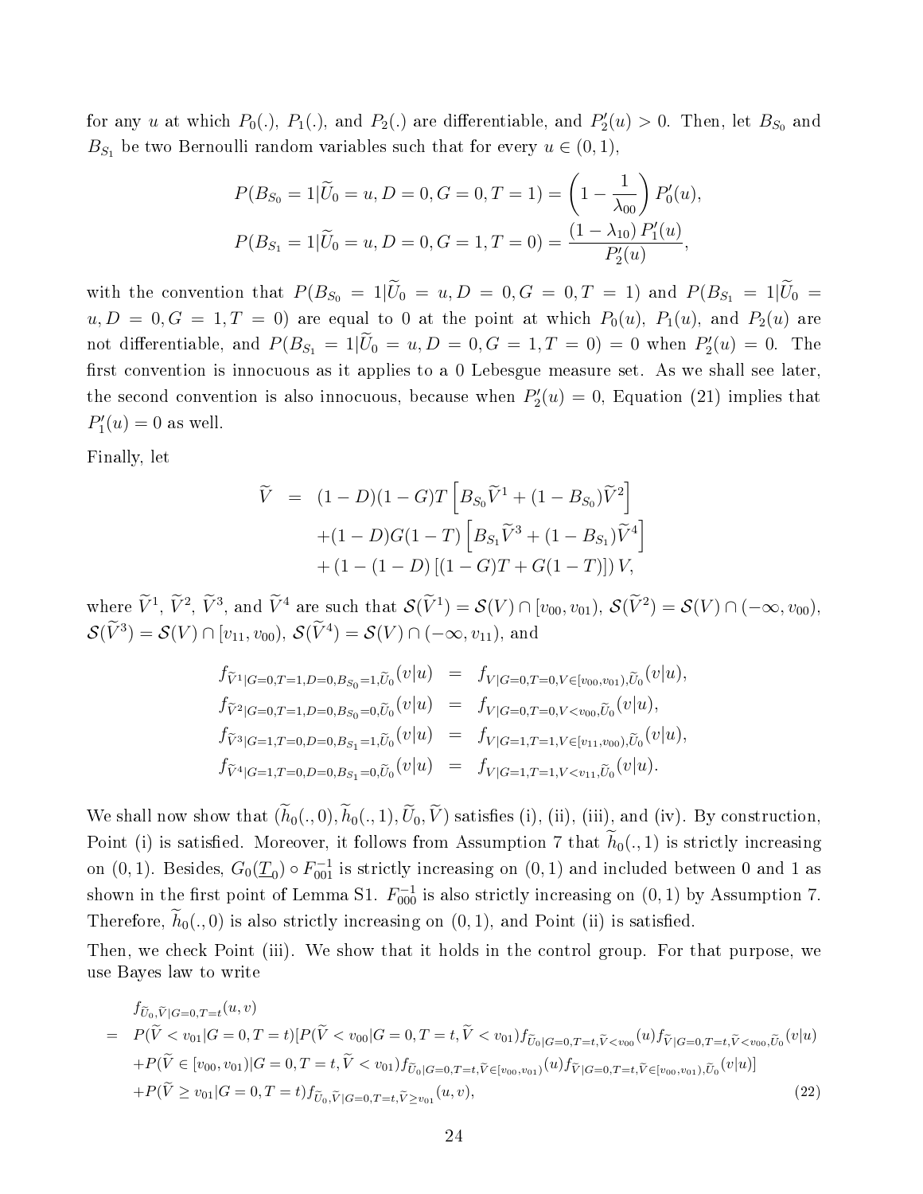for any $u$ at which $P_0(.)$, $P_1(.)$, and $P_2(.)$ are differentiable, and $P_2'(u) > 0$. Then, let $B_{S_0}$ and $B_{S_1}$ be two Bernoulli random variables such that for every $u \in (0,1)$,

$$
\begin{aligned}
P(B_{S_0} = 1 | \widetilde{U}_0 = u, D = 0, G = 0, T = 1) &= \left(1 - \frac{1}{\lambda_{00}}\right) P_0'(u), \\
P(B_{S_1} = 1 | \widetilde{U}_0 = u, D = 0, G = 1, T = 0) &= \frac{(1 - \lambda_{10}) P_1'(u)}{P_2'(u)},
\end{aligned}
$$

with the convention that $P(B_{S_0} = 1|\widetilde{U}_0 = u, D = 0, G = 0, T = 1)$ and $P(B_{S_1} = 1|\widetilde{U}_0 = u, D = 0, G = 1, T = 0)$ are equal to 0 at the point at which $P_0(u)$, $P_1(u)$, and $P_2(u)$ are not differentiable, and $P(B_{S_1} = 1|\widetilde{U}_0 = u, D = 0, G = 1, T = 0) = 0$ when $P_2'(u) = 0$. The first convention is innocuous as it applies to a 0 Lebesgue measure set. As we shall see later, the second convention is also innocuous, because when $P_2'(u) = 0$, Equation (21) implies that $P_1'(u) = 0$ as well.

Finally, let

$$
\begin{aligned}
\widetilde{V} &= (1-D)(1-G)T\left[B_{S_0}\widetilde{V}^1 + (1 - B_{S_0})\widetilde{V}^2\right] \\
&\quad + (1-D)G(1-T)\left[B_{S_1}\widetilde{V}^3 + (1 - B_{S_1})\widetilde{V}^4\right] \\
&\quad + (1 - (1-D)\left[(1-G)T + G(1-T)\right]) V,
\end{aligned}
$$

where $\widetilde{V}^1$, $\widetilde{V}^2$, $\widetilde{V}^3$, and $\widetilde{V}^4$ are such that $\mathcal{S}(\widetilde{V}^1) = \mathcal{S}(V) \cap [v_{00}, v_{01})$, $\mathcal{S}(\widetilde{V}^2) = \mathcal{S}(V) \cap (-\infty, v_{00})$, $\mathcal{S}(\widetilde{V}^3) = \mathcal{S}(V) \cap [v_{11}, v_{00})$, $\mathcal{S}(\widetilde{V}^4) = \mathcal{S}(V) \cap (-\infty, v_{11})$, and

$$
\begin{aligned}
f_{\widetilde{V}^1|G=0,T=1,D=0,B_{S_0}=1,\widetilde{U}_0}(v|u) &= f_{V|G=0,T=0,V\in[v_{00},v_{01}),\widetilde{U}_0}(v|u), \\
f_{\widetilde{V}^2|G=0,T=1,D=0,B_{S_0}=0,\widetilde{U}_0}(v|u) &= f_{V|G=0,T=0,V<v_{00},\widetilde{U}_0}(v|u), \\
f_{\widetilde{V}^3|G=1,T=0,D=0,B_{S_1}=1,\widetilde{U}_0}(v|u) &= f_{V|G=1,T=1,V\in[v_{11},v_{00}),\widetilde{U}_0}(v|u), \\
f_{\widetilde{V}^4|G=1,T=0,D=0,B_{S_1}=0,\widetilde{U}_0}(v|u) &= f_{V|G=1,T=1,V<v_{11},\widetilde{U}_0}(v|u).
\end{aligned}
$$

We shall now show that $(\widetilde{h}_0(.,0), \widetilde{h}_0(.,1), \widetilde{U}_0, \widetilde{V})$ satisfies (i), (ii), (iii), and (iv). By construction, Point (i) is satisfied. Moreover, it follows from Assumption 7 that $\widetilde{h}_0(.,1)$ is strictly increasing on $(0,1)$. Besides, $G_0(\underline{T}_0) \circ F_{001}^{-1}$ is strictly increasing on $(0,1)$ and included between 0 and 1 as shown in the first point of Lemma S1. $F_{000}^{-1}$ is also strictly increasing on $(0,1)$ by Assumption 7. Therefore, $\widetilde{h}_0(.,0)$ is also strictly increasing on $(0,1)$, and Point (ii) is satisfied.

Then, we check Point (iii). We show that it holds in the control group. For that purpose, we use Bayes law to write

$$
\begin{aligned}
& f_{\widetilde{U}_0,\widetilde{V}|G=0,T=t}(u,v) \\
= \; & P(\widetilde{V} < v_{01}|G=0,T=t)[P(\widetilde{V} < v_{00}|G=0,T=t,\widetilde{V} < v_{01}) f_{\widetilde{U}_0|G=0,T=t,\widetilde{V}<v_{00}}(u) f_{\widetilde{V}|G=0,T=t,\widetilde{V}<v_{00},\widetilde{U}_0}(v|u) \\
& + P(\widetilde{V} \in [v_{00}, v_{01})|G=0,T=t,\widetilde{V} < v_{01}) f_{\widetilde{U}_0|G=0,T=t,\widetilde{V}\in[v_{00},v_{01})}(u) f_{\widetilde{V}|G=0,T=t,\widetilde{V}\in[v_{00},v_{01}),\widetilde{U}_0}(v|u)] \\
& + P(\widetilde{V} \geq v_{01}|G=0,T=t) f_{\widetilde{U}_0,\widetilde{V}|G=0,T=t,\widetilde{V}\geq v_{01}}(u,v), \qquad (22)
\end{aligned}
$$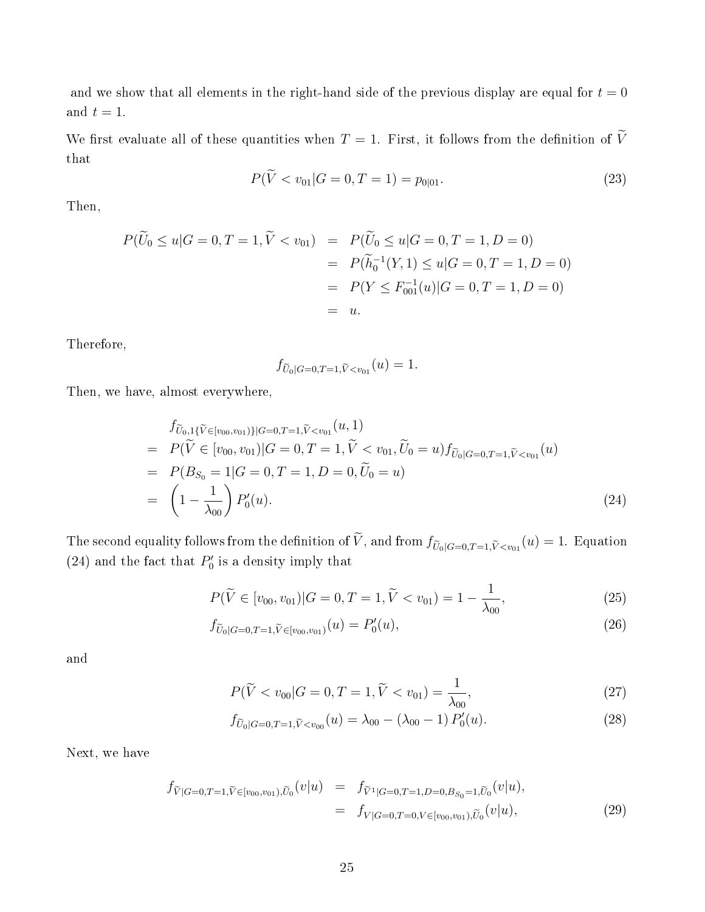and we show that all elements in the right-hand side of the previous display are equal for $t = 0$ and $t = 1$.

We first evaluate all of these quantities when $T = 1$. First, it follows from the definition of $\widetilde{V}$ that

$$P(\widetilde{V} < v_{01}|G = 0, T = 1) = p_{0|01}. \tag{23}$$

Then,

$$\begin{aligned}
P(\widetilde{U}_0 \leq u|G = 0, T = 1, \widetilde{V} < v_{01}) &= P(\widetilde{U}_0 \leq u|G = 0, T = 1, D = 0) \\
&= P(\widetilde{h}_0^{-1}(Y, 1) \leq u|G = 0, T = 1, D = 0) \\
&= P(Y \leq F_{001}^{-1}(u)|G = 0, T = 1, D = 0) \\
&= u.
\end{aligned}$$

Therefore,

$$f_{\widetilde{U}_0|G=0,T=1,\widetilde{V}<v_{01}}(u) = 1.$$

Then, we have, almost everywhere,

$$\begin{aligned}
& f_{\widetilde{U}_0,1\{\widetilde{V}\in[v_{00},v_{01})\}|G=0,T=1,\widetilde{V}<v_{01}}(u, 1) \\
= \; & P(\widetilde{V} \in [v_{00}, v_{01})|G = 0, T = 1, \widetilde{V} < v_{01}, \widetilde{U}_0 = u) f_{\widetilde{U}_0|G=0,T=1,\widetilde{V}<v_{01}}(u) \\
= \; & P(B_{S_0} = 1|G = 0, T = 1, D = 0, \widetilde{U}_0 = u) \\
= \; & \left(1 - \frac{1}{\lambda_{00}}\right) P_0'(u).
\end{aligned} \tag{24}$$

The second equality follows from the definition of $\widetilde{V}$, and from $f_{\widetilde{U}_0|G=0,T=1,\widetilde{V}<v_{01}}(u) = 1$. Equation (24) and the fact that $P_0'$ is a density imply that

$$P(\widetilde{V} \in [v_{00}, v_{01})|G = 0, T = 1, \widetilde{V} < v_{01}) = 1 - \frac{1}{\lambda_{00}}, \tag{25}$$

$$f_{\widetilde{U}_0|G=0,T=1,\widetilde{V}\in[v_{00},v_{01})}(u) = P_0'(u), \tag{26}$$

and

$$P(\widetilde{V} < v_{00}|G = 0, T = 1, \widetilde{V} < v_{01}) = \frac{1}{\lambda_{00}}, \tag{27}$$

$$f_{\widetilde{U}_0|G=0,T=1,\widetilde{V}<v_{00}}(u) = \lambda_{00} - (\lambda_{00} - 1) P_0'(u). \tag{28}$$

Next, we have

$$\begin{aligned}
f_{\widetilde{V}|G=0,T=1,\widetilde{V}\in[v_{00},v_{01}),\widetilde{U}_0}(v|u) &= f_{\widetilde{V}^1|G=0,T=1,D=0,B_{S_0}=1,\widetilde{U}_0}(v|u), \\
&= f_{V|G=0,T=0,V\in[v_{00},v_{01}),\widetilde{U}_0}(v|u),
\end{aligned} \tag{29}$$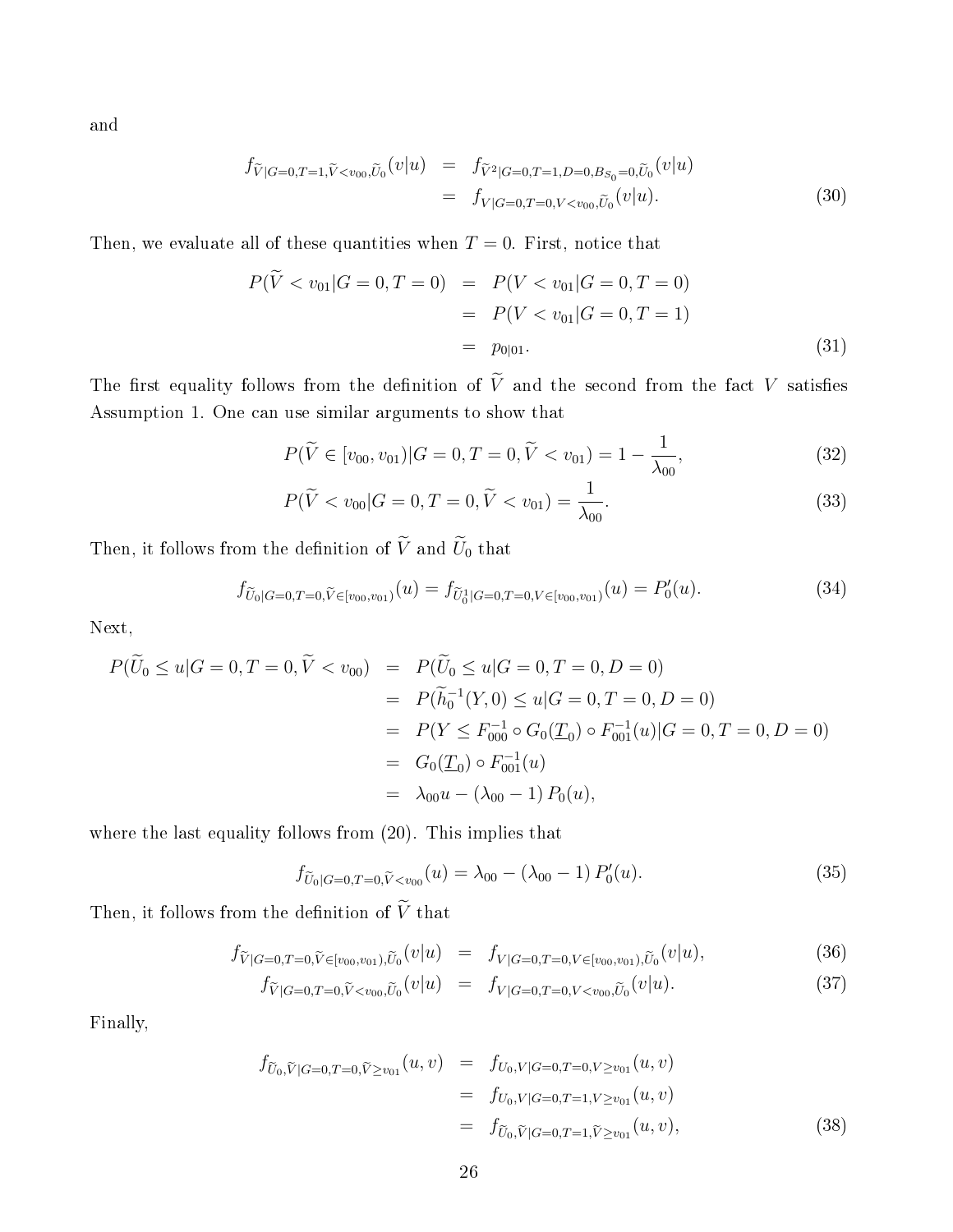and

$$
\begin{aligned}
f_{\widetilde{V}|G=0,T=1,\widetilde{V}<v_{00},\widetilde{U}_0}(v|u) &= f_{\widetilde{V}^2|G=0,T=1,D=0,B_{S_0}=0,\widetilde{U}_0}(v|u) \\
&= f_{V|G=0,T=0,V<v_{00},\widetilde{U}_0}(v|u). \qquad (30)
\end{aligned}
$$

Then, we evaluate all of these quantities when $T = 0$. First, notice that

$$
\begin{aligned}
P(\widetilde{V} < v_{01}|G = 0, T = 0) &= P(V < v_{01}|G = 0, T = 0) \\
&= P(V < v_{01}|G = 0, T = 1) \\
&= p_{0|01}. \qquad (31)
\end{aligned}
$$

The first equality follows from the definition of $\widetilde{V}$ and the second from the fact $V$ satisfies Assumption 1. One can use similar arguments to show that

$$
P(\widetilde{V} \in [v_{00}, v_{01})|G = 0, T = 0, \widetilde{V} < v_{01}) = 1 - \frac{1}{\lambda_{00}}, \qquad (32)
$$

$$
P(\widetilde{V} < v_{00}|G = 0, T = 0, \widetilde{V} < v_{01}) = \frac{1}{\lambda_{00}}. \qquad (33)
$$

Then, it follows from the definition of $\widetilde{V}$ and $\widetilde{U}_0$ that

$$
f_{\widetilde{U}_0|G=0,T=0,\widetilde{V}\in[v_{00},v_{01})}(u) = f_{\widetilde{U}_0^1|G=0,T=0,V\in[v_{00},v_{01})}(u) = P_0'(u). \qquad (34)
$$

Next,

$$
\begin{aligned}
P(\widetilde{U}_0 \leq u|G = 0, T = 0, \widetilde{V} < v_{00}) &= P(\widetilde{U}_0 \leq u|G = 0, T = 0, D = 0) \\
&= P(\widetilde{h}_0^{-1}(Y, 0) \leq u|G = 0, T = 0, D = 0) \\
&= P(Y \leq F_{000}^{-1} \circ G_0(\underline{T}_0) \circ F_{001}^{-1}(u)|G = 0, T = 0, D = 0) \\
&= G_0(\underline{T}_0) \circ F_{001}^{-1}(u) \\
&= \lambda_{00}u - (\lambda_{00} - 1)\, P_0(u),
\end{aligned}
$$

where the last equality follows from (20). This implies that

$$
f_{\widetilde{U}_0|G=0,T=0,\widetilde{V}<v_{00}}(u) = \lambda_{00} - (\lambda_{00} - 1)\, P_0'(u). \qquad (35)
$$

Then, it follows from the definition of $\widetilde{V}$ that

$$
f_{\widetilde{V}|G=0,T=0,\widetilde{V}\in[v_{00},v_{01}),\widetilde{U}_0}(v|u) = f_{V|G=0,T=0,V\in[v_{00},v_{01}),\widetilde{U}_0}(v|u), \qquad (36)
$$

$$
f_{\widetilde{V}|G=0,T=0,\widetilde{V}<v_{00},\widetilde{U}_0}(v|u) = f_{V|G=0,T=0,V<v_{00},\widetilde{U}_0}(v|u). \qquad (37)
$$

Finally,

$$
\begin{aligned}
f_{\widetilde{U}_0,\widetilde{V}|G=0,T=0,\widetilde{V}\geq v_{01}}(u, v) &= f_{U_0,V|G=0,T=0,V\geq v_{01}}(u, v) \\
&= f_{U_0,V|G=0,T=1,V\geq v_{01}}(u, v) \\
&= f_{\widetilde{U}_0,\widetilde{V}|G=0,T=1,\widetilde{V}\geq v_{01}}(u, v), \qquad (38)
\end{aligned}
$$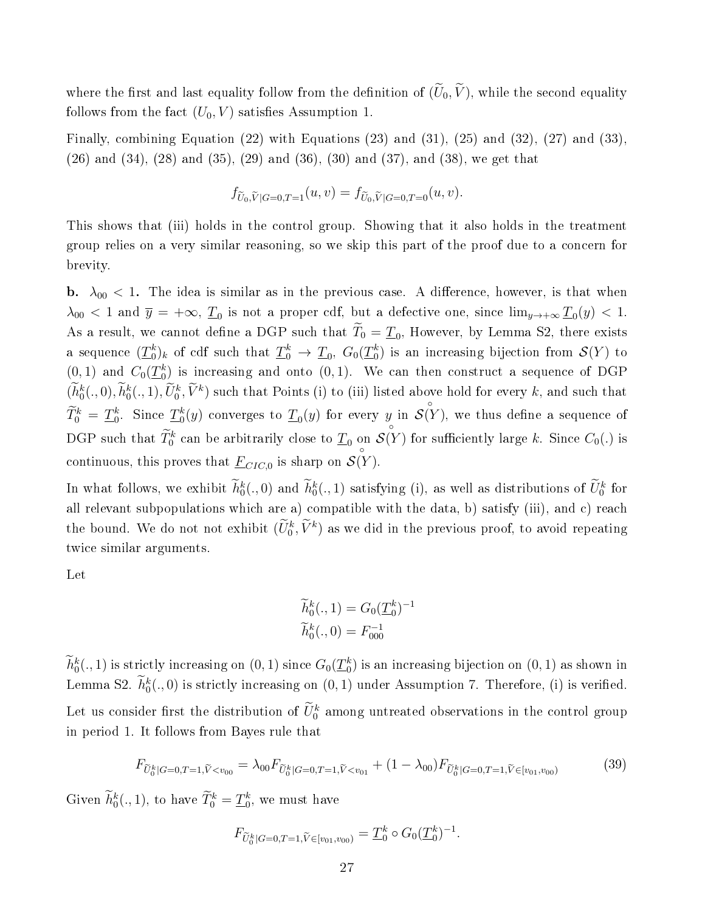where the first and last equality follow from the definition of $(\widetilde{U}_0, \widetilde{V})$, while the second equality follows from the fact $(U_0, V)$ satisfies Assumption 1.

Finally, combining Equation (22) with Equations (23) and (31), (25) and (32), (27) and (33), (26) and (34), (28) and (35), (29) and (36), (30) and (37), and (38), we get that

$$f_{\widetilde{U}_0,\widetilde{V}|G=0,T=1}(u,v) = f_{\widetilde{U}_0,\widetilde{V}|G=0,T=0}(u,v).$$

This shows that (iii) holds in the control group. Showing that it also holds in the treatment group relies on a very similar reasoning, so we skip this part of the proof due to a concern for brevity.

**b. $\lambda_{00} < 1$.** The idea is similar as in the previous case. A difference, however, is that when $\lambda_{00} < 1$ and $\overline{y} = +\infty$, $\underline{T}_0$ is not a proper cdf, but a defective one, since $\lim_{y\to+\infty} \underline{T}_0(y) < 1$. As a result, we cannot define a DGP such that $\widetilde{T}_0 = \underline{T}_0$, However, by Lemma S2, there exists a sequence $(\underline{T}_0^k)_k$ of cdf such that $\underline{T}_0^k \to \underline{T}_0$, $G_0(\underline{T}_0^k)$ is an increasing bijection from $\mathcal{S}(Y)$ to $(0,1)$ and $C_0(\underline{T}_0^k)$ is increasing and onto $(0,1)$. We can then construct a sequence of DGP $(\widetilde{h}_0^k(.,0), \widetilde{h}_0^k(.,1), \widetilde{U}_0^k, \widetilde{V}^k)$ such that Points (i) to (iii) listed above hold for every $k$, and such that $\widetilde{T}_0^k = \underline{T}_0^k$. Since $\underline{T}_0^k(y)$ converges to $\underline{T}_0(y)$ for every $y$ in $\overset{\circ}{\mathcal{S}}(Y)$, we thus define a sequence of DGP such that $\widetilde{T}_0^k$ can be arbitrarily close to $\underline{T}_0$ on $\overset{\circ}{\mathcal{S}}(Y)$ for sufficiently large $k$. Since $C_0(.)$ is continuous, this proves that $\underline{F}_{CIC,0}$ is sharp on $\overset{\circ}{\mathcal{S}}(Y)$.

In what follows, we exhibit $\widetilde{h}_0^k(.,0)$ and $\widetilde{h}_0^k(.,1)$ satisfying (i), as well as distributions of $\widetilde{U}_0^k$ for all relevant subpopulations which are a) compatible with the data, b) satisfy (iii), and c) reach the bound. We do not not exhibit $(\widetilde{U}_0^k, \widetilde{V}^k)$ as we did in the previous proof, to avoid repeating twice similar arguments.

Let

$$\begin{aligned}
\widetilde{h}_0^k(.,1) &= G_0(\underline{T}_0^k)^{-1} \\
\widetilde{h}_0^k(.,0) &= F_{000}^{-1}
\end{aligned}$$

$\widetilde{h}_0^k(.,1)$ is strictly increasing on $(0,1)$ since $G_0(\underline{T}_0^k)$ is an increasing bijection on $(0,1)$ as shown in Lemma S2. $\widetilde{h}_0^k(.,0)$ is strictly increasing on $(0,1)$ under Assumption 7. Therefore, (i) is verified.

Let us consider first the distribution of $\widetilde{U}_0^k$ among untreated observations in the control group in period 1. It follows from Bayes rule that

$$F_{\widetilde{U}_0^k|G=0,T=1,\widetilde{V}<v_{00}} = \lambda_{00} F_{\widetilde{U}_0^k|G=0,T=1,\widetilde{V}<v_{01}} + (1-\lambda_{00}) F_{\widetilde{U}_0^k|G=0,T=1,\widetilde{V}\in[v_{01},v_{00})} \tag{39}$$

Given $\widetilde{h}_0^k(.,1)$, to have $\widetilde{T}_0^k = \underline{T}_0^k$, we must have

$$F_{\widetilde{U}_0^k|G=0,T=1,\widetilde{V}\in[v_{01},v_{00})} = \underline{T}_0^k \circ G_0(\underline{T}_0^k)^{-1}.$$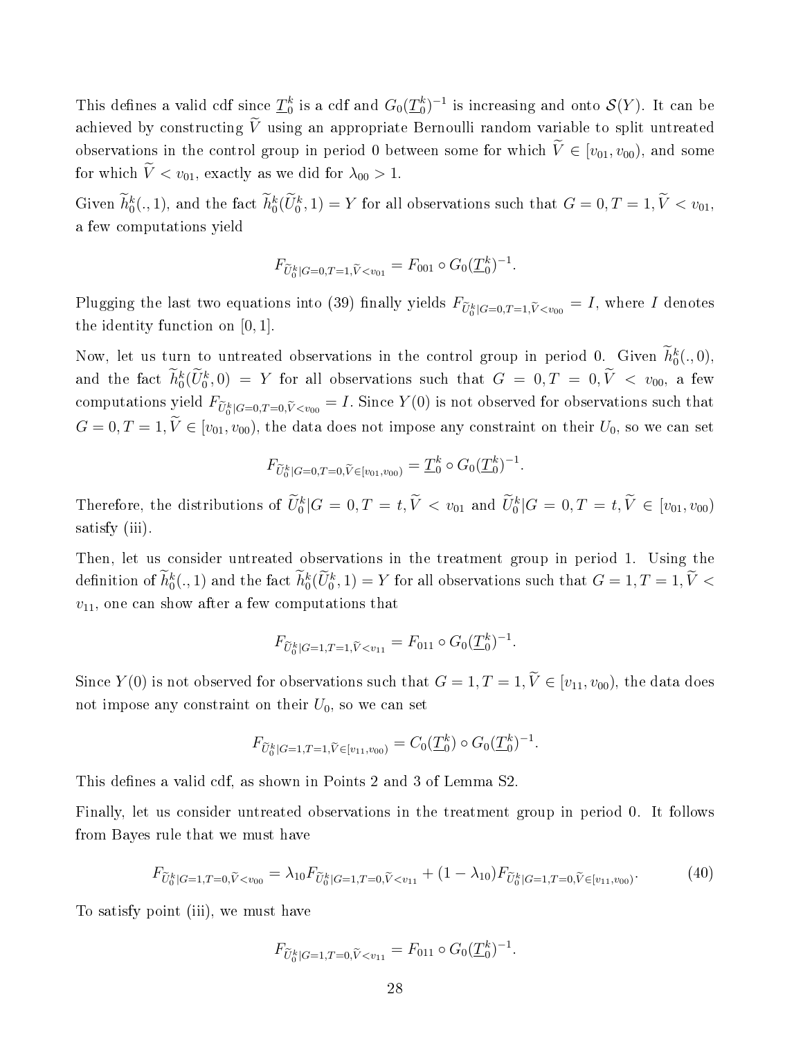This defines a valid cdf since $\underline{T}_0^k$ is a cdf and $G_0(\underline{T}_0^k)^{-1}$ is increasing and onto $\mathcal{S}(Y)$. It can be achieved by constructing $\widetilde{V}$ using an appropriate Bernoulli random variable to split untreated observations in the control group in period 0 between some for which $\widetilde{V} \in [v_{01}, v_{00})$, and some for which $\widetilde{V} < v_{01}$, exactly as we did for $\lambda_{00} > 1$.

Given $\widetilde{h}_0^k(.,1)$, and the fact $\widetilde{h}_0^k(\widetilde{U}_0^k, 1) = Y$ for all observations such that $G = 0, T = 1, \widetilde{V} < v_{01}$, a few computations yield

$$F_{\widetilde{U}_0^k|G=0,T=1,\widetilde{V}<v_{01}} = F_{001} \circ G_0(\underline{T}_0^k)^{-1}.$$

Plugging the last two equations into (39) finally yields $F_{\widetilde{U}_0^k|G=0,T=1,\widetilde{V}<v_{00}} = I$, where $I$ denotes the identity function on $[0, 1]$.

Now, let us turn to untreated observations in the control group in period 0. Given $\widetilde{h}_0^k(.,0)$, and the fact $\widetilde{h}_0^k(\widetilde{U}_0^k, 0) = Y$ for all observations such that $G = 0, T = 0, \widetilde{V} < v_{00}$, a few computations yield $F_{\widetilde{U}_0^k|G=0,T=0,\widetilde{V}<v_{00}} = I$. Since $Y(0)$ is not observed for observations such that $G = 0, T = 1, \widetilde{V} \in [v_{01}, v_{00})$, the data does not impose any constraint on their $U_0$, so we can set

$$F_{\widetilde{U}_0^k|G=0,T=0,\widetilde{V}\in[v_{01},v_{00})} = \underline{T}_0^k \circ G_0(\underline{T}_0^k)^{-1}.$$

Therefore, the distributions of $\widetilde{U}_0^k|G = 0, T = t, \widetilde{V} < v_{01}$ and $\widetilde{U}_0^k|G = 0, T = t, \widetilde{V} \in [v_{01}, v_{00})$ satisfy (iii).

Then, let us consider untreated observations in the treatment group in period 1. Using the definition of $\widetilde{h}_0^k(.,1)$ and the fact $\widetilde{h}_0^k(\widetilde{U}_0^k, 1) = Y$ for all observations such that $G = 1, T = 1, \widetilde{V} < v_{11}$, one can show after a few computations that

$$F_{\widetilde{U}_0^k|G=1,T=1,\widetilde{V}<v_{11}} = F_{011} \circ G_0(\underline{T}_0^k)^{-1}.$$

Since $Y(0)$ is not observed for observations such that $G = 1, T = 1, \widetilde{V} \in [v_{11}, v_{00})$, the data does not impose any constraint on their $U_0$, so we can set

$$F_{\widetilde{U}_0^k|G=1,T=1,\widetilde{V}\in[v_{11},v_{00})} = C_0(\underline{T}_0^k) \circ G_0(\underline{T}_0^k)^{-1}.$$

This defines a valid cdf, as shown in Points 2 and 3 of Lemma S2.

Finally, let us consider untreated observations in the treatment group in period 0. It follows from Bayes rule that we must have

$$F_{\widetilde{U}_0^k|G=1,T=0,\widetilde{V}<v_{00}} = \lambda_{10} F_{\widetilde{U}_0^k|G=1,T=0,\widetilde{V}<v_{11}} + (1 - \lambda_{10}) F_{\widetilde{U}_0^k|G=1,T=0,\widetilde{V}\in[v_{11},v_{00})}. \tag{40}$$

To satisfy point (iii), we must have

$$F_{\widetilde{U}_0^k|G=1,T=0,\widetilde{V}<v_{11}} = F_{011} \circ G_0(\underline{T}_0^k)^{-1}.$$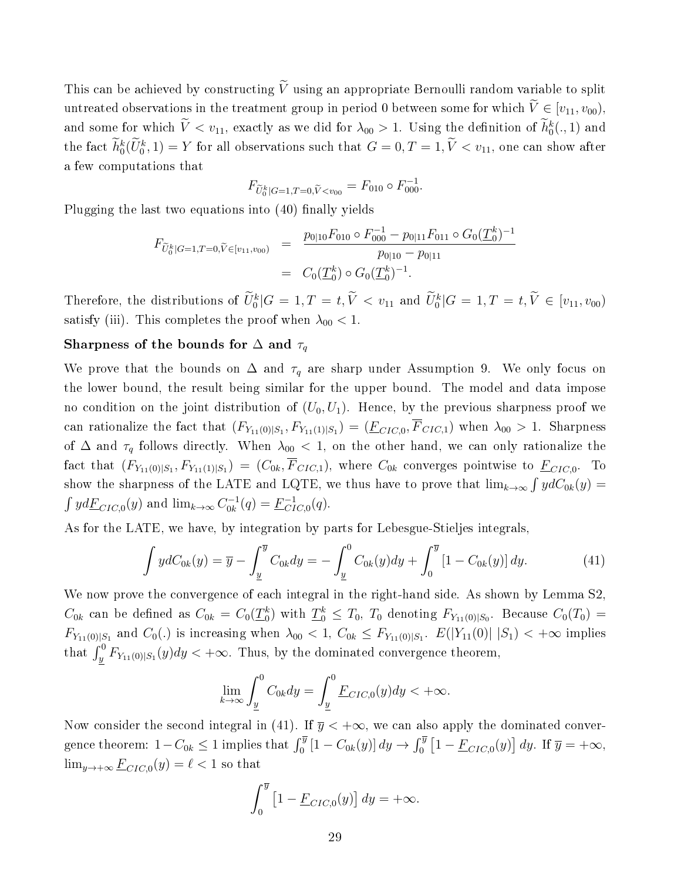This can be achieved by constructing $\widetilde{V}$ using an appropriate Bernoulli random variable to split untreated observations in the treatment group in period 0 between some for which $\widetilde{V} \in [v_{11}, v_{00})$, and some for which $\widetilde{V} < v_{11}$, exactly as we did for $\lambda_{00} > 1$. Using the definition of $\widetilde{h}_0^k(.,1)$ and the fact $\widetilde{h}_0^k(\widetilde{U}_0^k, 1) = Y$ for all observations such that $G = 0, T = 1, \widetilde{V} < v_{11}$, one can show after a few computations that

$$F_{\widetilde{U}_0^k|G=1,T=0,\widetilde{V}<v_{00}} = F_{010} \circ F_{000}^{-1}.$$

Plugging the last two equations into (40) finally yields

$$\begin{aligned}
F_{\widetilde{U}_0^k|G=1,T=0,\widetilde{V}\in[v_{11},v_{00})} &= \frac{p_{0|10} F_{010} \circ F_{000}^{-1} - p_{0|11} F_{011} \circ G_0(\underline{T}_0^k)^{-1}}{p_{0|10} - p_{0|11}} \\
&= C_0(\underline{T}_0^k) \circ G_0(\underline{T}_0^k)^{-1}.
\end{aligned}$$

Therefore, the distributions of $\widetilde{U}_0^k | G = 1, T = t, \widetilde{V} < v_{11}$ and $\widetilde{U}_0^k | G = 1, T = t, \widetilde{V} \in [v_{11}, v_{00})$ satisfy (iii). This completes the proof when $\lambda_{00} < 1$.

**Sharpness of the bounds for $\Delta$ and $\tau_q$**

We prove that the bounds on $\Delta$ and $\tau_q$ are sharp under Assumption 9. We only focus on the lower bound, the result being similar for the upper bound. The model and data impose no condition on the joint distribution of $(U_0, U_1)$. Hence, by the previous sharpness proof we can rationalize the fact that $(F_{Y_{11}(0)|S_1}, F_{Y_{11}(1)|S_1}) = (\underline{F}_{CIC,0}, \overline{F}_{CIC,1})$ when $\lambda_{00} > 1$. Sharpness of $\Delta$ and $\tau_q$ follows directly. When $\lambda_{00} < 1$, on the other hand, we can only rationalize the fact that $(F_{Y_{11}(0)|S_1}, F_{Y_{11}(1)|S_1}) = (C_{0k}, \overline{F}_{CIC,1})$, where $C_{0k}$ converges pointwise to $\underline{F}_{CIC,0}$. To show the sharpness of the LATE and LQTE, we thus have to prove that $\lim_{k\to\infty} \int y dC_{0k}(y) = \int y d\underline{F}_{CIC,0}(y)$ and $\lim_{k\to\infty} C_{0k}^{-1}(q) = \underline{F}_{CIC,0}^{-1}(q)$.

As for the LATE, we have, by integration by parts for Lebesgue-Stieljes integrals,

$$\int y dC_{0k}(y) = \overline{y} - \int_{\underline{y}}^{\overline{y}} C_{0k} dy = -\int_{\underline{y}}^{0} C_{0k}(y) dy + \int_0^{\overline{y}} [1 - C_{0k}(y)] dy. \tag{41}$$

We now prove the convergence of each integral in the right-hand side. As shown by Lemma S2, $C_{0k}$ can be defined as $C_{0k} = C_0(\underline{T}_0^k)$ with $\underline{T}_0^k \le T_0$, $T_0$ denoting $F_{Y_{11}(0)|S_0}$. Because $C_0(T_0) = F_{Y_{11}(0)|S_1}$ and $C_0(.)$ is increasing when $\lambda_{00} < 1$, $C_{0k} \le F_{Y_{11}(0)|S_1}$. $E(|Y_{11}(0)|\ |S_1) < +\infty$ implies that $\int_{\underline{y}}^0 F_{Y_{11}(0)|S_1}(y) dy < +\infty$. Thus, by the dominated convergence theorem,

$$\lim_{k\to\infty} \int_{\underline{y}}^0 C_{0k} dy = \int_{\underline{y}}^0 \underline{F}_{CIC,0}(y) dy < +\infty.$$

Now consider the second integral in (41). If $\overline{y} < +\infty$, we can also apply the dominated convergence theorem: $1 - C_{0k} \le 1$ implies that $\int_0^{\overline{y}} [1 - C_{0k}(y)] dy \to \int_0^{\overline{y}} \left[1 - \underline{F}_{CIC,0}(y)\right] dy$. If $\overline{y} = +\infty$, $\lim_{y\to+\infty} \underline{F}_{CIC,0}(y) = \ell < 1$ so that

$$\int_0^{\overline{y}} \left[1 - \underline{F}_{CIC,0}(y)\right] dy = +\infty.$$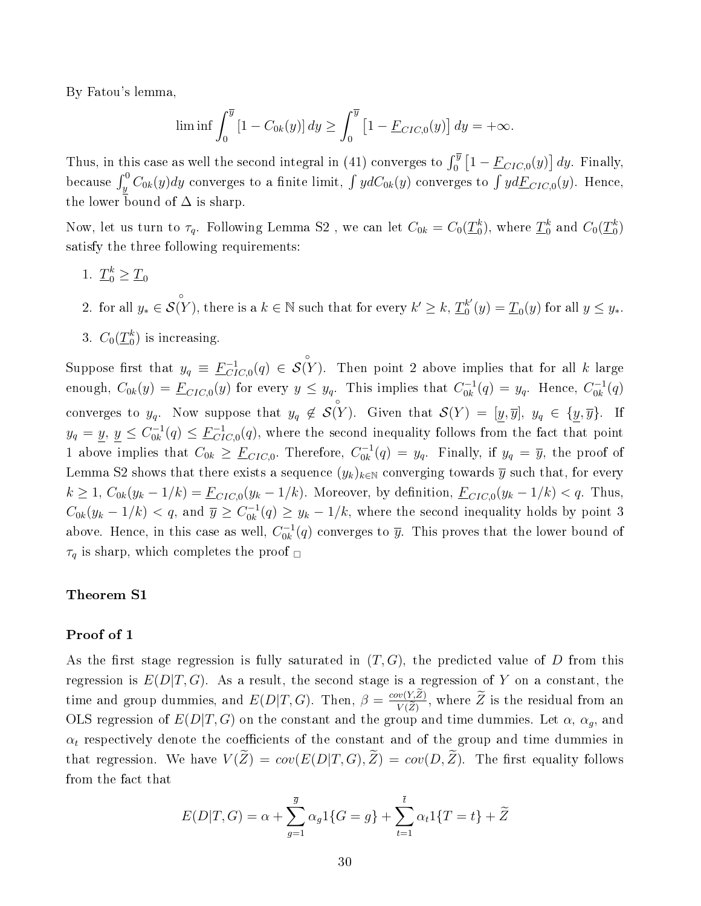By Fatou's lemma,

$$\liminf \int_0^{\overline{y}} [1 - C_{0k}(y)]\, dy \geq \int_0^{\overline{y}} \left[1 - \underline{F}_{CIC,0}(y)\right] dy = +\infty.$$

Thus, in this case as well the second integral in (41) converges to $\int_0^{\overline{y}} \left[1 - \underline{F}_{CIC,0}(y)\right] dy$. Finally, because $\int_{\underline{y}}^0 C_{0k}(y)dy$ converges to a finite limit, $\int y dC_{0k}(y)$ converges to $\int y d\underline{F}_{CIC,0}(y)$. Hence, the lower bound of $\Delta$ is sharp.

Now, let us turn to $\tau_q$. Following Lemma S2 , we can let $C_{0k} = C_0(\underline{T}_0^k)$, where $\underline{T}_0^k$ and $C_0(\underline{T}_0^k)$ satisfy the three following requirements:

1. $\underline{T}_0^k \geq \underline{T}_0$
2. for all $y_* \in \overset{\circ}{\mathcal{S}}(Y)$, there is a $k \in \mathbb{N}$ such that for every $k' \geq k$, $\underline{T}_0^{k'}(y) = \underline{T}_0(y)$ for all $y \leq y_*$.
3. $C_0(\underline{T}_0^k)$ is increasing.

Suppose first that $y_q \equiv \underline{F}_{CIC,0}^{-1}(q) \in \overset{\circ}{\mathcal{S}}(Y)$. Then point 2 above implies that for all $k$ large enough, $C_{0k}(y) = \underline{F}_{CIC,0}(y)$ for every $y \leq y_q$. This implies that $C_{0k}^{-1}(q) = y_q$. Hence, $C_{0k}^{-1}(q)$ converges to $y_q$. Now suppose that $y_q \notin \overset{\circ}{\mathcal{S}}(Y)$. Given that $\mathcal{S}(Y) = [\underline{y}, \overline{y}]$, $y_q \in \{\underline{y}, \overline{y}\}$. If $y_q = \underline{y}$, $\underline{y} \leq C_{0k}^{-1}(q) \leq \underline{F}_{CIC,0}^{-1}(q)$, where the second inequality follows from the fact that point 1 above implies that $C_{0k} \geq \underline{F}_{CIC,0}$. Therefore, $C_{0k}^{-1}(q) = y_q$. Finally, if $y_q = \overline{y}$, the proof of Lemma S2 shows that there exists a sequence $(y_k)_{k \in \mathbb{N}}$ converging towards $\overline{y}$ such that, for every $k \geq 1$, $C_{0k}(y_k - 1/k) = \underline{F}_{CIC,0}(y_k - 1/k)$. Moreover, by definition, $\underline{F}_{CIC,0}(y_k - 1/k) < q$. Thus, $C_{0k}(y_k - 1/k) < q$, and $\overline{y} \geq C_{0k}^{-1}(q) \geq y_k - 1/k$, where the second inequality holds by point 3 above. Hence, in this case as well, $C_{0k}^{-1}(q)$ converges to $\overline{y}$. This proves that the lower bound of $\tau_q$ is sharp, which completes the proof □

### Theorem S1

### Proof of 1

As the first stage regression is fully saturated in $(T, G)$, the predicted value of $D$ from this regression is $E(D|T, G)$. As a result, the second stage is a regression of $Y$ on a constant, the time and group dummies, and $E(D|T, G)$. Then, $\beta = \frac{cov(Y, \widetilde{Z})}{V(\widetilde{Z})}$, where $\widetilde{Z}$ is the residual from an OLS regression of $E(D|T, G)$ on the constant and the group and time dummies. Let $\alpha$, $\alpha_g$, and $\alpha_t$ respectively denote the coefficients of the constant and of the group and time dummies in that regression. We have $V(\widetilde{Z}) = cov(E(D|T, G), \widetilde{Z}) = cov(D, \widetilde{Z})$. The first equality follows from the fact that

$$E(D|T, G) = \alpha + \sum_{g=1}^{\overline{g}} \alpha_g 1\{G = g\} + \sum_{t=1}^{\overline{t}} \alpha_t 1\{T = t\} + \widetilde{Z}$$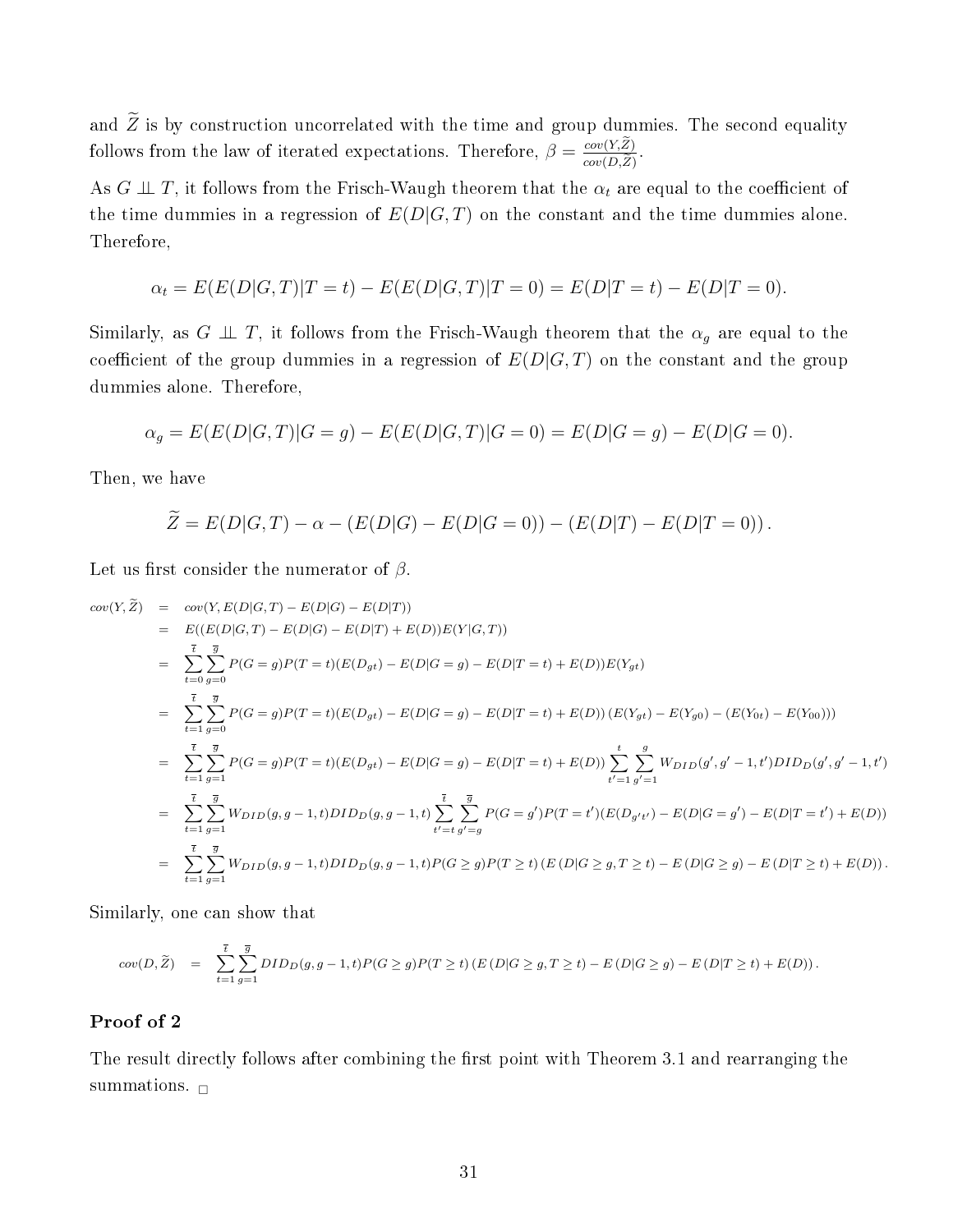and $\widetilde{Z}$ is by construction uncorrelated with the time and group dummies. The second equality follows from the law of iterated expectations. Therefore, $\beta = \frac{cov(Y,\widetilde{Z})}{cov(D,\widetilde{Z})}$.

As $G \perp\!\!\!\perp T$, it follows from the Frisch-Waugh theorem that the $\alpha_t$ are equal to the coefficient of the time dummies in a regression of $E(D|G,T)$ on the constant and the time dummies alone. Therefore,

$$\alpha_t = E(E(D|G,T)|T=t) - E(E(D|G,T)|T=0) = E(D|T=t) - E(D|T=0).$$

Similarly, as $G \perp\!\!\!\perp T$, it follows from the Frisch-Waugh theorem that the $\alpha_g$ are equal to the coefficient of the group dummies in a regression of $E(D|G,T)$ on the constant and the group dummies alone. Therefore,

$$\alpha_g = E(E(D|G,T)|G=g) - E(E(D|G,T)|G=0) = E(D|G=g) - E(D|G=0).$$

Then, we have

$$\widetilde{Z} = E(D|G,T) - \alpha - (E(D|G) - E(D|G=0)) - (E(D|T) - E(D|T=0)).$$

Let us first consider the numerator of $\beta$.

$$\begin{aligned}
cov(Y,\widetilde{Z}) &= cov(Y, E(D|G,T) - E(D|G) - E(D|T)) \\
&= E((E(D|G,T) - E(D|G) - E(D|T) + E(D))E(Y|G,T)) \\
&= \sum_{t=0}^{\overline{t}} \sum_{g=0}^{\overline{g}} P(G=g)P(T=t)(E(D_{gt}) - E(D|G=g) - E(D|T=t) + E(D))E(Y_{gt}) \\
&= \sum_{t=1}^{\overline{t}} \sum_{g=0}^{\overline{g}} P(G=g)P(T=t)(E(D_{gt}) - E(D|G=g) - E(D|T=t) + E(D))\left(E(Y_{gt}) - E(Y_{g0}) - (E(Y_{0t}) - E(Y_{00}))\right) \\
&= \sum_{t=1}^{\overline{t}} \sum_{g=1}^{\overline{g}} P(G=g)P(T=t)(E(D_{gt}) - E(D|G=g) - E(D|T=t) + E(D)) \sum_{t'=1}^{t} \sum_{g'=1}^{g} W_{DID}(g',g'-1,t')DID_D(g',g'-1,t') \\
&= \sum_{t=1}^{\overline{t}} \sum_{g=1}^{\overline{g}} W_{DID}(g,g-1,t)DID_D(g,g-1,t) \sum_{t'=t}^{\overline{t}} \sum_{g'=g}^{\overline{g}} P(G=g')P(T=t')(E(D_{g't'}) - E(D|G=g') - E(D|T=t') + E(D)) \\
&= \sum_{t=1}^{\overline{t}} \sum_{g=1}^{\overline{g}} W_{DID}(g,g-1,t)DID_D(g,g-1,t)P(G \geq g)P(T \geq t)\left(E(D|G \geq g, T \geq t) - E(D|G \geq g) - E(D|T \geq t) + E(D)\right).
\end{aligned}$$

Similarly, one can show that

$$cov(D,\widetilde{Z}) = \sum_{t=1}^{\overline{t}} \sum_{g=1}^{\overline{g}} DID_D(g,g-1,t)P(G \geq g)P(T \geq t)\left(E(D|G \geq g, T \geq t) - E(D|G \geq g) - E(D|T \geq t) + E(D)\right).$$

**Proof of 2**

The result directly follows after combining the first point with Theorem 3.1 and rearranging the summations. □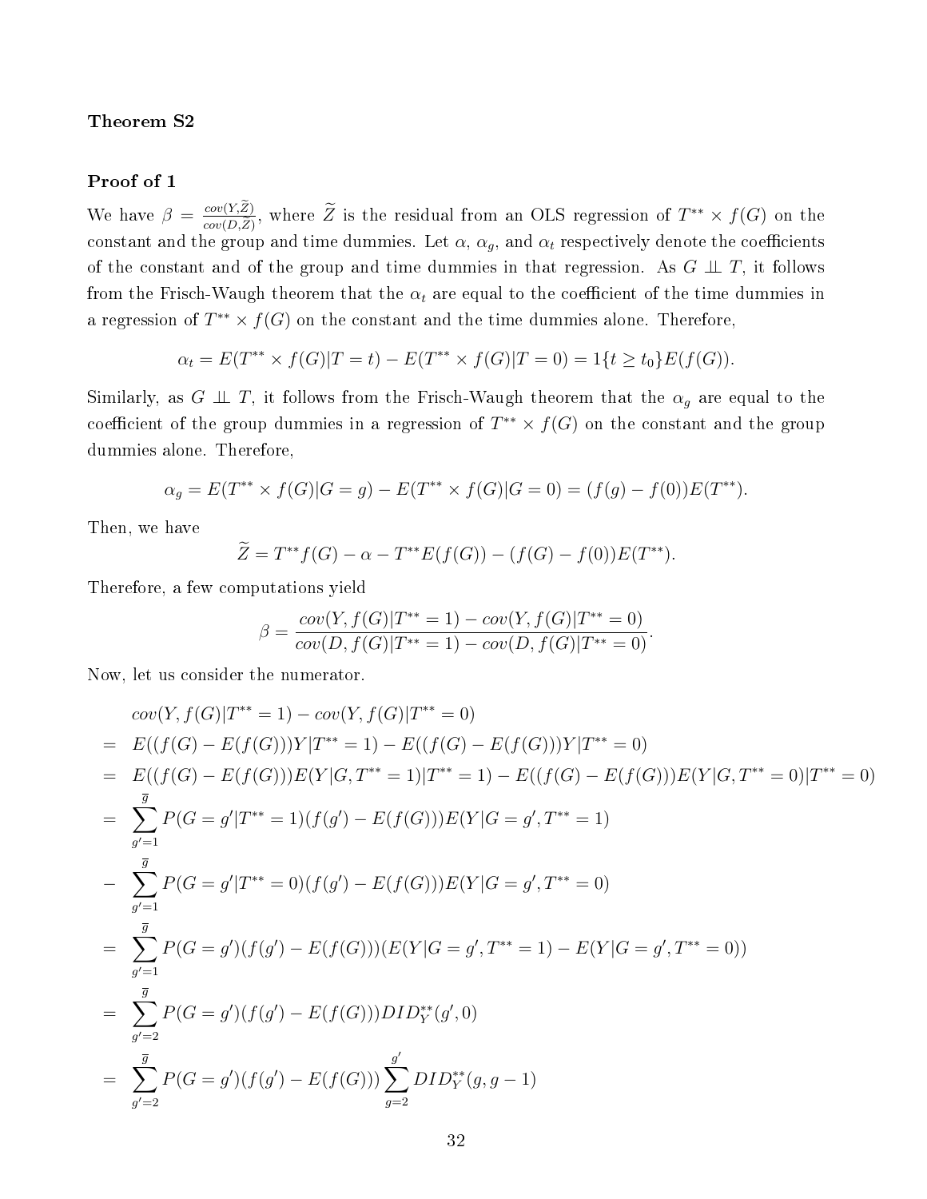**Theorem S2**

**Proof of 1**

We have $\beta = \frac{cov(Y,\widetilde{Z})}{cov(D,\widetilde{Z})}$, where $\widetilde{Z}$ is the residual from an OLS regression of $T^{**} \times f(G)$ on the constant and the group and time dummies. Let $\alpha$, $\alpha_g$, and $\alpha_t$ respectively denote the coefficients of the constant and of the group and time dummies in that regression. As $G \perp\!\!\!\perp T$, it follows from the Frisch-Waugh theorem that the $\alpha_t$ are equal to the coefficient of the time dummies in a regression of $T^{**} \times f(G)$ on the constant and the time dummies alone. Therefore,

$$\alpha_t = E(T^{**} \times f(G)|T = t) - E(T^{**} \times f(G)|T = 0) = 1\{t \geq t_0\}E(f(G)).$$

Similarly, as $G \perp\!\!\!\perp T$, it follows from the Frisch-Waugh theorem that the $\alpha_g$ are equal to the coefficient of the group dummies in a regression of $T^{**} \times f(G)$ on the constant and the group dummies alone. Therefore,

$$\alpha_g = E(T^{**} \times f(G)|G = g) - E(T^{**} \times f(G)|G = 0) = (f(g) - f(0))E(T^{**}).$$

Then, we have

$$\widetilde{Z} = T^{**}f(G) - \alpha - T^{**}E(f(G)) - (f(G) - f(0))E(T^{**}).$$

Therefore, a few computations yield

$$\beta = \frac{cov(Y, f(G)|T^{**} = 1) - cov(Y, f(G)|T^{**} = 0)}{cov(D, f(G)|T^{**} = 1) - cov(D, f(G)|T^{**} = 0)}.$$

Now, let us consider the numerator.

$$\begin{aligned}
& cov(Y, f(G)|T^{**} = 1) - cov(Y, f(G)|T^{**} = 0) \\
= \; & E((f(G) - E(f(G)))Y|T^{**} = 1) - E((f(G) - E(f(G)))Y|T^{**} = 0) \\
= \; & E((f(G) - E(f(G)))E(Y|G, T^{**} = 1)|T^{**} = 1) - E((f(G) - E(f(G)))E(Y|G, T^{**} = 0)|T^{**} = 0) \\
= \; & \sum_{g'=1}^{\overline{g}} P(G = g'|T^{**} = 1)(f(g') - E(f(G)))E(Y|G = g', T^{**} = 1) \\
- \; & \sum_{g'=1}^{\overline{g}} P(G = g'|T^{**} = 0)(f(g') - E(f(G)))E(Y|G = g', T^{**} = 0) \\
= \; & \sum_{g'=1}^{\overline{g}} P(G = g')(f(g') - E(f(G)))(E(Y|G = g', T^{**} = 1) - E(Y|G = g', T^{**} = 0)) \\
= \; & \sum_{g'=2}^{\overline{g}} P(G = g')(f(g') - E(f(G)))DID_Y^{**}(g', 0) \\
= \; & \sum_{g'=2}^{\overline{g}} P(G = g')(f(g') - E(f(G))) \sum_{g=2}^{g'} DID_Y^{**}(g, g-1)
\end{aligned}$$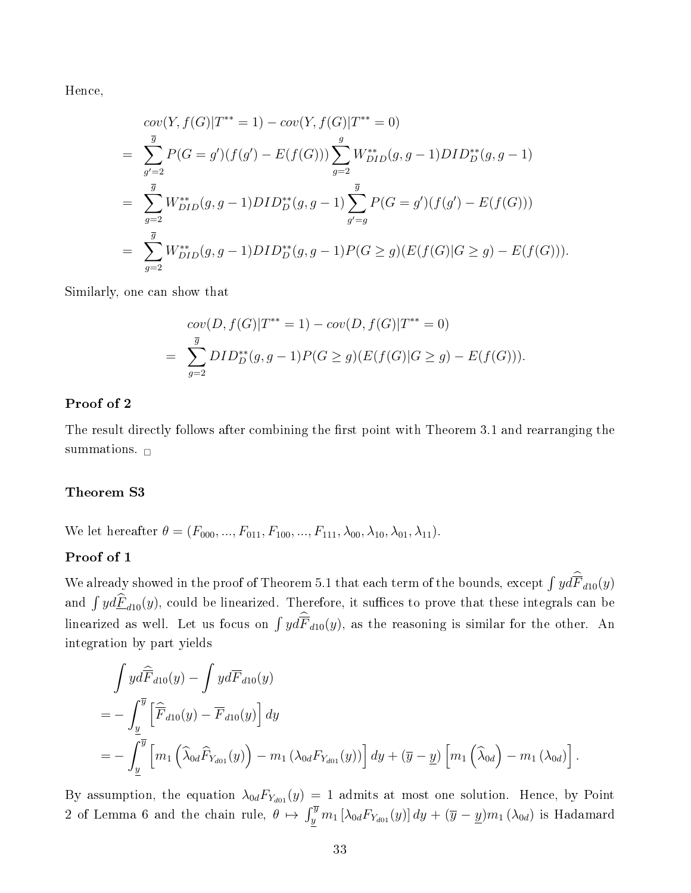Hence,

$$
\begin{aligned}
& cov(Y, f(G)|T^{**}=1) - cov(Y, f(G)|T^{**}=0) \\
= & \sum_{g'=2}^{\overline{g}} P(G=g')(f(g') - E(f(G))) \sum_{g=2}^{g} W_{DID}^{**}(g, g-1) DID_D^{**}(g, g-1) \\
= & \sum_{g=2}^{\overline{g}} W_{DID}^{**}(g, g-1) DID_D^{**}(g, g-1) \sum_{g'=g}^{\overline{g}} P(G=g')(f(g') - E(f(G))) \\
= & \sum_{g=2}^{\overline{g}} W_{DID}^{**}(g, g-1) DID_D^{**}(g, g-1) P(G \geq g)(E(f(G)|G \geq g) - E(f(G))).
\end{aligned}
$$

Similarly, one can show that

$$
\begin{aligned}
& cov(D, f(G)|T^{**}=1) - cov(D, f(G)|T^{**}=0) \\
= & \sum_{g=2}^{\overline{g}} DID_D^{**}(g, g-1) P(G \geq g)(E(f(G)|G \geq g) - E(f(G))).
\end{aligned}
$$

**Proof of 2**

The result directly follows after combining the first point with Theorem 3.1 and rearranging the summations. □

**Theorem S3**

We let hereafter $\theta = (F_{000}, ..., F_{011}, F_{100}, ..., F_{111}, \lambda_{00}, \lambda_{10}, \lambda_{01}, \lambda_{11})$.

**Proof of 1**

We already showed in the proof of Theorem 5.1 that each term of the bounds, except $\int y d\widehat{\overline{F}}_{d10}(y)$ and $\int y d\widehat{\underline{F}}_{d10}(y)$, could be linearized. Therefore, it suffices to prove that these integrals can be linearized as well. Let us focus on $\int y d\widehat{\overline{F}}_{d10}(y)$, as the reasoning is similar for the other. An integration by part yields

$$
\begin{aligned}
& \int y d\widehat{\overline{F}}_{d10}(y) - \int y d\overline{F}_{d10}(y) \\
= & -\int_{\underline{y}}^{\overline{y}} \left[\widehat{\overline{F}}_{d10}(y) - \overline{F}_{d10}(y)\right] dy \\
= & -\int_{\underline{y}}^{\overline{y}} \left[m_1\left(\widehat{\lambda}_{0d}\widehat{F}_{Y_{d01}}(y)\right) - m_1\left(\lambda_{0d}F_{Y_{d01}}(y)\right)\right] dy + (\overline{y} - \underline{y})\left[m_1\left(\widehat{\lambda}_{0d}\right) - m_1\left(\lambda_{0d}\right)\right].
\end{aligned}
$$

By assumption, the equation $\lambda_{0d}F_{Y_{d01}}(y) = 1$ admits at most one solution. Hence, by Point 2 of Lemma 6 and the chain rule, $\theta \mapsto \int_{\underline{y}}^{\overline{y}} m_1\left[\lambda_{0d}F_{Y_{d01}}(y)\right] dy + (\overline{y} - \underline{y}) m_1(\lambda_{0d})$ is Hadamard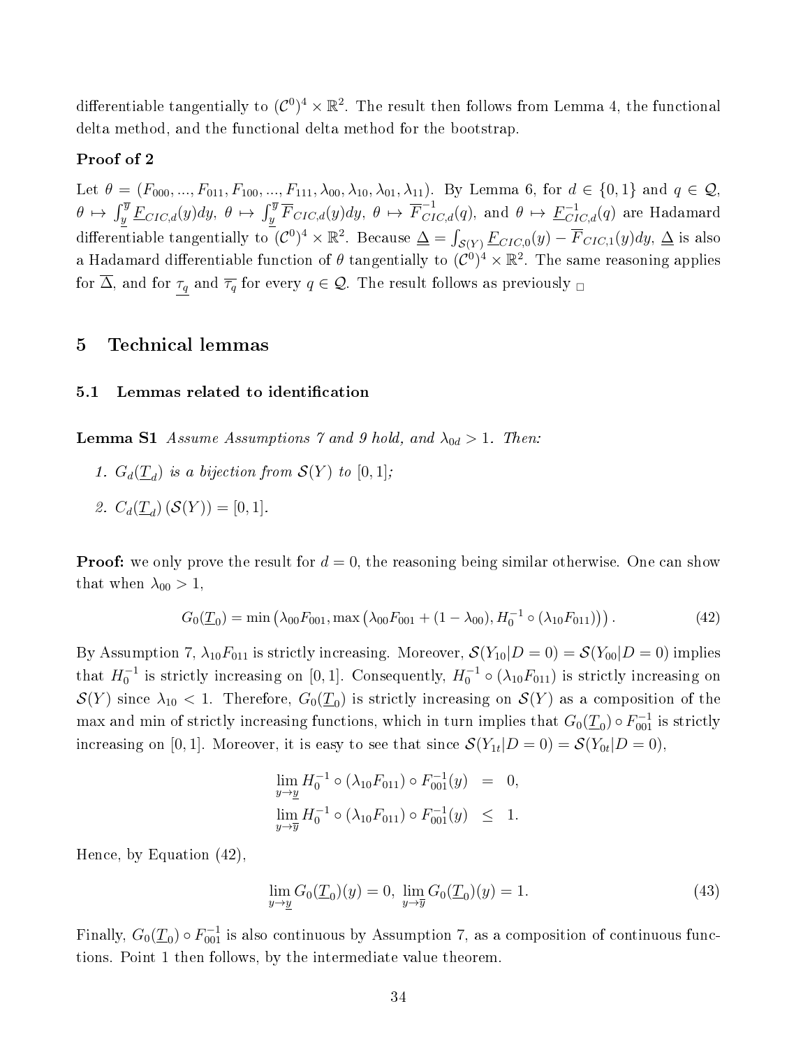differentiable tangentially to $(\mathcal{C}^0)^4 \times \mathbb{R}^2$. The result then follows from Lemma 4, the functional delta method, and the functional delta method for the bootstrap.

**Proof of 2**

Let $\theta = (F_{000}, ..., F_{011}, F_{100}, ..., F_{111}, \lambda_{00}, \lambda_{10}, \lambda_{01}, \lambda_{11})$. By Lemma 6, for $d \in \{0, 1\}$ and $q \in \mathcal{Q}$, $\theta \mapsto \int_{\underline{y}}^{\overline{y}} \underline{F}_{CIC,d}(y)dy$, $\theta \mapsto \int_{\underline{y}}^{\overline{y}} \overline{F}_{CIC,d}(y)dy$, $\theta \mapsto \overline{F}_{CIC,d}^{-1}(q)$, and $\theta \mapsto \underline{F}_{CIC,d}^{-1}(q)$ are Hadamard differentiable tangentially to $(\mathcal{C}^0)^4 \times \mathbb{R}^2$. Because $\underline{\Delta} = \int_{\mathcal{S}(Y)} \underline{F}_{CIC,0}(y) - \overline{F}_{CIC,1}(y)dy$, $\underline{\Delta}$ is also a Hadamard differentiable function of $\theta$ tangentially to $(\mathcal{C}^0)^4 \times \mathbb{R}^2$. The same reasoning applies for $\overline{\Delta}$, and for $\underline{\tau_q}$ and $\overline{\tau_q}$ for every $q \in \mathcal{Q}$. The result follows as previously $\square$

## 5 Technical lemmas

### 5.1 Lemmas related to identification

**Lemma S1** *Assume Assumptions 7 and 9 hold, and $\lambda_{0d} > 1$. Then:*

1. *$G_d(\underline{T}_d)$ is a bijection from $\mathcal{S}(Y)$ to $[0, 1]$;*
2. *$C_d(\underline{T}_d)(\mathcal{S}(Y)) = [0, 1]$.*

**Proof:** we only prove the result for $d = 0$, the reasoning being similar otherwise. One can show that when $\lambda_{00} > 1$,

$$G_0(\underline{T}_0) = \min\left(\lambda_{00}F_{001}, \max\left(\lambda_{00}F_{001} + (1 - \lambda_{00}), H_0^{-1} \circ (\lambda_{10}F_{011})\right)\right). \tag{42}$$

By Assumption 7, $\lambda_{10}F_{011}$ is strictly increasing. Moreover, $\mathcal{S}(Y_{10}|D = 0) = \mathcal{S}(Y_{00}|D = 0)$ implies that $H_0^{-1}$ is strictly increasing on $[0, 1]$. Consequently, $H_0^{-1} \circ (\lambda_{10}F_{011})$ is strictly increasing on $\mathcal{S}(Y)$ since $\lambda_{10} < 1$. Therefore, $G_0(\underline{T}_0)$ is strictly increasing on $\mathcal{S}(Y)$ as a composition of the max and min of strictly increasing functions, which in turn implies that $G_0(\underline{T}_0) \circ F_{001}^{-1}$ is strictly increasing on $[0, 1]$. Moreover, it is easy to see that since $\mathcal{S}(Y_{1t}|D = 0) = \mathcal{S}(Y_{0t}|D = 0)$,

$$\begin{aligned}
\lim_{y \to \underline{y}} H_0^{-1} \circ (\lambda_{10}F_{011}) \circ F_{001}^{-1}(y) &= 0, \\
\lim_{y \to \overline{y}} H_0^{-1} \circ (\lambda_{10}F_{011}) \circ F_{001}^{-1}(y) &\leq 1.
\end{aligned}$$

Hence, by Equation (42),

$$\lim_{y \to \underline{y}} G_0(\underline{T}_0)(y) = 0, \ \lim_{y \to \overline{y}} G_0(\underline{T}_0)(y) = 1. \tag{43}$$

Finally, $G_0(\underline{T}_0) \circ F_{001}^{-1}$ is also continuous by Assumption 7, as a composition of continuous functions. Point 1 then follows, by the intermediate value theorem.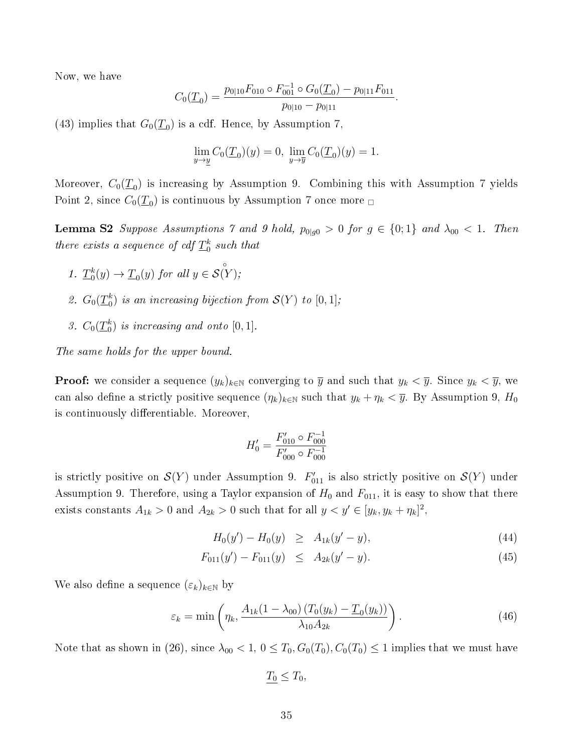Now, we have

$$C_0(\underline{T}_0) = \frac{p_{0|10} F_{010} \circ F_{001}^{-1} \circ G_0(\underline{T}_0) - p_{0|11} F_{011}}{p_{0|10} - p_{0|11}}.$$

(43) implies that $G_0(\underline{T}_0)$ is a cdf. Hence, by Assumption 7,

$$\lim_{y \to \underline{y}} C_0(\underline{T}_0)(y) = 0, \ \lim_{y \to \overline{y}} C_0(\underline{T}_0)(y) = 1.$$

Moreover, $C_0(\underline{T}_0)$ is increasing by Assumption 9. Combining this with Assumption 7 yields Point 2, since $C_0(\underline{T}_0)$ is continuous by Assumption 7 once more $\square$

**Lemma S2** *Suppose Assumptions 7 and 9 hold, $p_{0|g0} > 0$ for $g \in \{0;1\}$ and $\lambda_{00} < 1$. Then there exists a sequence of cdf $\underline{T}_0^k$ such that*

1. *$\underline{T}_0^k(y) \to \underline{T}_0(y)$ for all $y \in \overset{\circ}{\mathcal{S}}(Y)$;*
2. *$G_0(\underline{T}_0^k)$ is an increasing bijection from $\mathcal{S}(Y)$ to $[0,1]$;*
3. *$C_0(\underline{T}_0^k)$ is increasing and onto $[0,1]$.*

*The same holds for the upper bound.*

**Proof:** we consider a sequence $(y_k)_{k \in \mathbb{N}}$ converging to $\overline{y}$ and such that $y_k < \overline{y}$. Since $y_k < \overline{y}$, we can also define a strictly positive sequence $(\eta_k)_{k \in \mathbb{N}}$ such that $y_k + \eta_k < \overline{y}$. By Assumption 9, $H_0$ is continuously differentiable. Moreover,

$$H_0' = \frac{F_{010}' \circ F_{000}^{-1}}{F_{000}' \circ F_{000}^{-1}}$$

is strictly positive on $\mathcal{S}(Y)$ under Assumption 9. $F_{011}'$ is also strictly positive on $\mathcal{S}(Y)$ under Assumption 9. Therefore, using a Taylor expansion of $H_0$ and $F_{011}$, it is easy to show that there exists constants $A_{1k} > 0$ and $A_{2k} > 0$ such that for all $y < y' \in [y_k, y_k + \eta_k]^2$,

$$H_0(y') - H_0(y) \geq A_{1k}(y' - y), \tag{44}$$

$$F_{011}(y') - F_{011}(y) \leq A_{2k}(y' - y). \tag{45}$$

We also define a sequence $(\varepsilon_k)_{k \in \mathbb{N}}$ by

$$\varepsilon_k = \min\left(\eta_k, \frac{A_{1k}(1 - \lambda_{00})\left(T_0(y_k) - \underline{T}_0(y_k)\right)}{\lambda_{10} A_{2k}}\right). \tag{46}$$

Note that as shown in (26), since $\lambda_{00} < 1$, $0 \leq T_0, G_0(T_0), C_0(T_0) \leq 1$ implies that we must have

$$\underline{T_0} \leq T_0,$$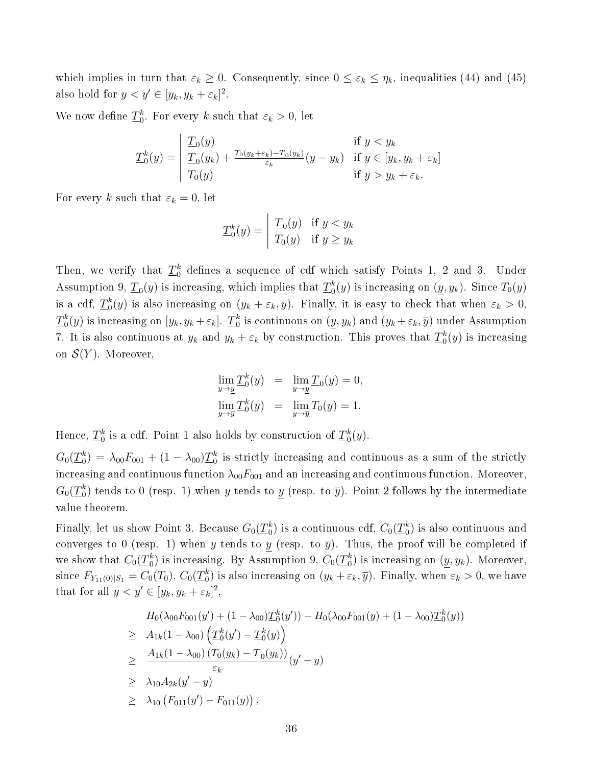which implies in turn that $\varepsilon_k \geq 0$. Consequently, since $0 \leq \varepsilon_k \leq \eta_k$, inequalities (44) and (45) also hold for $y < y' \in [y_k, y_k + \varepsilon_k]^2$.

We now define $\underline{T}_0^k$. For every $k$ such that $\varepsilon_k > 0$, let

$$\underline{T}_0^k(y) = \left| \begin{array}{ll} \underline{T}_0(y) & \text{if } y < y_k \\ \underline{T}_0(y_k) + \frac{T_0(y_k+\varepsilon_k) - \underline{T}_0(y_k)}{\varepsilon_k}(y - y_k) & \text{if } y \in [y_k, y_k + \varepsilon_k] \\ T_0(y) & \text{if } y > y_k + \varepsilon_k. \end{array} \right.$$

For every $k$ such that $\varepsilon_k = 0$, let

$$\underline{T}_0^k(y) = \left| \begin{array}{ll} \underline{T}_0(y) & \text{if } y < y_k \\ T_0(y) & \text{if } y \geq y_k \end{array} \right.$$

Then, we verify that $\underline{T}_0^k$ defines a sequence of cdf which satisfy Points 1, 2 and 3. Under Assumption 9, $\underline{T}_0(y)$ is increasing, which implies that $\underline{T}_0^k(y)$ is increasing on $(\underline{y}, y_k)$. Since $T_0(y)$ is a cdf, $\underline{T}_0^k(y)$ is also increasing on $(y_k + \varepsilon_k, \overline{y})$. Finally, it is easy to check that when $\varepsilon_k > 0$, $\underline{T}_0^k(y)$ is increasing on $[y_k, y_k + \varepsilon_k]$. $\underline{T}_0^k$ is continuous on $(\underline{y}, y_k)$ and $(y_k + \varepsilon_k, \overline{y})$ under Assumption 7. It is also continuous at $y_k$ and $y_k + \varepsilon_k$ by construction. This proves that $\underline{T}_0^k(y)$ is increasing on $\mathcal{S}(Y)$. Moreover,

$$\begin{aligned} \lim_{y \to \underline{y}} \underline{T}_0^k(y) &= \lim_{y \to \underline{y}} \underline{T}_0(y) = 0, \\ \lim_{y \to \overline{y}} \underline{T}_0^k(y) &= \lim_{y \to \overline{y}} T_0(y) = 1. \end{aligned}$$

Hence, $\underline{T}_0^k$ is a cdf. Point 1 also holds by construction of $\underline{T}_0^k(y)$.

$G_0(\underline{T}_0^k) = \lambda_{00} F_{001} + (1 - \lambda_{00}) \underline{T}_0^k$ is strictly increasing and continuous as a sum of the strictly increasing and continuous function $\lambda_{00} F_{001}$ and an increasing and continuous function. Moreover, $G_0(\underline{T}_0^k)$ tends to 0 (resp. 1) when $y$ tends to $\underline{y}$ (resp. to $\overline{y}$). Point 2 follows by the intermediate value theorem.

Finally, let us show Point 3. Because $G_0(\underline{T}_0^k)$ is a continuous cdf, $C_0(\underline{T}_0^k)$ is also continuous and converges to 0 (resp. 1) when $y$ tends to $\underline{y}$ (resp. to $\overline{y}$). Thus, the proof will be completed if we show that $C_0(\underline{T}_0^k)$ is increasing. By Assumption 9, $C_0(\underline{T}_0^k)$ is increasing on $(\underline{y}, y_k)$. Moreover, since $F_{Y_{11}(0)|S_1} = C_0(T_0)$, $C_0(\underline{T}_0^k)$ is also increasing on $(y_k + \varepsilon_k, \overline{y})$. Finally, when $\varepsilon_k > 0$, we have that for all $y < y' \in [y_k, y_k + \varepsilon_k]^2$,

$$\begin{aligned} & H_0(\lambda_{00} F_{001}(y') + (1 - \lambda_{00}) \underline{T}_0^k(y')) - H_0(\lambda_{00} F_{001}(y) + (1 - \lambda_{00}) \underline{T}_0^k(y)) \\ \geq \; & A_{1k}(1 - \lambda_{00}) \left( \underline{T}_0^k(y') - \underline{T}_0^k(y) \right) \\ \geq \; & \frac{A_{1k}(1 - \lambda_{00}) \left( T_0(y_k) - \underline{T}_0(y_k) \right)}{\varepsilon_k}(y' - y) \\ \geq \; & \lambda_{10} A_{2k}(y' - y) \\ \geq \; & \lambda_{10} \left( F_{011}(y') - F_{011}(y) \right), \end{aligned}$$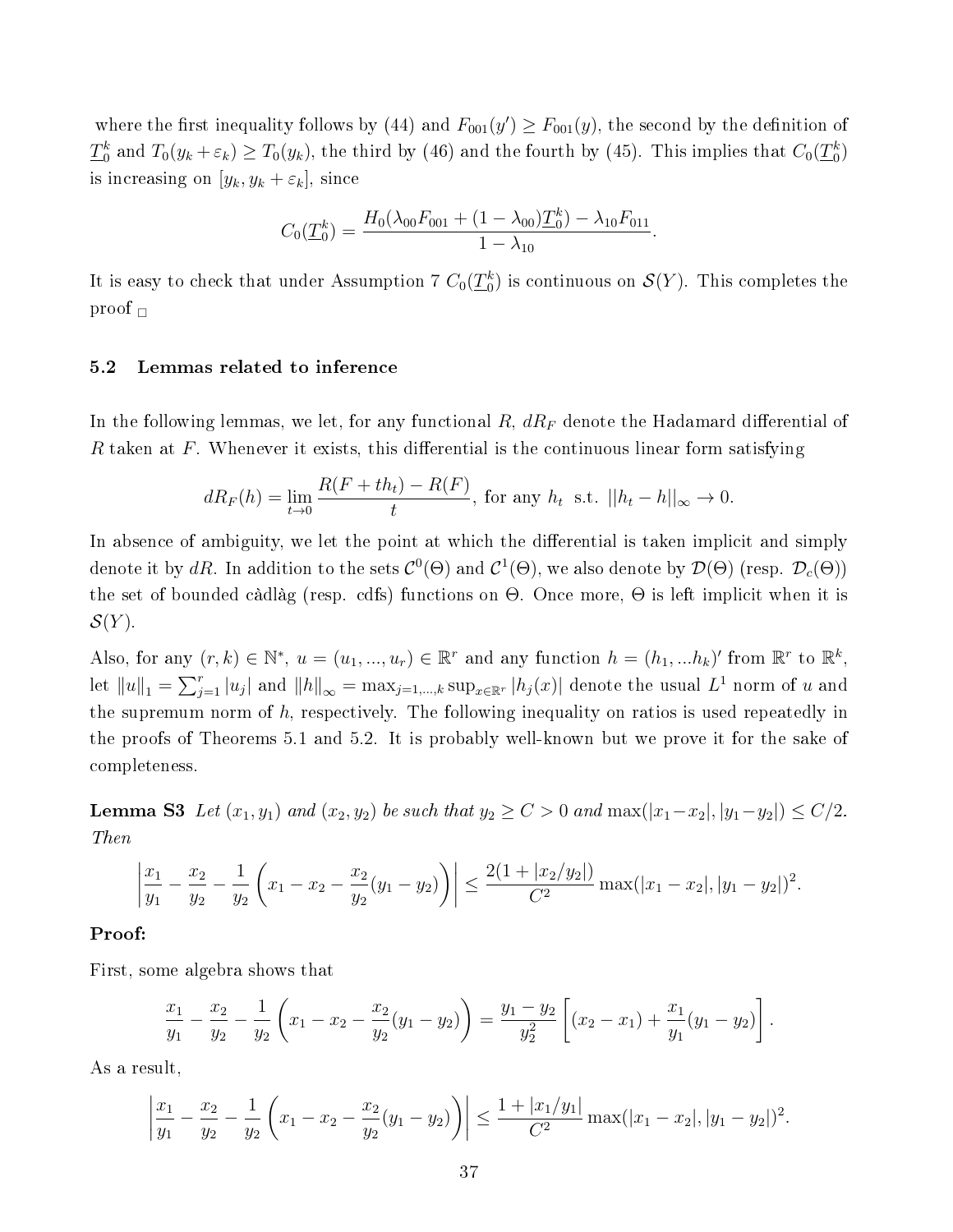where the first inequality follows by (44) and $F_{001}(y') \geq F_{001}(y)$, the second by the definition of $\underline{T}_0^k$ and $T_0(y_k + \varepsilon_k) \geq T_0(y_k)$, the third by (46) and the fourth by (45). This implies that $C_0(\underline{T}_0^k)$ is increasing on $[y_k, y_k + \varepsilon_k]$, since

$$C_0(\underline{T}_0^k) = \frac{H_0(\lambda_{00} F_{001} + (1 - \lambda_{00})\underline{T}_0^k) - \lambda_{10} F_{011}}{1 - \lambda_{10}}.$$

It is easy to check that under Assumption 7 $C_0(\underline{T}_0^k)$ is continuous on $\mathcal{S}(Y)$. This completes the proof □

### 5.2 Lemmas related to inference

In the following lemmas, we let, for any functional $R$, $dR_F$ denote the Hadamard differential of $R$ taken at $F$. Whenever it exists, this differential is the continuous linear form satisfying

$$dR_F(h) = \lim_{t \to 0} \frac{R(F + th_t) - R(F)}{t}, \text{ for any } h_t \text{ s.t. } ||h_t - h||_\infty \to 0.$$

In absence of ambiguity, we let the point at which the differential is taken implicit and simply denote it by $dR$. In addition to the sets $\mathcal{C}^0(\Theta)$ and $\mathcal{C}^1(\Theta)$, we also denote by $\mathcal{D}(\Theta)$ (resp. $\mathcal{D}_c(\Theta)$) the set of bounded càdlàg (resp. cdfs) functions on $\Theta$. Once more, $\Theta$ is left implicit when it is $\mathcal{S}(Y)$.

Also, for any $(r, k) \in \mathbb{N}^*$, $u = (u_1, ..., u_r) \in \mathbb{R}^r$ and any function $h = (h_1, ...h_k)'$ from $\mathbb{R}^r$ to $\mathbb{R}^k$, let $\|u\|_1 = \sum_{j=1}^r |u_j|$ and $\|h\|_\infty = \max_{j=1,...,k} \sup_{x \in \mathbb{R}^r} |h_j(x)|$ denote the usual $L^1$ norm of $u$ and the supremum norm of $h$, respectively. The following inequality on ratios is used repeatedly in the proofs of Theorems 5.1 and 5.2. It is probably well-known but we prove it for the sake of completeness.

**Lemma S3** *Let $(x_1, y_1)$ and $(x_2, y_2)$ be such that $y_2 \geq C > 0$ and $\max(|x_1 - x_2|, |y_1 - y_2|) \leq C/2$. Then*

$$\left| \frac{x_1}{y_1} - \frac{x_2}{y_2} - \frac{1}{y_2} \left( x_1 - x_2 - \frac{x_2}{y_2}(y_1 - y_2) \right) \right| \leq \frac{2(1 + |x_2/y_2|)}{C^2} \max(|x_1 - x_2|, |y_1 - y_2|)^2.$$

**Proof:**

First, some algebra shows that

$$\frac{x_1}{y_1} - \frac{x_2}{y_2} - \frac{1}{y_2} \left( x_1 - x_2 - \frac{x_2}{y_2}(y_1 - y_2) \right) = \frac{y_1 - y_2}{y_2^2} \left[ (x_2 - x_1) + \frac{x_1}{y_1}(y_1 - y_2) \right].$$

As a result,

$$\left| \frac{x_1}{y_1} - \frac{x_2}{y_2} - \frac{1}{y_2} \left( x_1 - x_2 - \frac{x_2}{y_2}(y_1 - y_2) \right) \right| \leq \frac{1 + |x_1/y_1|}{C^2} \max(|x_1 - x_2|, |y_1 - y_2|)^2.$$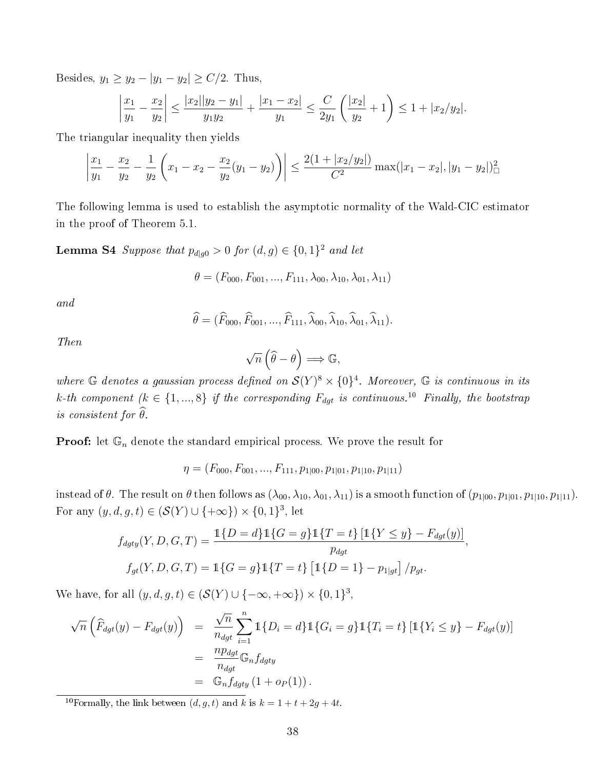Besides, $y_1 \geq y_2 - |y_1 - y_2| \geq C/2$. Thus,

$$\left|\frac{x_1}{y_1} - \frac{x_2}{y_2}\right| \leq \frac{|x_2||y_2 - y_1|}{y_1 y_2} + \frac{|x_1 - x_2|}{y_1} \leq \frac{C}{2y_1}\left(\frac{|x_2|}{y_2} + 1\right) \leq 1 + |x_2/y_2|.$$

The triangular inequality then yields

$$\left|\frac{x_1}{y_1} - \frac{x_2}{y_2} - \frac{1}{y_2}\left(x_1 - x_2 - \frac{x_2}{y_2}(y_1 - y_2)\right)\right| \leq \frac{2(1 + |x_2/y_2|)}{C^2}\max(|x_1 - x_2|, |y_1 - y_2|)^2_{\square}$$

The following lemma is used to establish the asymptotic normality of the Wald-CIC estimator in the proof of Theorem 5.1.

**Lemma S4** *Suppose that $p_{d|g0} > 0$ for $(d, g) \in \{0, 1\}^2$ and let*

$$\theta = (F_{000}, F_{001}, ..., F_{111}, \lambda_{00}, \lambda_{10}, \lambda_{01}, \lambda_{11})$$

*and*

$$\widehat{\theta} = (\widehat{F}_{000}, \widehat{F}_{001}, ..., \widehat{F}_{111}, \widehat{\lambda}_{00}, \widehat{\lambda}_{10}, \widehat{\lambda}_{01}, \widehat{\lambda}_{11}).$$

*Then*

$$\sqrt{n}\left(\widehat{\theta} - \theta\right) \Longrightarrow \mathbb{G},$$

*where $\mathbb{G}$ denotes a gaussian process defined on $\mathcal{S}(Y)^8 \times \{0\}^4$. Moreover, $\mathbb{G}$ is continuous in its $k$-th component ($k \in \{1, ..., 8\}$ if the corresponding $F_{dgt}$ is continuous.[10] Finally, the bootstrap is consistent for $\widehat{\theta}$.*

**Proof:** let $\mathbb{G}_n$ denote the standard empirical process. We prove the result for

$$\eta = (F_{000}, F_{001}, ..., F_{111}, p_{1|00}, p_{1|01}, p_{1|10}, p_{1|11})$$

instead of $\theta$. The result on $\theta$ then follows as $(\lambda_{00}, \lambda_{10}, \lambda_{01}, \lambda_{11})$ is a smooth function of $(p_{1|00}, p_{1|01}, p_{1|10}, p_{1|11})$. For any $(y, d, g, t) \in (\mathcal{S}(Y) \cup \{+\infty\}) \times \{0, 1\}^3$, let

$$f_{dgty}(Y, D, G, T) = \frac{\mathbb{1}\{D = d\}\mathbb{1}\{G = g\}\mathbb{1}\{T = t\}\left[\mathbb{1}\{Y \leq y\} - F_{dgt}(y)\right]}{p_{dgt}},$$
$$f_{gt}(Y, D, G, T) = \mathbb{1}\{G = g\}\mathbb{1}\{T = t\}\left[\mathbb{1}\{D = 1\} - p_{1|gt}\right]/p_{gt}.$$

We have, for all $(y, d, g, t) \in (\mathcal{S}(Y) \cup \{-\infty, +\infty\}) \times \{0, 1\}^3$,

$$\begin{aligned}
\sqrt{n}\left(\widehat{F}_{dgt}(y) - F_{dgt}(y)\right) &= \frac{\sqrt{n}}{n_{dgt}}\sum_{i=1}^{n}\mathbb{1}\{D_i = d\}\mathbb{1}\{G_i = g\}\mathbb{1}\{T_i = t\}\left[\mathbb{1}\{Y_i \leq y\} - F_{dgt}(y)\right] \\
&= \frac{n p_{dgt}}{n_{dgt}}\mathbb{G}_n f_{dgty} \\
&= \mathbb{G}_n f_{dgty}\left(1 + o_P(1)\right).
\end{aligned}$$

[10] Formally, the link between $(d, g, t)$ and $k$ is $k = 1 + t + 2g + 4t$.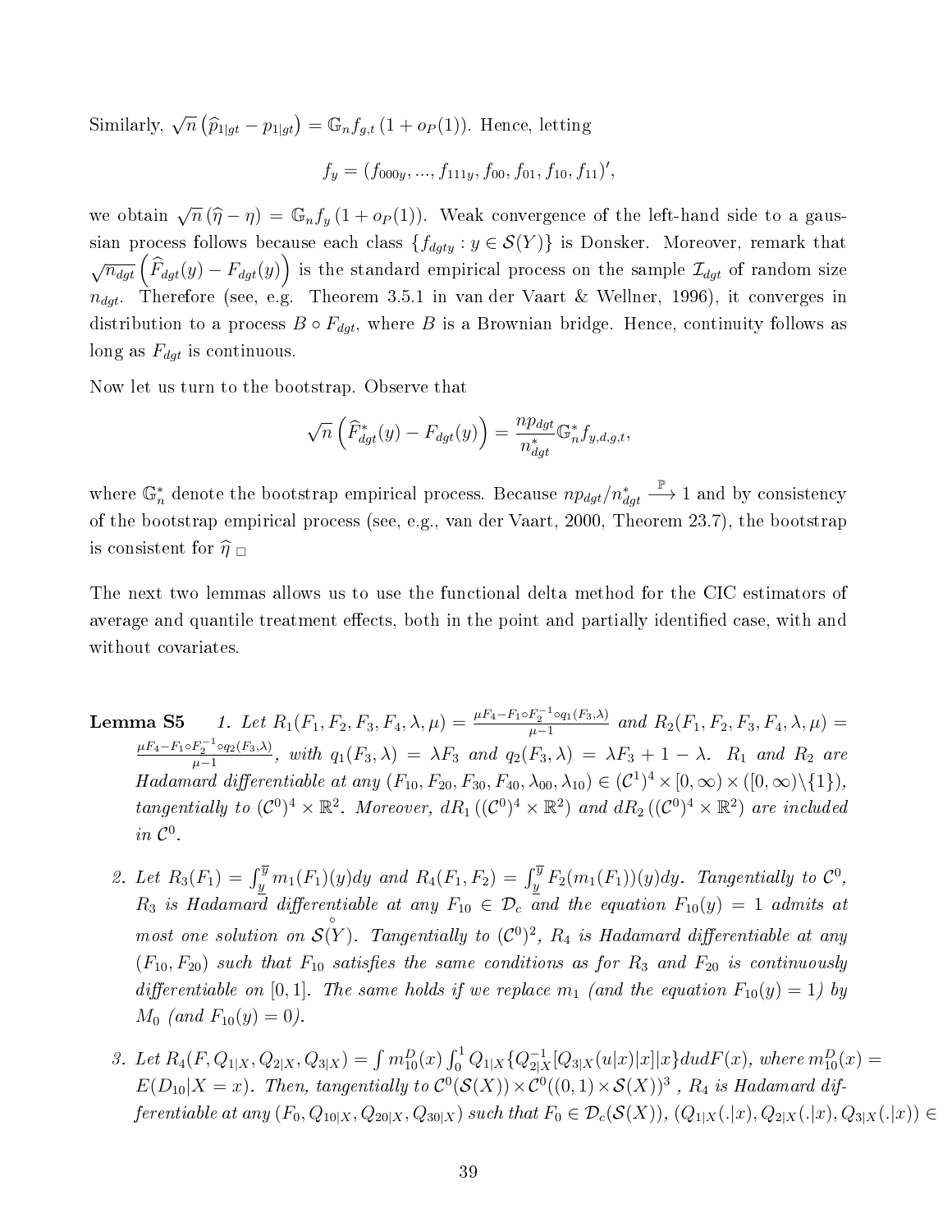Similarly, $\sqrt{n}\left(\widehat{p}_{1|gt} - p_{1|gt}\right) = \mathbb{G}_n f_{g,t}\left(1 + o_P(1)\right)$. Hence, letting

$$f_y = (f_{000y}, ..., f_{111y}, f_{00}, f_{01}, f_{10}, f_{11})',$$

we obtain $\sqrt{n}\left(\widehat{\eta} - \eta\right) = \mathbb{G}_n f_y\left(1 + o_P(1)\right)$. Weak convergence of the left-hand side to a gaussian process follows because each class $\{f_{dgty} : y \in \mathcal{S}(Y)\}$ is Donsker. Moreover, remark that $\sqrt{n_{dgt}}\left(\widehat{F}_{dgt}(y) - F_{dgt}(y)\right)$ is the standard empirical process on the sample $\mathcal{I}_{dgt}$ of random size $n_{dgt}$. Therefore (see, e.g. Theorem 3.5.1 in van der Vaart & Wellner, 1996), it converges in distribution to a process $B \circ F_{dgt}$, where $B$ is a Brownian bridge. Hence, continuity follows as long as $F_{dgt}$ is continuous.

Now let us turn to the bootstrap. Observe that

$$\sqrt{n}\left(\widehat{F}^*_{dgt}(y) - F_{dgt}(y)\right) = \frac{np_{dgt}}{n^*_{dgt}}\mathbb{G}^*_n f_{y,d,g,t},$$

where $\mathbb{G}^*_n$ denote the bootstrap empirical process. Because $np_{dgt}/n^*_{dgt} \xrightarrow{\mathbb{P}} 1$ and by consistency of the bootstrap empirical process (see, e.g., van der Vaart, 2000, Theorem 23.7), the bootstrap is consistent for $\widehat{\eta}$ $\square$

The next two lemmas allows us to use the functional delta method for the CIC estimators of average and quantile treatment effects, both in the point and partially identified case, with and without covariates.

**Lemma S5** *1. Let $R_1(F_1, F_2, F_3, F_4, \lambda, \mu) = \frac{\mu F_4 - F_1 \circ F_2^{-1} \circ q_1(F_3, \lambda)}{\mu - 1}$ and $R_2(F_1, F_2, F_3, F_4, \lambda, \mu) = \frac{\mu F_4 - F_1 \circ F_2^{-1} \circ q_2(F_3, \lambda)}{\mu - 1}$, with $q_1(F_3, \lambda) = \lambda F_3$ and $q_2(F_3, \lambda) = \lambda F_3 + 1 - \lambda$. $R_1$ and $R_2$ are Hadamard differentiable at any $(F_{10}, F_{20}, F_{30}, F_{40}, \lambda_{00}, \lambda_{10}) \in (\mathcal{C}^1)^4 \times [0, \infty) \times ([0, \infty)\backslash\{1\})$, tangentially to $(\mathcal{C}^0)^4 \times \mathbb{R}^2$. Moreover, $dR_1\left((\mathcal{C}^0)^4 \times \mathbb{R}^2\right)$ and $dR_2\left((\mathcal{C}^0)^4 \times \mathbb{R}^2\right)$ are included in $\mathcal{C}^0$.*

*2. Let $R_3(F_1) = \int_{\underline{y}}^{\overline{y}} m_1(F_1)(y)dy$ and $R_4(F_1, F_2) = \int_{\underline{y}}^{\overline{y}} F_2(m_1(F_1))(y)dy$. Tangentially to $\mathcal{C}^0$, $R_3$ is Hadamard differentiable at any $F_{10} \in \mathcal{D}_c$ and the equation $F_{10}(y) = 1$ admits at most one solution on $\overset{\circ}{\mathcal{S}}(Y)$. Tangentially to $(\mathcal{C}^0)^2$, $R_4$ is Hadamard differentiable at any $(F_{10}, F_{20})$ such that $F_{10}$ satisfies the same conditions as for $R_3$ and $F_{20}$ is continuously differentiable on $[0, 1]$. The same holds if we replace $m_1$ (and the equation $F_{10}(y) = 1$) by $M_0$ (and $F_{10}(y) = 0$).*

*3. Let $R_4(F, Q_{1|X}, Q_{2|X}, Q_{3|X}) = \int m^D_{10}(x) \int_0^1 Q_{1|X}\{Q^{-1}_{2|X}[Q_{3|X}(u|x)|x]|x\}dudF(x)$, where $m^D_{10}(x) = E(D_{10}|X = x)$. Then, tangentially to $\mathcal{C}^0(\mathcal{S}(X)) \times \mathcal{C}^0((0, 1) \times \mathcal{S}(X))^3$ , $R_4$ is Hadamard differentiable at any $(F_0, Q_{10|X}, Q_{20|X}, Q_{30|X})$ such that $F_0 \in \mathcal{D}_c(\mathcal{S}(X))$, $(Q_{1|X}(.|x), Q_{2|X}(.|x), Q_{3|X}(.|x)) \in$*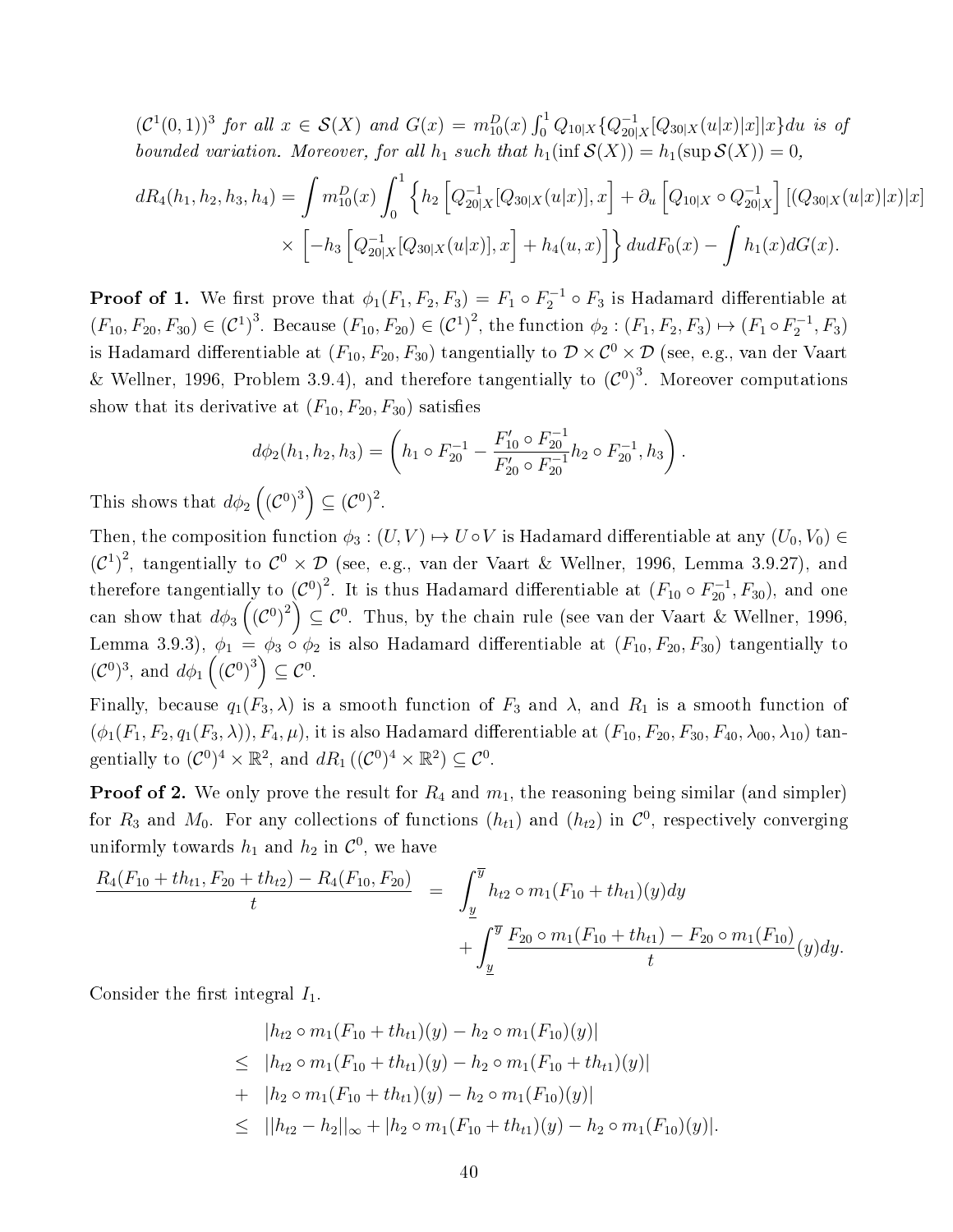$(\mathcal{C}^1(0,1))^3$ *for all* $x \in \mathcal{S}(X)$ *and* $G(x) = m_{10}^D(x)\int_0^1 Q_{10|X}\{Q_{20|X}^{-1}[Q_{30|X}(u|x)|x]|x\}du$ *is of bounded variation. Moreover, for all* $h_1$ *such that* $h_1(\inf \mathcal{S}(X)) = h_1(\sup \mathcal{S}(X)) = 0$,

$$
\begin{aligned}
dR_4(h_1,h_2,h_3,h_4) = & \int m_{10}^D(x)\int_0^1 \left\{ h_2\left[Q_{20|X}^{-1}[Q_{30|X}(u|x)],x\right] + \partial_u\left[Q_{10|X}\circ Q_{20|X}^{-1}\right][(Q_{30|X}(u|x)|x)|x] \right. \\
& \left. \times \left[-h_3\left[Q_{20|X}^{-1}[Q_{30|X}(u|x)],x\right] + h_4(u,x)\right]\right\} dudF_0(x) - \int h_1(x)dG(x).
\end{aligned}
$$

**Proof of 1.** We first prove that $\phi_1(F_1,F_2,F_3) = F_1\circ F_2^{-1}\circ F_3$ is Hadamard differentiable at $(F_{10},F_{20},F_{30}) \in (\mathcal{C}^1)^3$. Because $(F_{10},F_{20}) \in (\mathcal{C}^1)^2$, the function $\phi_2 : (F_1,F_2,F_3)\mapsto (F_1\circ F_2^{-1},F_3)$ is Hadamard differentiable at $(F_{10},F_{20},F_{30})$ tangentially to $\mathcal{D}\times\mathcal{C}^0\times\mathcal{D}$ (see, e.g., van der Vaart & Wellner, 1996, Problem 3.9.4), and therefore tangentially to $(\mathcal{C}^0)^3$. Moreover computations show that its derivative at $(F_{10},F_{20},F_{30})$ satisfies

$$
d\phi_2(h_1,h_2,h_3) = \left(h_1\circ F_{20}^{-1} - \frac{F_{10}'\circ F_{20}^{-1}}{F_{20}'\circ F_{20}^{-1}}h_2\circ F_{20}^{-1}, h_3\right).
$$

This shows that $d\phi_2\left((\mathcal{C}^0)^3\right) \subseteq (\mathcal{C}^0)^2$.

Then, the composition function $\phi_3 : (U,V)\mapsto U\circ V$ is Hadamard differentiable at any $(U_0,V_0)\in (\mathcal{C}^1)^2$, tangentially to $\mathcal{C}^0\times\mathcal{D}$ (see, e.g., van der Vaart & Wellner, 1996, Lemma 3.9.27), and therefore tangentially to $(\mathcal{C}^0)^2$. It is thus Hadamard differentiable at $(F_{10}\circ F_{20}^{-1},F_{30})$, and one can show that $d\phi_3\left((\mathcal{C}^0)^2\right)\subseteq\mathcal{C}^0$. Thus, by the chain rule (see van der Vaart & Wellner, 1996, Lemma 3.9.3), $\phi_1 = \phi_3\circ\phi_2$ is also Hadamard differentiable at $(F_{10},F_{20},F_{30})$ tangentially to $(\mathcal{C}^0)^3$, and $d\phi_1\left((\mathcal{C}^0)^3\right)\subseteq\mathcal{C}^0$.

Finally, because $q_1(F_3,\lambda)$ is a smooth function of $F_3$ and $\lambda$, and $R_1$ is a smooth function of $(\phi_1(F_1,F_2,q_1(F_3,\lambda)),F_4,\mu)$, it is also Hadamard differentiable at $(F_{10},F_{20},F_{30},F_{40},\lambda_{00},\lambda_{10})$ tangentially to $(\mathcal{C}^0)^4\times\mathbb{R}^2$, and $dR_1\left((\mathcal{C}^0)^4\times\mathbb{R}^2\right)\subseteq\mathcal{C}^0$.

**Proof of 2.** We only prove the result for $R_4$ and $m_1$, the reasoning being similar (and simpler) for $R_3$ and $M_0$. For any collections of functions $(h_{t1})$ and $(h_{t2})$ in $\mathcal{C}^0$, respectively converging uniformly towards $h_1$ and $h_2$ in $\mathcal{C}^0$, we have

$$
\begin{aligned}
\frac{R_4(F_{10}+th_{t1},F_{20}+th_{t2}) - R_4(F_{10},F_{20})}{t} = & \int_{\underline{y}}^{\overline{y}} h_{t2}\circ m_1(F_{10}+th_{t1})(y)dy \\
& + \int_{\underline{y}}^{\overline{y}} \frac{F_{20}\circ m_1(F_{10}+th_{t1}) - F_{20}\circ m_1(F_{10})}{t}(y)dy.
\end{aligned}
$$

Consider the first integral $I_1$.

$$
\begin{aligned}
& |h_{t2}\circ m_1(F_{10}+th_{t1})(y) - h_2\circ m_1(F_{10})(y)| \\
\leq\ & |h_{t2}\circ m_1(F_{10}+th_{t1})(y) - h_2\circ m_1(F_{10}+th_{t1})(y)| \\
+\ & |h_2\circ m_1(F_{10}+th_{t1})(y) - h_2\circ m_1(F_{10})(y)| \\
\leq\ & ||h_{t2}-h_2||_\infty + |h_2\circ m_1(F_{10}+th_{t1})(y) - h_2\circ m_1(F_{10})(y)|.
\end{aligned}
$$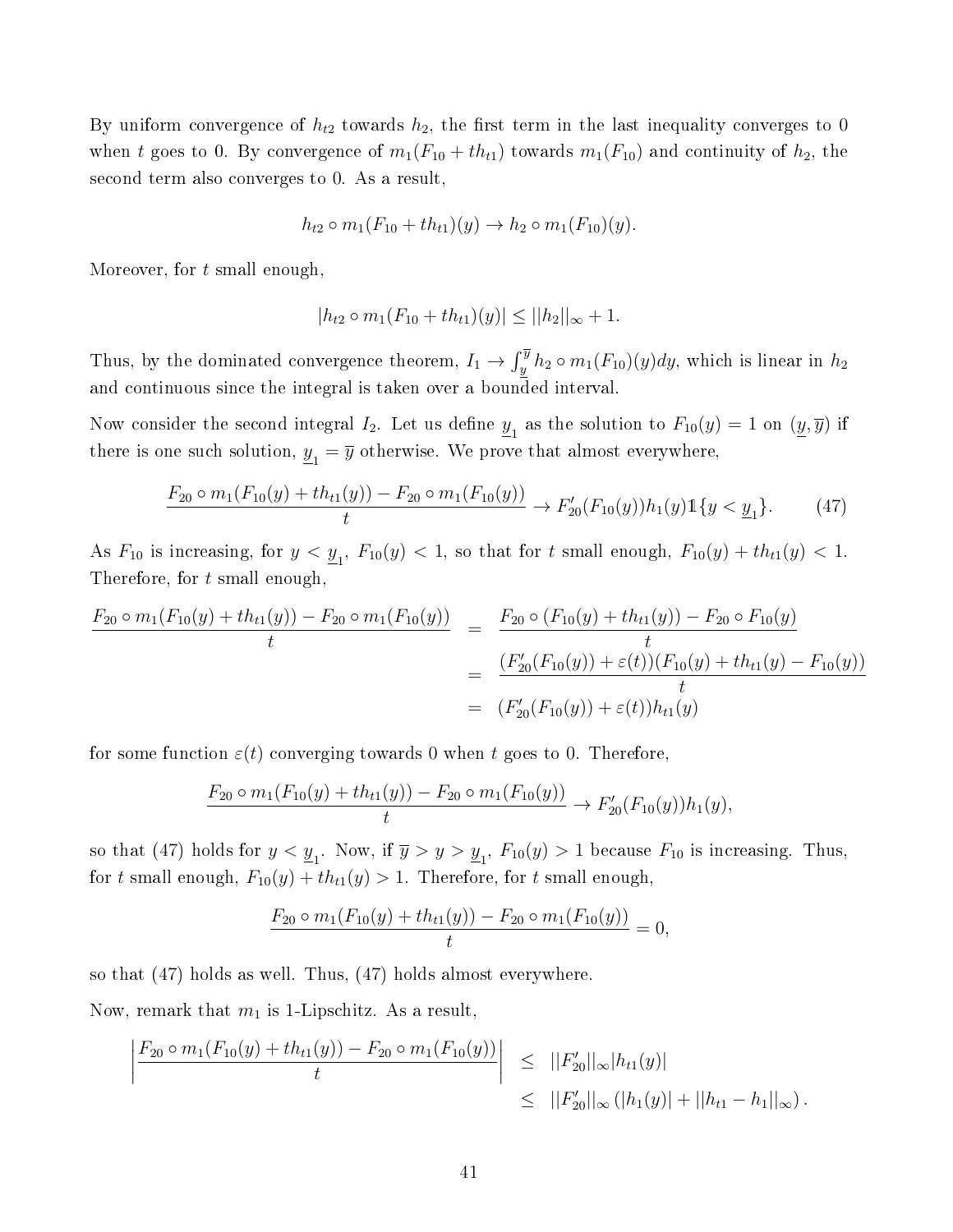By uniform convergence of $h_{t2}$ towards $h_2$, the first term in the last inequality converges to 0 when $t$ goes to 0. By convergence of $m_1(F_{10} + th_{t1})$ towards $m_1(F_{10})$ and continuity of $h_2$, the second term also converges to 0. As a result,

$$h_{t2} \circ m_1(F_{10} + th_{t1})(y) \to h_2 \circ m_1(F_{10})(y).$$

Moreover, for $t$ small enough,

$$|h_{t2} \circ m_1(F_{10} + th_{t1})(y)| \leq ||h_2||_\infty + 1.$$

Thus, by the dominated convergence theorem, $I_1 \to \int_{\underline{y}}^{\overline{y}} h_2 \circ m_1(F_{10})(y)dy$, which is linear in $h_2$ and continuous since the integral is taken over a bounded interval.

Now consider the second integral $I_2$. Let us define $\underline{y}_1$ as the solution to $F_{10}(y) = 1$ on $(\underline{y}, \overline{y})$ if there is one such solution, $\underline{y}_1 = \overline{y}$ otherwise. We prove that almost everywhere,

$$\frac{F_{20} \circ m_1(F_{10}(y) + th_{t1}(y)) - F_{20} \circ m_1(F_{10}(y))}{t} \to F_{20}'(F_{10}(y))h_1(y)\mathbb{1}\{y < \underline{y}_1\}. \tag{47}$$

As $F_{10}$ is increasing, for $y < \underline{y}_1$, $F_{10}(y) < 1$, so that for $t$ small enough, $F_{10}(y) + th_{t1}(y) < 1$. Therefore, for $t$ small enough,

$$\begin{aligned}
\frac{F_{20} \circ m_1(F_{10}(y) + th_{t1}(y)) - F_{20} \circ m_1(F_{10}(y))}{t} &= \frac{F_{20} \circ (F_{10}(y) + th_{t1}(y)) - F_{20} \circ F_{10}(y)}{t} \\
&= \frac{(F_{20}'(F_{10}(y)) + \varepsilon(t))(F_{10}(y) + th_{t1}(y) - F_{10}(y))}{t} \\
&= (F_{20}'(F_{10}(y)) + \varepsilon(t))h_{t1}(y)
\end{aligned}$$

for some function $\varepsilon(t)$ converging towards 0 when $t$ goes to 0. Therefore,

$$\frac{F_{20} \circ m_1(F_{10}(y) + th_{t1}(y)) - F_{20} \circ m_1(F_{10}(y))}{t} \to F_{20}'(F_{10}(y))h_1(y),$$

so that (47) holds for $y < \underline{y}_1$. Now, if $\overline{y} > y > \underline{y}_1$, $F_{10}(y) > 1$ because $F_{10}$ is increasing. Thus, for $t$ small enough, $F_{10}(y) + th_{t1}(y) > 1$. Therefore, for $t$ small enough,

$$\frac{F_{20} \circ m_1(F_{10}(y) + th_{t1}(y)) - F_{20} \circ m_1(F_{10}(y))}{t} = 0,$$

so that (47) holds as well. Thus, (47) holds almost everywhere.

Now, remark that $m_1$ is 1-Lipschitz. As a result,

$$\begin{aligned}
\left| \frac{F_{20} \circ m_1(F_{10}(y) + th_{t1}(y)) - F_{20} \circ m_1(F_{10}(y))}{t} \right| &\leq ||F_{20}'||_\infty |h_{t1}(y)| \\
&\leq ||F_{20}'||_\infty \left(|h_1(y)| + ||h_{t1} - h_1||_\infty\right).
\end{aligned}$$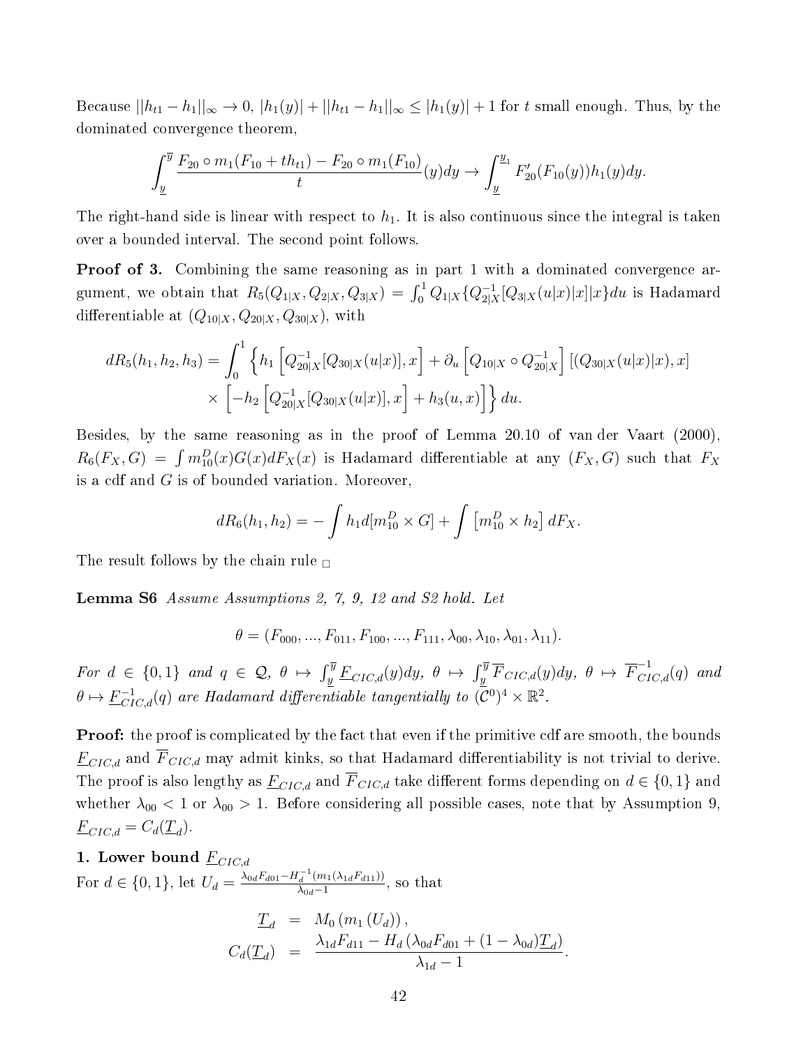Because $||h_{t1} - h_1||_\infty \to 0$, $|h_1(y)| + ||h_{t1} - h_1||_\infty \leq |h_1(y)| + 1$ for $t$ small enough. Thus, by the dominated convergence theorem,

$$\int_{\underline{y}}^{\overline{y}} \frac{F_{20} \circ m_1(F_{10} + th_{t1}) - F_{20} \circ m_1(F_{10})}{t}(y)dy \to \int_{\underline{y}}^{y_1} F'_{20}(F_{10}(y))h_1(y)dy.$$

The right-hand side is linear with respect to $h_1$. It is also continuous since the integral is taken over a bounded interval. The second point follows.

**Proof of 3.** Combining the same reasoning as in part 1 with a dominated convergence argument, we obtain that $R_5(Q_{1|X}, Q_{2|X}, Q_{3|X}) = \int_0^1 Q_{1|X}\{Q_{2|X}^{-1}[Q_{3|X}(u|x)|x]|x\}du$ is Hadamard differentiable at $(Q_{10|X}, Q_{20|X}, Q_{30|X})$, with

$$\begin{aligned} dR_5(h_1, h_2, h_3) = \int_0^1 &\left\{ h_1 \left[ Q_{20|X}^{-1}[Q_{30|X}(u|x)], x \right] + \partial_u \left[ Q_{10|X} \circ Q_{20|X}^{-1} \right] [(Q_{30|X}(u|x)|x), x] \right. \\ &\times \left. \left[ -h_2 \left[ Q_{20|X}^{-1}[Q_{30|X}(u|x)], x \right] + h_3(u, x) \right] \right\} du. \end{aligned}$$

Besides, by the same reasoning as in the proof of Lemma 20.10 of van der Vaart (2000), $R_6(F_X, G) = \int m_{10}^D(x)G(x)dF_X(x)$ is Hadamard differentiable at any $(F_X, G)$ such that $F_X$ is a cdf and $G$ is of bounded variation. Moreover,

$$dR_6(h_1, h_2) = -\int h_1 d[m_{10}^D \times G] + \int \left[ m_{10}^D \times h_2 \right] dF_X.$$

The result follows by the chain rule □

**Lemma S6** *Assume Assumptions 2, 7, 9, 12 and S2 hold. Let*

$$\theta = (F_{000}, ..., F_{011}, F_{100}, ..., F_{111}, \lambda_{00}, \lambda_{10}, \lambda_{01}, \lambda_{11}).$$

*For $d \in \{0, 1\}$ and $q \in \mathcal{Q}$, $\theta \mapsto \int_{\underline{y}}^{\overline{y}} \underline{F}_{CIC,d}(y)dy$, $\theta \mapsto \int_{\underline{y}}^{\overline{y}} \overline{F}_{CIC,d}(y)dy$, $\theta \mapsto \overline{F}_{CIC,d}^{-1}(q)$ and $\theta \mapsto \underline{F}_{CIC,d}^{-1}(q)$ are Hadamard differentiable tangentially to $(\mathcal{C}^0)^4 \times \mathbb{R}^2$.*

**Proof:** the proof is complicated by the fact that even if the primitive cdf are smooth, the bounds $\underline{F}_{CIC,d}$ and $\overline{F}_{CIC,d}$ may admit kinks, so that Hadamard differentiability is not trivial to derive. The proof is also lengthy as $\underline{F}_{CIC,d}$ and $\overline{F}_{CIC,d}$ take different forms depending on $d \in \{0, 1\}$ and whether $\lambda_{00} < 1$ or $\lambda_{00} > 1$. Before considering all possible cases, note that by Assumption 9, $\underline{F}_{CIC,d} = C_d(\underline{T}_d)$.

**1. Lower bound $\underline{F}_{CIC,d}$**

For $d \in \{0, 1\}$, let $U_d = \frac{\lambda_{0d}F_{d01} - H_d^{-1}(m_1(\lambda_{1d}F_{d11}))}{\lambda_{0d} - 1}$, so that

$$\begin{aligned} \underline{T}_d &= M_0 \left( m_1 \left( U_d \right) \right), \\ C_d(\underline{T}_d) &= \frac{\lambda_{1d}F_{d11} - H_d \left( \lambda_{0d}F_{d01} + (1 - \lambda_{0d})\underline{T}_d \right)}{\lambda_{1d} - 1}. \end{aligned}$$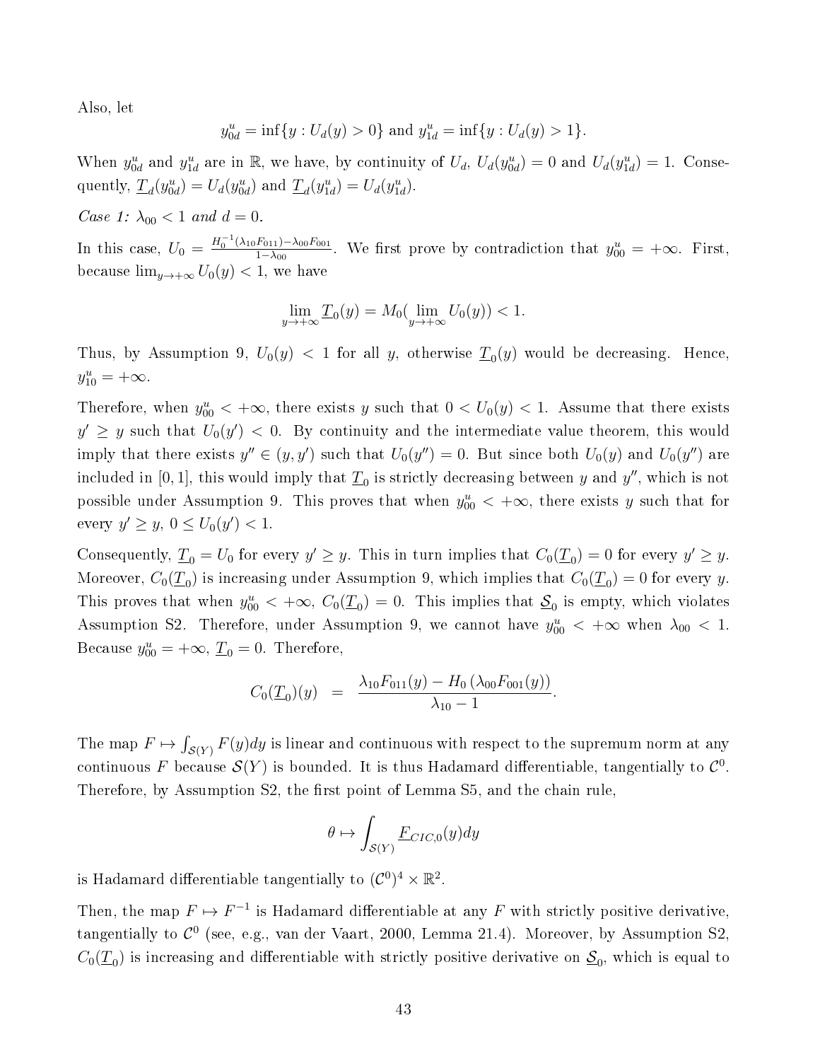Also, let

$$y_{0d}^u = \inf\{y : U_d(y) > 0\} \text{ and } y_{1d}^u = \inf\{y : U_d(y) > 1\}.$$

When $y_{0d}^u$ and $y_{1d}^u$ are in $\mathbb{R}$, we have, by continuity of $U_d$, $U_d(y_{0d}^u) = 0$ and $U_d(y_{1d}^u) = 1$. Consequently, $\underline{T}_d(y_{0d}^u) = U_d(y_{0d}^u)$ and $\underline{T}_d(y_{1d}^u) = U_d(y_{1d}^u)$.

*Case 1: $\lambda_{00} < 1$ and $d = 0$.*

In this case, $U_0 = \frac{H_0^{-1}(\lambda_{10}F_{011}) - \lambda_{00}F_{001}}{1-\lambda_{00}}$. We first prove by contradiction that $y_{00}^u = +\infty$. First, because $\lim_{y\to+\infty} U_0(y) < 1$, we have

$$\lim_{y\to+\infty} \underline{T}_0(y) = M_0(\lim_{y\to+\infty} U_0(y)) < 1.$$

Thus, by Assumption 9, $U_0(y) < 1$ for all $y$, otherwise $\underline{T}_0(y)$ would be decreasing. Hence, $y_{10}^u = +\infty$.

Therefore, when $y_{00}^u < +\infty$, there exists $y$ such that $0 < U_0(y) < 1$. Assume that there exists $y' \geq y$ such that $U_0(y') < 0$. By continuity and the intermediate value theorem, this would imply that there exists $y'' \in (y, y')$ such that $U_0(y'') = 0$. But since both $U_0(y)$ and $U_0(y'')$ are included in $[0, 1]$, this would imply that $\underline{T}_0$ is strictly decreasing between $y$ and $y''$, which is not possible under Assumption 9. This proves that when $y_{00}^u < +\infty$, there exists $y$ such that for every $y' \geq y$, $0 \leq U_0(y') < 1$.

Consequently, $\underline{T}_0 = U_0$ for every $y' \geq y$. This in turn implies that $C_0(\underline{T}_0) = 0$ for every $y' \geq y$. Moreover, $C_0(\underline{T}_0)$ is increasing under Assumption 9, which implies that $C_0(\underline{T}_0) = 0$ for every $y$. This proves that when $y_{00}^u < +\infty$, $C_0(\underline{T}_0) = 0$. This implies that $\underline{\mathcal{S}}_0$ is empty, which violates Assumption S2. Therefore, under Assumption 9, we cannot have $y_{00}^u < +\infty$ when $\lambda_{00} < 1$. Because $y_{00}^u = +\infty$, $\underline{T}_0 = 0$. Therefore,

$$C_0(\underline{T}_0)(y) = \frac{\lambda_{10}F_{011}(y) - H_0(\lambda_{00}F_{001}(y))}{\lambda_{10} - 1}.$$

The map $F \mapsto \int_{\mathcal{S}(Y)} F(y)dy$ is linear and continuous with respect to the supremum norm at any continuous $F$ because $\mathcal{S}(Y)$ is bounded. It is thus Hadamard differentiable, tangentially to $\mathcal{C}^0$. Therefore, by Assumption S2, the first point of Lemma S5, and the chain rule,

$$\theta \mapsto \int_{\mathcal{S}(Y)} \underline{F}_{CIC,0}(y)dy$$

is Hadamard differentiable tangentially to $(\mathcal{C}^0)^4 \times \mathbb{R}^2$.

Then, the map $F \mapsto F^{-1}$ is Hadamard differentiable at any $F$ with strictly positive derivative, tangentially to $\mathcal{C}^0$ (see, e.g., van der Vaart, 2000, Lemma 21.4). Moreover, by Assumption S2, $C_0(\underline{T}_0)$ is increasing and differentiable with strictly positive derivative on $\underline{\mathcal{S}}_0$, which is equal to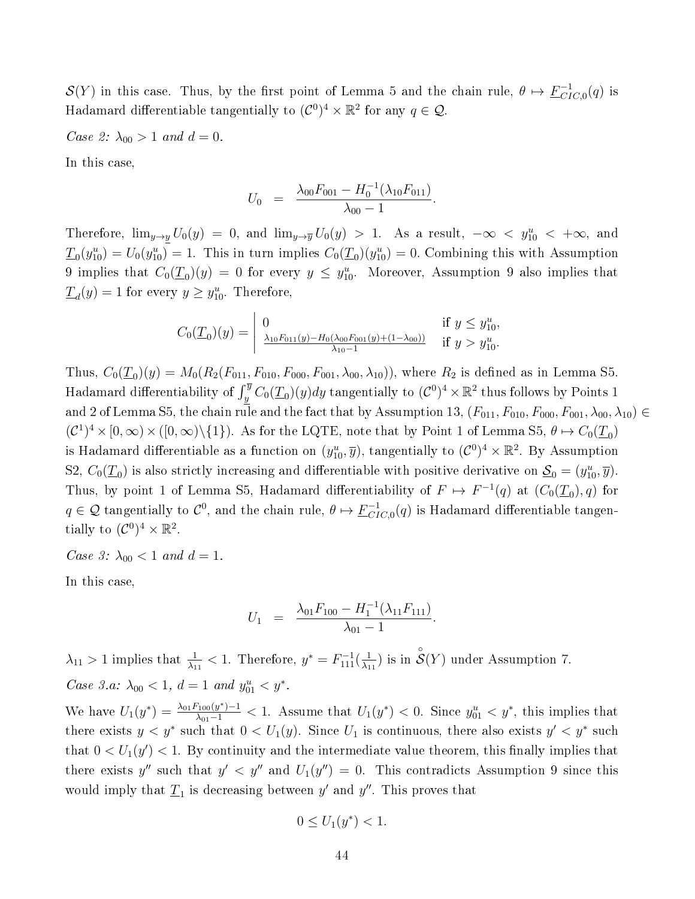$\mathcal{S}(Y)$ in this case. Thus, by the first point of Lemma 5 and the chain rule, $\theta \mapsto \underline{F}^{-1}_{CIC,0}(q)$ is Hadamard differentiable tangentially to $(\mathcal{C}^0)^4 \times \mathbb{R}^2$ for any $q \in \mathcal{Q}$.

*Case 2: $\lambda_{00} > 1$ and $d = 0$.*

In this case,

$$U_0 \quad = \quad \frac{\lambda_{00} F_{001} - H_0^{-1}(\lambda_{10} F_{011})}{\lambda_{00} - 1}.$$

Therefore, $\lim_{y \to \underline{y}} U_0(y) = 0$, and $\lim_{y \to \overline{y}} U_0(y) > 1$. As a result, $-\infty < y^u_{10} < +\infty$, and $\underline{T}_0(y^u_{10}) = U_0(y^u_{10}) = 1$. This in turn implies $C_0(\underline{T}_0)(y^u_{10}) = 0$. Combining this with Assumption 9 implies that $C_0(\underline{T}_0)(y) = 0$ for every $y \leq y^u_{10}$. Moreover, Assumption 9 also implies that $\underline{T}_d(y) = 1$ for every $y \geq y^u_{10}$. Therefore,

$$C_0(\underline{T}_0)(y) = \left| \begin{array}{ll} 0 & \text{if } y \leq y^u_{10}, \\ \frac{\lambda_{10} F_{011}(y) - H_0(\lambda_{00} F_{001}(y) + (1 - \lambda_{00}))}{\lambda_{10} - 1} & \text{if } y > y^u_{10}. \end{array} \right.$$

Thus, $C_0(\underline{T}_0)(y) = M_0(R_2(F_{011}, F_{010}, F_{000}, F_{001}, \lambda_{00}, \lambda_{10}))$, where $R_2$ is defined as in Lemma S5. Hadamard differentiability of $\int_{\underline{y}}^{\overline{y}} C_0(\underline{T}_0)(y)dy$ tangentially to $(\mathcal{C}^0)^4 \times \mathbb{R}^2$ thus follows by Points 1 and 2 of Lemma S5, the chain rule and the fact that by Assumption 13, $(F_{011}, F_{010}, F_{000}, F_{001}, \lambda_{00}, \lambda_{10}) \in (\mathcal{C}^1)^4 \times [0, \infty) \times ([0, \infty) \backslash \{1\})$. As for the LQTE, note that by Point 1 of Lemma S5, $\theta \mapsto C_0(\underline{T}_0)$ is Hadamard differentiable as a function on $(y^u_{10}, \overline{y})$, tangentially to $(\mathcal{C}^0)^4 \times \mathbb{R}^2$. By Assumption S2, $C_0(\underline{T}_0)$ is also strictly increasing and differentiable with positive derivative on $\underline{\mathcal{S}}_0 = (y^u_{10}, \overline{y})$. Thus, by point 1 of Lemma S5, Hadamard differentiability of $F \mapsto F^{-1}(q)$ at $(C_0(\underline{T}_0), q)$ for $q \in \mathcal{Q}$ tangentially to $\mathcal{C}^0$, and the chain rule, $\theta \mapsto \underline{F}^{-1}_{CIC,0}(q)$ is Hadamard differentiable tangentially to $(\mathcal{C}^0)^4 \times \mathbb{R}^2$.

*Case 3: $\lambda_{00} < 1$ and $d = 1$.*

In this case,

$$U_1 \quad = \quad \frac{\lambda_{01} F_{100} - H_1^{-1}(\lambda_{11} F_{111})}{\lambda_{01} - 1}.$$

$\lambda_{11} > 1$ implies that $\frac{1}{\lambda_{11}} < 1$. Therefore, $y^* = F^{-1}_{111}(\frac{1}{\lambda_{11}})$ is in $\overset{\circ}{\mathcal{S}}(Y)$ under Assumption 7.

*Case 3.a: $\lambda_{00} < 1$, $d = 1$ and $y^u_{01} < y^*$.*

We have $U_1(y^*) = \frac{\lambda_{01} F_{100}(y^*) - 1}{\lambda_{01} - 1} < 1$. Assume that $U_1(y^*) < 0$. Since $y^u_{01} < y^*$, this implies that there exists $y < y^*$ such that $0 < U_1(y)$. Since $U_1$ is continuous, there also exists $y' < y^*$ such that $0 < U_1(y') < 1$. By continuity and the intermediate value theorem, this finally implies that there exists $y''$ such that $y' < y''$ and $U_1(y'') = 0$. This contradicts Assumption 9 since this would imply that $\underline{T}_1$ is decreasing between $y'$ and $y''$. This proves that

$$0 \leq U_1(y^*) < 1.$$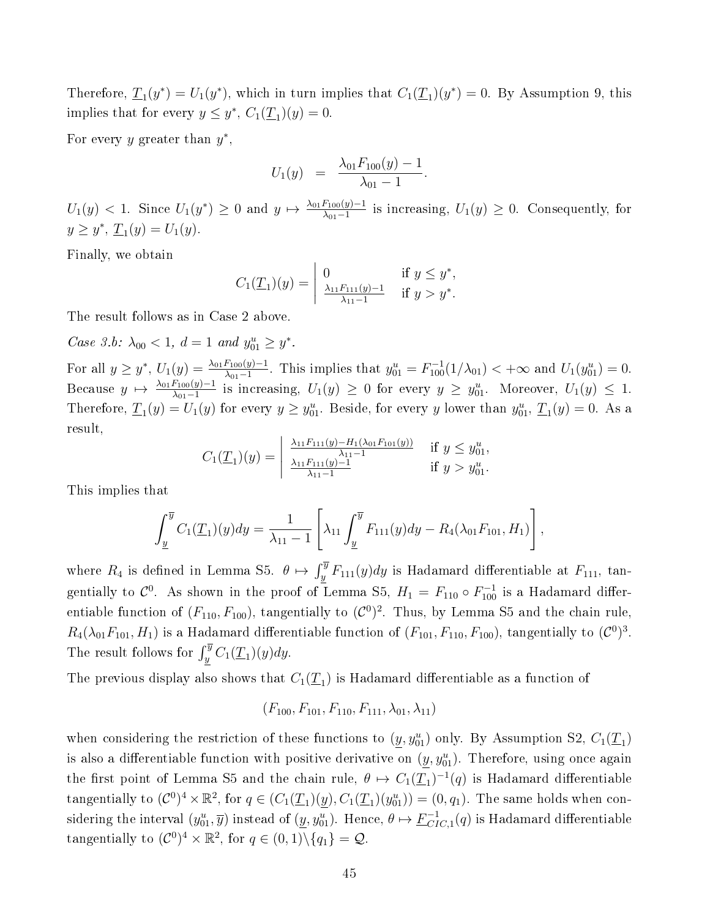Therefore, $\underline{T}_1(y^*) = U_1(y^*)$, which in turn implies that $C_1(\underline{T}_1)(y^*) = 0$. By Assumption 9, this implies that for every $y \leq y^*$, $C_1(\underline{T}_1)(y) = 0$.

For every $y$ greater than $y^*$,

$$U_1(y) \;\; = \;\; \frac{\lambda_{01} F_{100}(y) - 1}{\lambda_{01} - 1}.$$

$U_1(y) < 1$. Since $U_1(y^*) \geq 0$ and $y \mapsto \frac{\lambda_{01} F_{100}(y)-1}{\lambda_{01}-1}$ is increasing, $U_1(y) \geq 0$. Consequently, for $y \geq y^*$, $\underline{T}_1(y) = U_1(y)$.

Finally, we obtain

$$C_1(\underline{T}_1)(y) = \left| \begin{array}{ll} 0 & \text{if } y \leq y^*, \\ \frac{\lambda_{11} F_{111}(y) - 1}{\lambda_{11} - 1} & \text{if } y > y^*. \end{array} \right.$$

The result follows as in Case 2 above.

*Case 3.b: $\lambda_{00} < 1$, $d = 1$ and $y^u_{01} \geq y^*$.*

For all $y \geq y^*$, $U_1(y) = \frac{\lambda_{01} F_{100}(y)-1}{\lambda_{01}-1}$. This implies that $y^u_{01} = F^{-1}_{100}(1/\lambda_{01}) < +\infty$ and $U_1(y^u_{01}) = 0$. Because $y \mapsto \frac{\lambda_{01} F_{100}(y)-1}{\lambda_{01}-1}$ is increasing, $U_1(y) \geq 0$ for every $y \geq y^u_{01}$. Moreover, $U_1(y) \leq 1$. Therefore, $\underline{T}_1(y) = U_1(y)$ for every $y \geq y^u_{01}$. Beside, for every $y$ lower than $y^u_{01}$, $\underline{T}_1(y) = 0$. As a result,

$$C_1(\underline{T}_1)(y) = \left| \begin{array}{ll} \frac{\lambda_{11} F_{111}(y) - H_1(\lambda_{01} F_{101}(y))}{\lambda_{11} - 1} & \text{if } y \leq y^u_{01}, \\ \frac{\lambda_{11} F_{111}(y) - 1}{\lambda_{11} - 1} & \text{if } y > y^u_{01}. \end{array} \right.$$

This implies that

$$\int_{\underline{y}}^{\overline{y}} C_1(\underline{T}_1)(y) dy = \frac{1}{\lambda_{11} - 1} \left[ \lambda_{11} \int_{\underline{y}}^{\overline{y}} F_{111}(y) dy - R_4(\lambda_{01} F_{101}, H_1) \right],$$

where $R_4$ is defined in Lemma S5. $\theta \mapsto \int_{\underline{y}}^{\overline{y}} F_{111}(y)dy$ is Hadamard differentiable at $F_{111}$, tangentially to $\mathcal{C}^0$. As shown in the proof of Lemma S5, $H_1 = F_{110} \circ F^{-1}_{100}$ is a Hadamard differentiable function of $(F_{110}, F_{100})$, tangentially to $(\mathcal{C}^0)^2$. Thus, by Lemma S5 and the chain rule, $R_4(\lambda_{01} F_{101}, H_1)$ is a Hadamard differentiable function of $(F_{101}, F_{110}, F_{100})$, tangentially to $(\mathcal{C}^0)^3$. The result follows for $\int_{\underline{y}}^{\overline{y}} C_1(\underline{T}_1)(y)dy$.

The previous display also shows that $C_1(\underline{T}_1)$ is Hadamard differentiable as a function of

$$(F_{100}, F_{101}, F_{110}, F_{111}, \lambda_{01}, \lambda_{11})$$

when considering the restriction of these functions to $(\underline{y}, y^u_{01})$ only. By Assumption S2, $C_1(\underline{T}_1)$ is also a differentiable function with positive derivative on $(\underline{y}, y^u_{01})$. Therefore, using once again the first point of Lemma S5 and the chain rule, $\theta \mapsto C_1(\underline{T}_1)^{-1}(q)$ is Hadamard differentiable tangentially to $(\mathcal{C}^0)^4 \times \mathbb{R}^2$, for $q \in (C_1(\underline{T}_1)(\underline{y}), C_1(\underline{T}_1)(y^u_{01})) = (0, q_1)$. The same holds when considering the interval $(y^u_{01}, \overline{y})$ instead of $(\underline{y}, y^u_{01})$. Hence, $\theta \mapsto \underline{F}^{-1}_{CIC,1}(q)$ is Hadamard differentiable tangentially to $(\mathcal{C}^0)^4 \times \mathbb{R}^2$, for $q \in (0, 1) \backslash \{q_1\} = \mathcal{Q}$.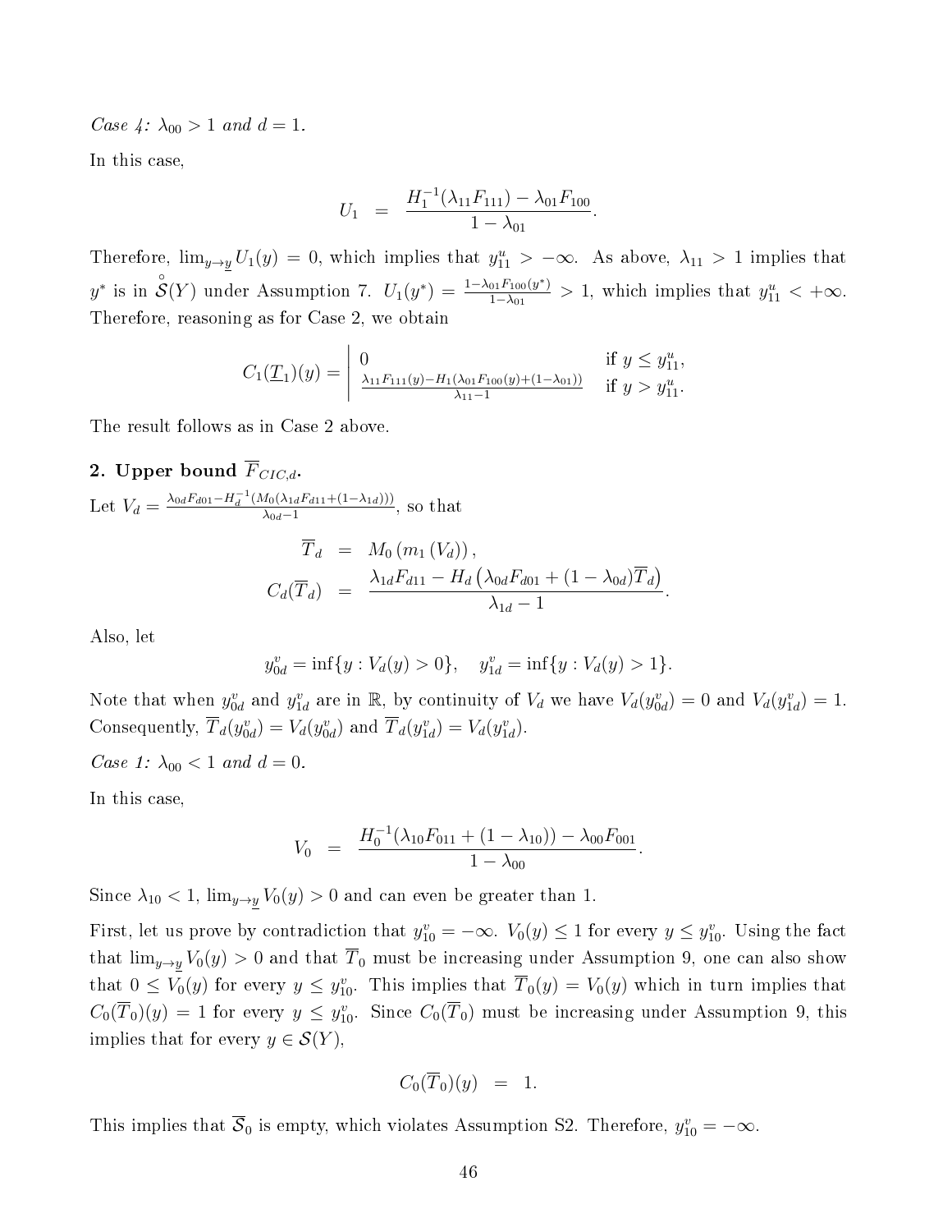*Case 4: $\lambda_{00} > 1$ and $d = 1$.*

In this case,

$$U_1 \quad = \quad \frac{H_1^{-1}(\lambda_{11}F_{111}) - \lambda_{01}F_{100}}{1 - \lambda_{01}}.$$

Therefore, $\lim_{y \to \underline{y}} U_1(y) = 0$, which implies that $y_{11}^u > -\infty$. As above, $\lambda_{11} > 1$ implies that $y^*$ is in $\overset{\circ}{\mathcal{S}}(Y)$ under Assumption 7. $U_1(y^*) = \frac{1 - \lambda_{01}F_{100}(y^*)}{1 - \lambda_{01}} > 1$, which implies that $y_{11}^u < +\infty$. Therefore, reasoning as for Case 2, we obtain

$$C_1(\underline{T}_1)(y) = \left| \begin{array}{ll} 0 & \text{if } y \leq y_{11}^u, \\ \frac{\lambda_{11}F_{111}(y) - H_1(\lambda_{01}F_{100}(y) + (1-\lambda_{01}))}{\lambda_{11} - 1} & \text{if } y > y_{11}^u. \end{array} \right.$$

The result follows as in Case 2 above.

**2. Upper bound $\overline{F}_{CIC,d}$.**

Let $V_d = \frac{\lambda_{0d}F_{d01} - H_d^{-1}(M_0(\lambda_{1d}F_{d11} + (1-\lambda_{1d})))}{\lambda_{0d} - 1}$, so that

$$\begin{aligned} \overline{T}_d &= M_0\left(m_1\left(V_d\right)\right), \\ C_d(\overline{T}_d) &= \frac{\lambda_{1d}F_{d11} - H_d\left(\lambda_{0d}F_{d01} + (1-\lambda_{0d})\overline{T}_d\right)}{\lambda_{1d} - 1}. \end{aligned}$$

Also, let

$$y_{0d}^v = \inf\{y : V_d(y) > 0\}, \quad y_{1d}^v = \inf\{y : V_d(y) > 1\}.$$

Note that when $y_{0d}^v$ and $y_{1d}^v$ are in $\mathbb{R}$, by continuity of $V_d$ we have $V_d(y_{0d}^v) = 0$ and $V_d(y_{1d}^v) = 1$. Consequently, $\overline{T}_d(y_{0d}^v) = V_d(y_{0d}^v)$ and $\overline{T}_d(y_{1d}^v) = V_d(y_{1d}^v)$.

*Case 1: $\lambda_{00} < 1$ and $d = 0$.*

In this case,

$$V_0 \quad = \quad \frac{H_0^{-1}(\lambda_{10}F_{011} + (1 - \lambda_{10})) - \lambda_{00}F_{001}}{1 - \lambda_{00}}.$$

Since $\lambda_{10} < 1$, $\lim_{y \to \underline{y}} V_0(y) > 0$ and can even be greater than 1.

First, let us prove by contradiction that $y_{10}^v = -\infty$. $V_0(y) \leq 1$ for every $y \leq y_{10}^v$. Using the fact that $\lim_{y \to \underline{y}} V_0(y) > 0$ and that $\overline{T}_0$ must be increasing under Assumption 9, one can also show that $0 \leq V_0(y)$ for every $y \leq y_{10}^v$. This implies that $\overline{T}_0(y) = V_0(y)$ which in turn implies that $C_0(\overline{T}_0)(y) = 1$ for every $y \leq y_{10}^v$. Since $C_0(\overline{T}_0)$ must be increasing under Assumption 9, this implies that for every $y \in \mathcal{S}(Y)$,

$$C_0(\overline{T}_0)(y) \quad = \quad 1.$$

This implies that $\overline{\mathcal{S}}_0$ is empty, which violates Assumption S2. Therefore, $y_{10}^v = -\infty$.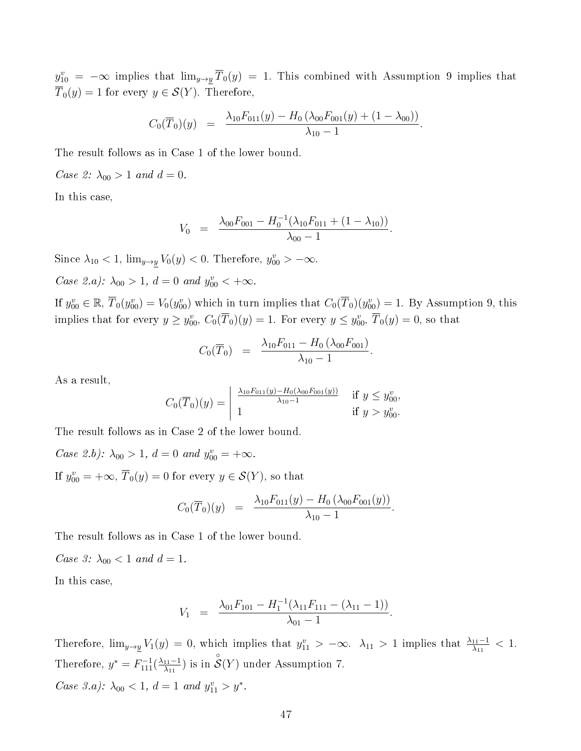$y^v_{10} = -\infty$ implies that $\lim_{y \to \underline{y}} \overline{T}_0(y) = 1$. This combined with Assumption 9 implies that $\overline{T}_0(y) = 1$ for every $y \in \mathcal{S}(Y)$. Therefore,

$$C_0(\overline{T}_0)(y) \quad = \quad \frac{\lambda_{10} F_{011}(y) - H_0\left(\lambda_{00} F_{001}(y) + (1 - \lambda_{00})\right)}{\lambda_{10} - 1}.$$

The result follows as in Case 1 of the lower bound.

*Case 2: $\lambda_{00} > 1$ and $d = 0$.*

In this case,

$$V_0 \quad = \quad \frac{\lambda_{00} F_{001} - H_0^{-1}(\lambda_{10} F_{011} + (1 - \lambda_{10}))}{\lambda_{00} - 1}.$$

Since $\lambda_{10} < 1$, $\lim_{y \to \underline{y}} V_0(y) < 0$. Therefore, $y^v_{00} > -\infty$.

*Case 2.a): $\lambda_{00} > 1$, $d = 0$ and $y^v_{00} < +\infty$.*

If $y^v_{00} \in \mathbb{R}$, $\overline{T}_0(y^v_{00}) = V_0(y^v_{00})$ which in turn implies that $C_0(\overline{T}_0)(y^v_{00}) = 1$. By Assumption 9, this implies that for every $y \geq y^v_{00}$, $C_0(\overline{T}_0)(y) = 1$. For every $y \leq y^v_{00}$, $\overline{T}_0(y) = 0$, so that

$$C_0(\overline{T}_0) \quad = \quad \frac{\lambda_{10} F_{011} - H_0\left(\lambda_{00} F_{001}\right)}{\lambda_{10} - 1}.$$

As a result,

$$C_0(\overline{T}_0)(y) = \left| \begin{array}{ll} \frac{\lambda_{10} F_{011}(y) - H_0(\lambda_{00} F_{001}(y))}{\lambda_{10} - 1} & \text{if } y \leq y^v_{00}, \\ 1 & \text{if } y > y^v_{00}. \end{array} \right.$$

The result follows as in Case 2 of the lower bound.

*Case 2.b): $\lambda_{00} > 1$, $d = 0$ and $y^v_{00} = +\infty$.*

If $y^v_{00} = +\infty$, $\overline{T}_0(y) = 0$ for every $y \in \mathcal{S}(Y)$, so that

$$C_0(\overline{T}_0)(y) \quad = \quad \frac{\lambda_{10} F_{011}(y) - H_0\left(\lambda_{00} F_{001}(y)\right)}{\lambda_{10} - 1}.$$

The result follows as in Case 1 of the lower bound.

*Case 3: $\lambda_{00} < 1$ and $d = 1$.*

In this case,

$$V_1 \quad = \quad \frac{\lambda_{01} F_{101} - H_1^{-1}(\lambda_{11} F_{111} - (\lambda_{11} - 1))}{\lambda_{01} - 1}.$$

Therefore, $\lim_{y \to \underline{y}} V_1(y) = 0$, which implies that $y^v_{11} > -\infty$. $\lambda_{11} > 1$ implies that $\frac{\lambda_{11} - 1}{\lambda_{11}} < 1$. Therefore, $y^* = F^{-1}_{111}(\frac{\lambda_{11} - 1}{\lambda_{11}})$ is in $\overset{\circ}{\mathcal{S}}(Y)$ under Assumption 7.

*Case 3.a): $\lambda_{00} < 1$, $d = 1$ and $y^v_{11} > y^*$.*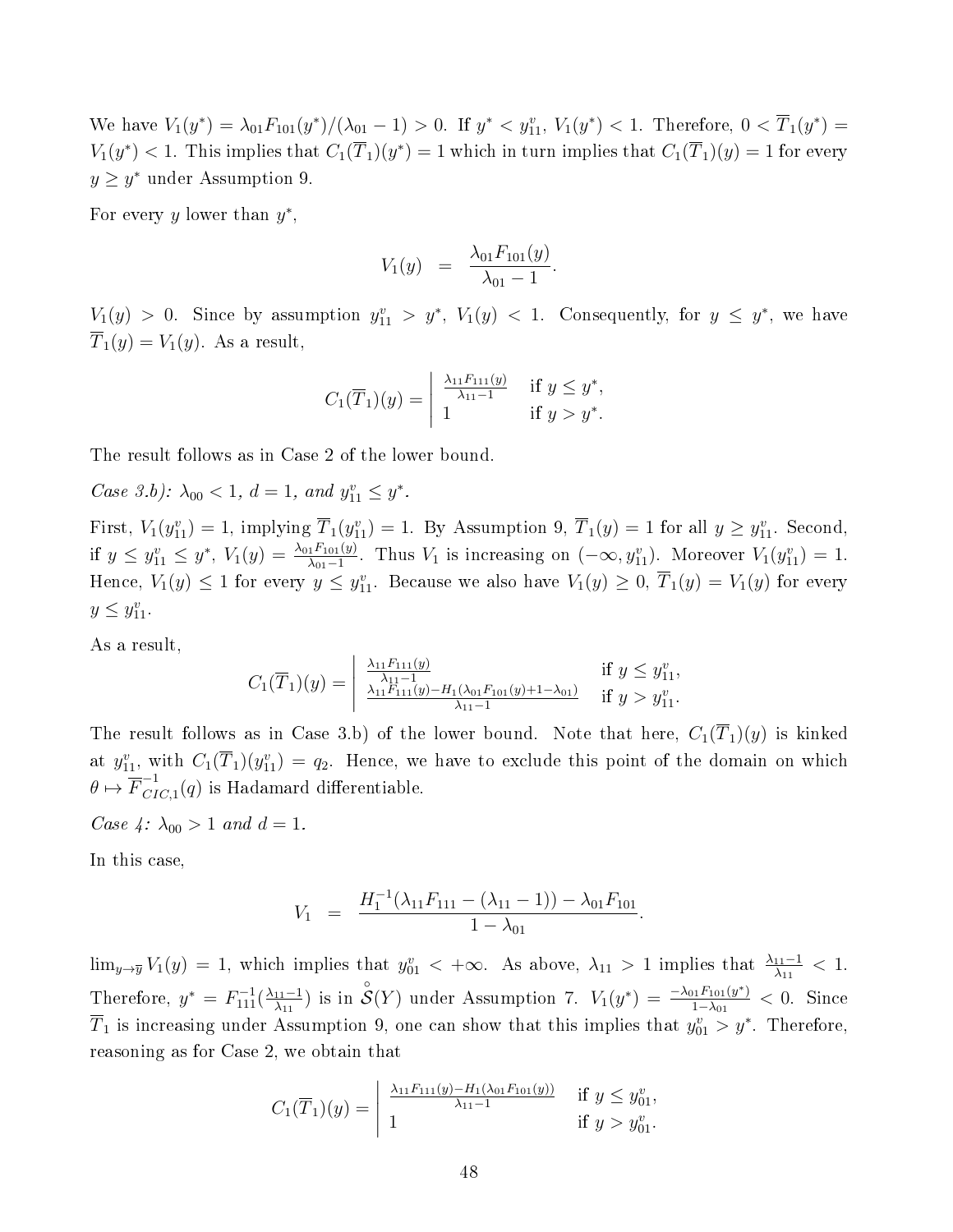We have $V_1(y^*) = \lambda_{01}F_{101}(y^*)/(\lambda_{01}-1) > 0$. If $y^* < y_{11}^v$, $V_1(y^*) < 1$. Therefore, $0 < \overline{T}_1(y^*) = V_1(y^*) < 1$. This implies that $C_1(\overline{T}_1)(y^*) = 1$ which in turn implies that $C_1(\overline{T}_1)(y) = 1$ for every $y \geq y^*$ under Assumption 9.

For every $y$ lower than $y^*$,

$$V_1(y) \quad = \quad \frac{\lambda_{01}F_{101}(y)}{\lambda_{01}-1}.$$

$V_1(y) > 0$. Since by assumption $y_{11}^v > y^*$, $V_1(y) < 1$. Consequently, for $y \leq y^*$, we have $\overline{T}_1(y) = V_1(y)$. As a result,

$$C_1(\overline{T}_1)(y) = \left| \begin{array}{ll} \frac{\lambda_{11}F_{111}(y)}{\lambda_{11}-1} & \text{if } y \leq y^*, \\ 1 & \text{if } y > y^*. \end{array} \right.$$

The result follows as in Case 2 of the lower bound.

*Case 3.b): $\lambda_{00} < 1$, $d = 1$, and $y_{11}^v \leq y^*$.*

First, $V_1(y_{11}^v) = 1$, implying $\overline{T}_1(y_{11}^v) = 1$. By Assumption 9, $\overline{T}_1(y) = 1$ for all $y \geq y_{11}^v$. Second, if $y \leq y_{11}^v \leq y^*$, $V_1(y) = \frac{\lambda_{01}F_{101}(y)}{\lambda_{01}-1}$. Thus $V_1$ is increasing on $(-\infty, y_{11}^v)$. Moreover $V_1(y_{11}^v) = 1$. Hence, $V_1(y) \leq 1$ for every $y \leq y_{11}^v$. Because we also have $V_1(y) \geq 0$, $\overline{T}_1(y) = V_1(y)$ for every $y \leq y_{11}^v$.

As a result,

$$C_1(\overline{T}_1)(y) = \left| \begin{array}{ll} \frac{\lambda_{11}F_{111}(y)}{\lambda_{11}-1} & \text{if } y \leq y_{11}^v, \\ \frac{\lambda_{11}F_{111}(y) - H_1(\lambda_{01}F_{101}(y)+1-\lambda_{01})}{\lambda_{11}-1} & \text{if } y > y_{11}^v. \end{array} \right.$$

The result follows as in Case 3.b) of the lower bound. Note that here, $C_1(\overline{T}_1)(y)$ is kinked at $y_{11}^v$, with $C_1(\overline{T}_1)(y_{11}^v) = q_2$. Hence, we have to exclude this point of the domain on which $\theta \mapsto \overline{F}_{CIC,1}^{-1}(q)$ is Hadamard differentiable.

*Case 4: $\lambda_{00} > 1$ and $d = 1$.*

In this case,

$$V_1 \quad = \quad \frac{H_1^{-1}(\lambda_{11}F_{111} - (\lambda_{11}-1)) - \lambda_{01}F_{101}}{1-\lambda_{01}}.$$

$\lim_{y \to \overline{y}} V_1(y) = 1$, which implies that $y_{01}^v < +\infty$. As above, $\lambda_{11} > 1$ implies that $\frac{\lambda_{11}-1}{\lambda_{11}} < 1$. Therefore, $y^* = F_{111}^{-1}(\frac{\lambda_{11}-1}{\lambda_{11}})$ is in $\overset{\circ}{\mathcal{S}}(Y)$ under Assumption 7. $V_1(y^*) = \frac{-\lambda_{01}F_{101}(y^*)}{1-\lambda_{01}} < 0$. Since $\overline{T}_1$ is increasing under Assumption 9, one can show that this implies that $y_{01}^v > y^*$. Therefore, reasoning as for Case 2, we obtain that

$$C_1(\overline{T}_1)(y) = \left| \begin{array}{ll} \frac{\lambda_{11}F_{111}(y) - H_1(\lambda_{01}F_{101}(y))}{\lambda_{11}-1} & \text{if } y \leq y_{01}^v, \\ 1 & \text{if } y > y_{01}^v. \end{array} \right.$$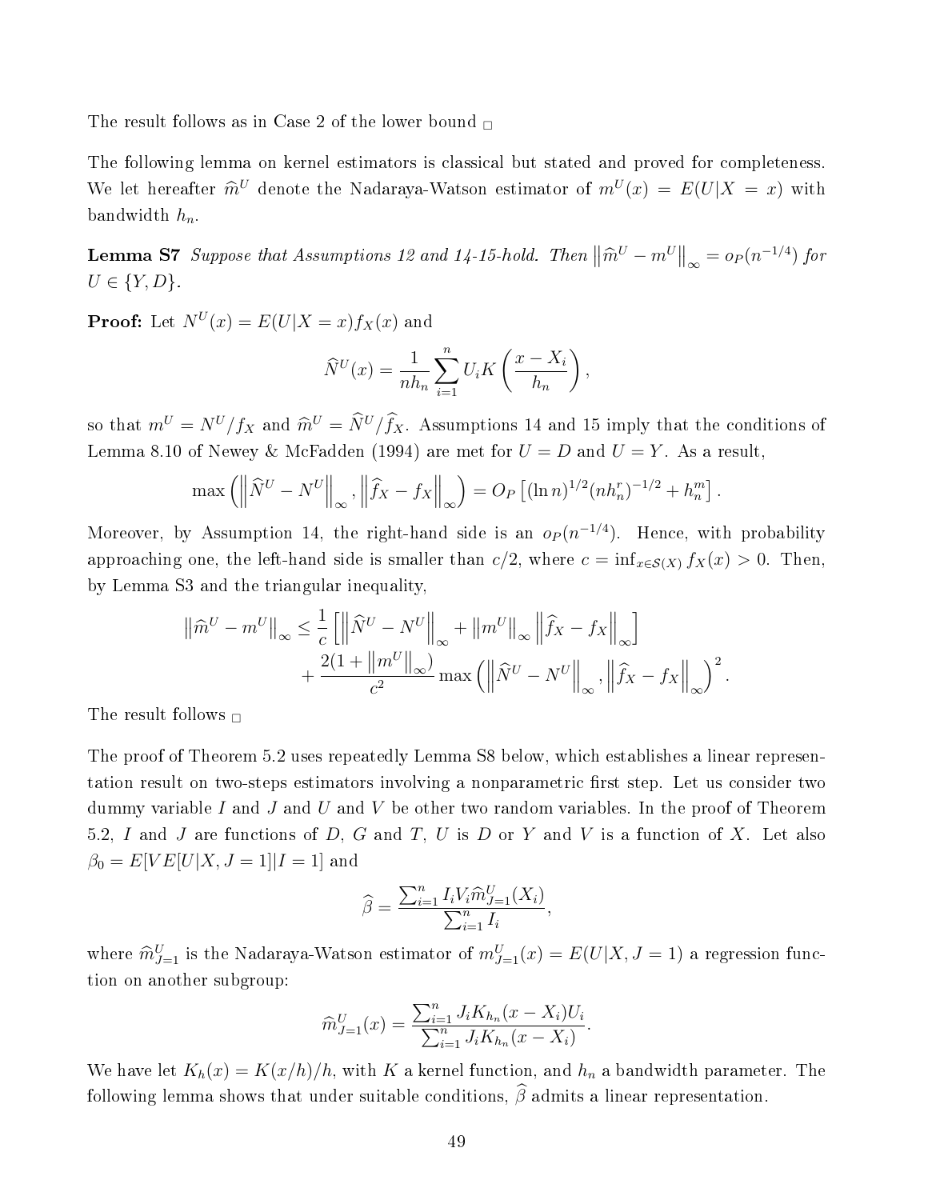The result follows as in Case 2 of the lower bound □

The following lemma on kernel estimators is classical but stated and proved for completeness. We let hereafter $\widehat{m}^U$ denote the Nadaraya-Watson estimator of $m^U(x) = E(U|X = x)$ with bandwidth $h_n$.

**Lemma S7** *Suppose that Assumptions 12 and 14-15-hold. Then* $\left\|\widehat{m}^U - m^U\right\|_\infty = o_P(n^{-1/4})$ *for* $U \in \{Y, D\}$.

**Proof:** Let $N^U(x) = E(U|X = x)f_X(x)$ and

$$\widehat{N}^U(x) = \frac{1}{nh_n}\sum_{i=1}^n U_i K\left(\frac{x - X_i}{h_n}\right),$$

so that $m^U = N^U/f_X$ and $\widehat{m}^U = \widehat{N}^U/\widehat{f}_X$. Assumptions 14 and 15 imply that the conditions of Lemma 8.10 of Newey & McFadden (1994) are met for $U = D$ and $U = Y$. As a result,

$$\max\left(\left\|\widehat{N}^U - N^U\right\|_\infty, \left\|\widehat{f}_X - f_X\right\|_\infty\right) = O_P\left[(\ln n)^{1/2}(nh_n^r)^{-1/2} + h_n^m\right].$$

Moreover, by Assumption 14, the right-hand side is an $o_P(n^{-1/4})$. Hence, with probability approaching one, the left-hand side is smaller than $c/2$, where $c = \inf_{x\in\mathcal{S}(X)} f_X(x) > 0$. Then, by Lemma S3 and the triangular inequality,

$$\begin{aligned}\left\|\widehat{m}^U - m^U\right\|_\infty \leq & \frac{1}{c}\left[\left\|\widehat{N}^U - N^U\right\|_\infty + \left\|m^U\right\|_\infty\left\|\widehat{f}_X - f_X\right\|_\infty\right] \\ & + \frac{2(1+\left\|m^U\right\|_\infty)}{c^2}\max\left(\left\|\widehat{N}^U - N^U\right\|_\infty, \left\|\widehat{f}_X - f_X\right\|_\infty\right)^2.\end{aligned}$$

The result follows □

The proof of Theorem 5.2 uses repeatedly Lemma S8 below, which establishes a linear representation result on two-steps estimators involving a nonparametric first step. Let us consider two dummy variable $I$ and $J$ and $U$ and $V$ be other two random variables. In the proof of Theorem 5.2, $I$ and $J$ are functions of $D$, $G$ and $T$, $U$ is $D$ or $Y$ and $V$ is a function of $X$. Let also $\beta_0 = E[VE[U|X, J = 1]|I = 1]$ and

$$\widehat{\beta} = \frac{\sum_{i=1}^n I_i V_i \widehat{m}^U_{J=1}(X_i)}{\sum_{i=1}^n I_i},$$

where $\widehat{m}^U_{J=1}$ is the Nadaraya-Watson estimator of $m^U_{J=1}(x) = E(U|X, J = 1)$ a regression function on another subgroup:

$$\widehat{m}^U_{J=1}(x) = \frac{\sum_{i=1}^n J_i K_{h_n}(x - X_i)U_i}{\sum_{i=1}^n J_i K_{h_n}(x - X_i)}.$$

We have let $K_h(x) = K(x/h)/h$, with $K$ a kernel function, and $h_n$ a bandwidth parameter. The following lemma shows that under suitable conditions, $\widehat{\beta}$ admits a linear representation.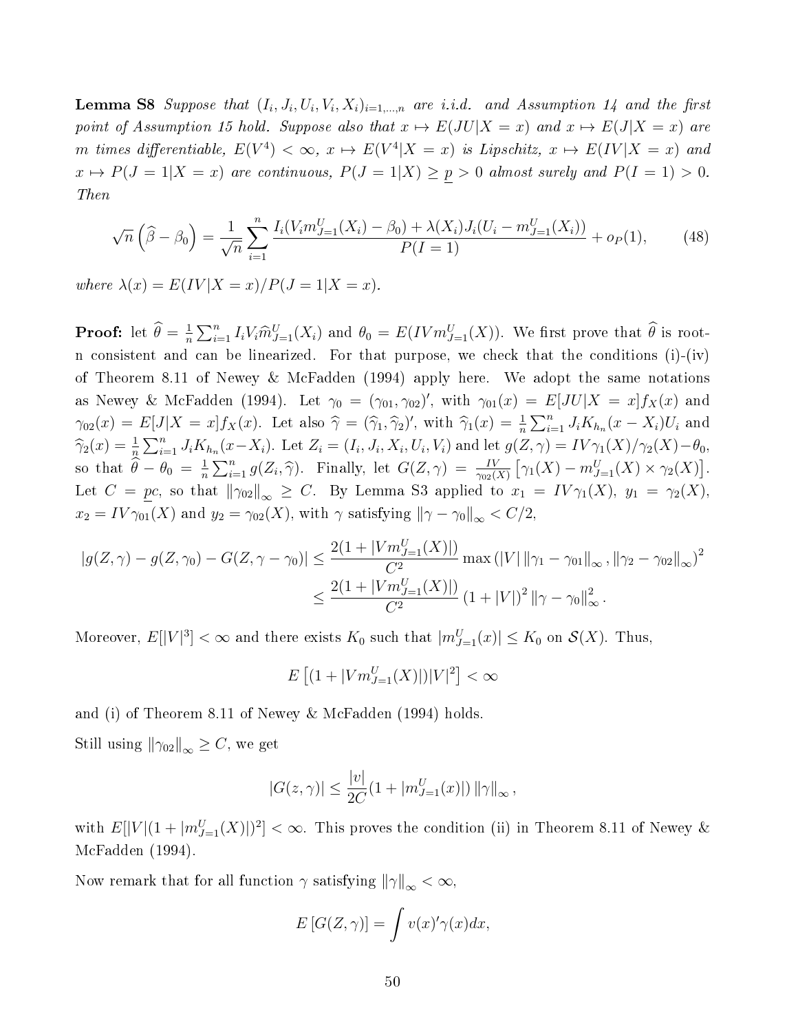**Lemma S8** *Suppose that $(I_i, J_i, U_i, V_i, X_i)_{i=1,\dots,n}$ are i.i.d. and Assumption 14 and the first point of Assumption 15 hold. Suppose also that $x \mapsto E(JU|X=x)$ and $x \mapsto E(J|X=x)$ are $m$ times differentiable, $E(V^4) < \infty$, $x \mapsto E(V^4|X=x)$ is Lipschitz, $x \mapsto E(IV|X=x)$ and $x \mapsto P(J=1|X=x)$ are continuous, $P(J=1|X) \geq \underline{p} > 0$ almost surely and $P(I=1) > 0$. Then*

$$\sqrt{n}\left(\widehat{\beta} - \beta_0\right) = \frac{1}{\sqrt{n}} \sum_{i=1}^{n} \frac{I_i(V_i m^U_{J=1}(X_i) - \beta_0) + \lambda(X_i) J_i(U_i - m^U_{J=1}(X_i))}{P(I=1)} + o_P(1), \tag{48}$$

*where $\lambda(x) = E(IV|X=x)/P(J=1|X=x)$.*

**Proof:** let $\widehat{\theta} = \frac{1}{n}\sum_{i=1}^n I_i V_i \widehat{m}^U_{J=1}(X_i)$ and $\theta_0 = E(IV m^U_{J=1}(X))$. We first prove that $\widehat{\theta}$ is root-n consistent and can be linearized. For that purpose, we check that the conditions (i)-(iv) of Theorem 8.11 of Newey & McFadden (1994) apply here. We adopt the same notations as Newey & McFadden (1994). Let $\gamma_0 = (\gamma_{01}, \gamma_{02})'$, with $\gamma_{01}(x) = E[JU|X=x] f_X(x)$ and $\gamma_{02}(x) = E[J|X=x] f_X(x)$. Let also $\widehat{\gamma} = (\widehat{\gamma}_1, \widehat{\gamma}_2)'$, with $\widehat{\gamma}_1(x) = \frac{1}{n}\sum_{i=1}^n J_i K_{h_n}(x - X_i) U_i$ and $\widehat{\gamma}_2(x) = \frac{1}{n}\sum_{i=1}^n J_i K_{h_n}(x - X_i)$. Let $Z_i = (I_i, J_i, X_i, U_i, V_i)$ and let $g(Z, \gamma) = IV\gamma_1(X)/\gamma_2(X) - \theta_0$, so that $\widehat{\theta} - \theta_0 = \frac{1}{n}\sum_{i=1}^n g(Z_i, \widehat{\gamma})$. Finally, let $G(Z, \gamma) = \frac{IV}{\gamma_{02}(X)}\left[\gamma_1(X) - m^U_{J=1}(X) \times \gamma_2(X)\right]$. Let $C = \underline{p}c$, so that $\|\gamma_{02}\|_\infty \geq C$. By Lemma S3 applied to $x_1 = IV\gamma_1(X)$, $y_1 = \gamma_2(X)$, $x_2 = IV\gamma_{01}(X)$ and $y_2 = \gamma_{02}(X)$, with $\gamma$ satisfying $\|\gamma - \gamma_0\|_\infty < C/2$,

$$\begin{aligned}
|g(Z, \gamma) - g(Z, \gamma_0) - G(Z, \gamma - \gamma_0)| &\leq \frac{2(1 + |V m^U_{J=1}(X)|)}{C^2} \max\left(|V| \|\gamma_1 - \gamma_{01}\|_\infty, \|\gamma_2 - \gamma_{02}\|_\infty\right)^2 \\
&\leq \frac{2(1 + |V m^U_{J=1}(X)|)}{C^2} (1 + |V|)^2 \|\gamma - \gamma_0\|^2_\infty.
\end{aligned}$$

Moreover, $E[|V|^3] < \infty$ and there exists $K_0$ such that $|m^U_{J=1}(x)| \leq K_0$ on $\mathcal{S}(X)$. Thus,

$$E\left[(1 + |V m^U_{J=1}(X)|)|V|^2\right] < \infty$$

and (i) of Theorem 8.11 of Newey & McFadden (1994) holds.

Still using $\|\gamma_{02}\|_\infty \geq C$, we get

$$|G(z, \gamma)| \leq \frac{|v|}{2C}(1 + |m^U_{J=1}(x)|) \|\gamma\|_\infty,$$

with $E[|V|(1 + |m^U_{J=1}(X)|)^2] < \infty$. This proves the condition (ii) in Theorem 8.11 of Newey & McFadden (1994).

Now remark that for all function $\gamma$ satisfying $\|\gamma\|_\infty < \infty$,

$$E\left[G(Z, \gamma)\right] = \int v(x)'\gamma(x)dx,$$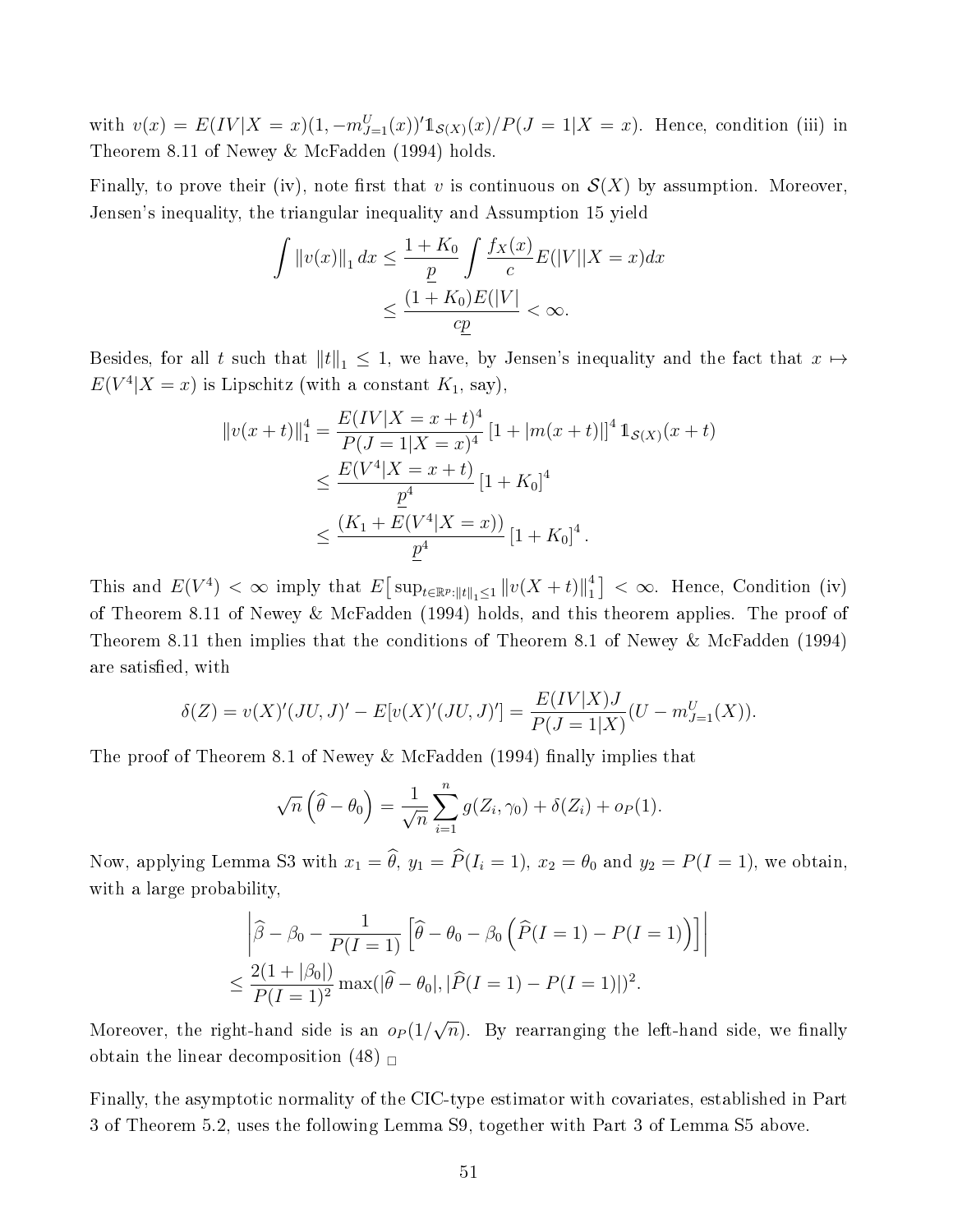with $v(x) = E(IV|X = x)(1, -m^U_{J=1}(x))'\mathbb{1}_{\mathcal{S}(X)}(x)/P(J = 1|X = x)$. Hence, condition (iii) in Theorem 8.11 of Newey & McFadden (1994) holds.

Finally, to prove their (iv), note first that $v$ is continuous on $\mathcal{S}(X)$ by assumption. Moreover, Jensen's inequality, the triangular inequality and Assumption 15 yield

$$\int \|v(x)\|_1 \, dx \leq \frac{1+K_0}{\underline{p}} \int \frac{f_X(x)}{c} E(|V||X = x)dx$$
$$\leq \frac{(1+K_0)E(|V|}{c\underline{p}} < \infty.$$

Besides, for all $t$ such that $\|t\|_1 \leq 1$, we have, by Jensen's inequality and the fact that $x \mapsto E(V^4|X = x)$ is Lipschitz (with a constant $K_1$, say),

$$\begin{aligned}
\|v(x+t)\|_1^4 &= \frac{E(IV|X = x+t)^4}{P(J = 1|X = x)^4} \left[1 + |m(x+t)|\right]^4 \mathbb{1}_{\mathcal{S}(X)}(x+t) \\
&\leq \frac{E(V^4|X = x+t)}{\underline{p}^4} \left[1 + K_0\right]^4 \\
&\leq \frac{(K_1 + E(V^4|X = x))}{\underline{p}^4} \left[1 + K_0\right]^4.
\end{aligned}$$

This and $E(V^4) < \infty$ imply that $E\big[\sup_{t \in \mathbb{R}^p : \|t\|_1 \leq 1} \|v(X+t)\|_1^4\big] < \infty$. Hence, Condition (iv) of Theorem 8.11 of Newey & McFadden (1994) holds, and this theorem applies. The proof of Theorem 8.11 then implies that the conditions of Theorem 8.1 of Newey & McFadden (1994) are satisfied, with

$$\delta(Z) = v(X)'(JU, J)' - E[v(X)'(JU, J)'] = \frac{E(IV|X)J}{P(J = 1|X)}(U - m^U_{J=1}(X)).$$

The proof of Theorem 8.1 of Newey & McFadden (1994) finally implies that

$$\sqrt{n}\left(\widehat{\theta} - \theta_0\right) = \frac{1}{\sqrt{n}} \sum_{i=1}^n g(Z_i, \gamma_0) + \delta(Z_i) + o_P(1).$$

Now, applying Lemma S3 with $x_1 = \widehat{\theta}$, $y_1 = \widehat{P}(I_i = 1)$, $x_2 = \theta_0$ and $y_2 = P(I = 1)$, we obtain, with a large probability,

$$\left| \widehat{\beta} - \beta_0 - \frac{1}{P(I = 1)} \left[ \widehat{\theta} - \theta_0 - \beta_0 \left( \widehat{P}(I = 1) - P(I = 1) \right) \right] \right|$$
$$\leq \frac{2(1 + |\beta_0|)}{P(I = 1)^2} \max(|\widehat{\theta} - \theta_0|, |\widehat{P}(I = 1) - P(I = 1)|)^2.$$

Moreover, the right-hand side is an $o_P(1/\sqrt{n})$. By rearranging the left-hand side, we finally obtain the linear decomposition (48) □

Finally, the asymptotic normality of the CIC-type estimator with covariates, established in Part 3 of Theorem 5.2, uses the following Lemma S9, together with Part 3 of Lemma S5 above.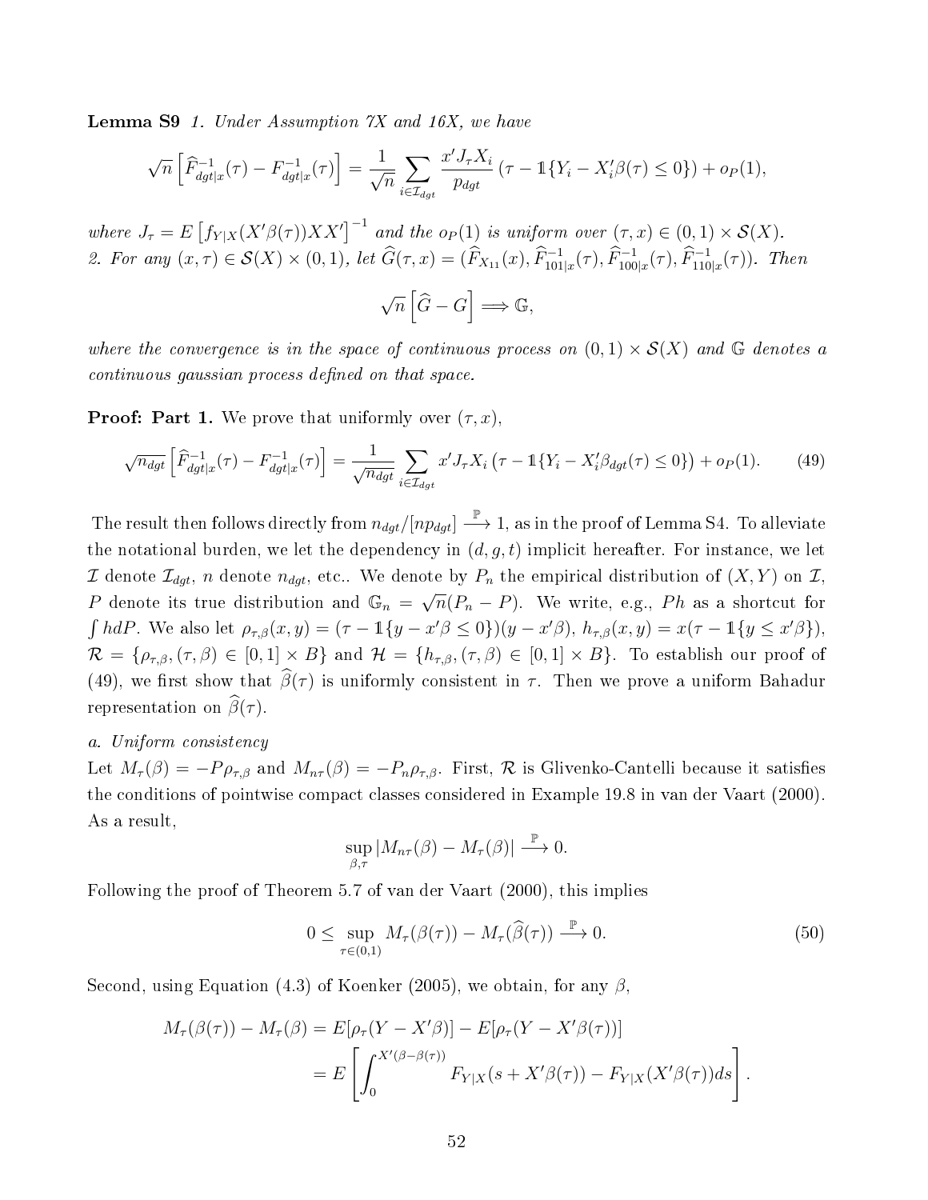**Lemma S9** *1. Under Assumption 7X and 16X, we have*

$$\sqrt{n}\left[\widehat{F}^{-1}_{dgt|x}(\tau) - F^{-1}_{dgt|x}(\tau)\right] = \frac{1}{\sqrt{n}} \sum_{i \in \mathcal{I}_{dgt}} \frac{x' J_\tau X_i}{p_{dgt}} \left(\tau - \mathbb{1}\{Y_i - X_i'\beta(\tau) \leq 0\}\right) + o_P(1),$$

*where $J_\tau = E\left[f_{Y|X}(X'\beta(\tau))XX'\right]^{-1}$ and the $o_P(1)$ is uniform over $(\tau, x) \in (0,1) \times \mathcal{S}(X)$.*
*2. For any $(x, \tau) \in \mathcal{S}(X) \times (0,1)$, let $\widehat{G}(\tau, x) = (\widehat{F}_{X_{11}}(x), \widehat{F}^{-1}_{101|x}(\tau), \widehat{F}^{-1}_{100|x}(\tau), \widehat{F}^{-1}_{110|x}(\tau))$. Then*

$$\sqrt{n}\left[\widehat{G} - G\right] \Longrightarrow \mathbb{G},$$

*where the convergence is in the space of continuous process on $(0,1) \times \mathcal{S}(X)$ and $\mathbb{G}$ denotes a continuous gaussian process defined on that space.*

**Proof: Part 1.** We prove that uniformly over $(\tau, x)$,

$$\sqrt{n_{dgt}}\left[\widehat{F}^{-1}_{dgt|x}(\tau) - F^{-1}_{dgt|x}(\tau)\right] = \frac{1}{\sqrt{n_{dgt}}} \sum_{i \in \mathcal{I}_{dgt}} x' J_\tau X_i \left(\tau - \mathbb{1}\{Y_i - X_i'\beta_{dgt}(\tau) \leq 0\}\right) + o_P(1). \tag{49}$$

The result then follows directly from $n_{dgt}/[np_{dgt}] \xrightarrow{\mathbb{P}} 1$, as in the proof of Lemma S4. To alleviate the notational burden, we let the dependency in $(d, g, t)$ implicit hereafter. For instance, we let $\mathcal{I}$ denote $\mathcal{I}_{dgt}$, $n$ denote $n_{dgt}$, etc.. We denote by $P_n$ the empirical distribution of $(X, Y)$ on $\mathcal{I}$, $P$ denote its true distribution and $\mathbb{G}_n = \sqrt{n}(P_n - P)$. We write, e.g., $Ph$ as a shortcut for $\int h dP$. We also let $\rho_{\tau,\beta}(x, y) = (\tau - \mathbb{1}\{y - x'\beta \leq 0\})(y - x'\beta)$, $h_{\tau,\beta}(x, y) = x(\tau - \mathbb{1}\{y \leq x'\beta\})$, $\mathcal{R} = \{\rho_{\tau,\beta}, (\tau, \beta) \in [0,1] \times B\}$ and $\mathcal{H} = \{h_{\tau,\beta}, (\tau, \beta) \in [0,1] \times B\}$. To establish our proof of (49), we first show that $\widehat{\beta}(\tau)$ is uniformly consistent in $\tau$. Then we prove a uniform Bahadur representation on $\widehat{\beta}(\tau)$.

*a. Uniform consistency*

Let $M_\tau(\beta) = -P\rho_{\tau,\beta}$ and $M_{n\tau}(\beta) = -P_n\rho_{\tau,\beta}$. First, $\mathcal{R}$ is Glivenko-Cantelli because it satisfies the conditions of pointwise compact classes considered in Example 19.8 in van der Vaart (2000). As a result,

$$\sup_{\beta,\tau} |M_{n\tau}(\beta) - M_\tau(\beta)| \xrightarrow{\mathbb{P}} 0.$$

Following the proof of Theorem 5.7 of van der Vaart (2000), this implies

$$0 \leq \sup_{\tau \in (0,1)} M_\tau(\beta(\tau)) - M_\tau(\widehat{\beta}(\tau)) \xrightarrow{\mathbb{P}} 0. \tag{50}$$

Second, using Equation (4.3) of Koenker (2005), we obtain, for any $\beta$,

$$\begin{aligned}
M_\tau(\beta(\tau)) - M_\tau(\beta) &= E[\rho_\tau(Y - X'\beta)] - E[\rho_\tau(Y - X'\beta(\tau))] \\
&= E\left[\int_0^{X'(\beta - \beta(\tau))} F_{Y|X}(s + X'\beta(\tau)) - F_{Y|X}(X'\beta(\tau))ds\right].
\end{aligned}$$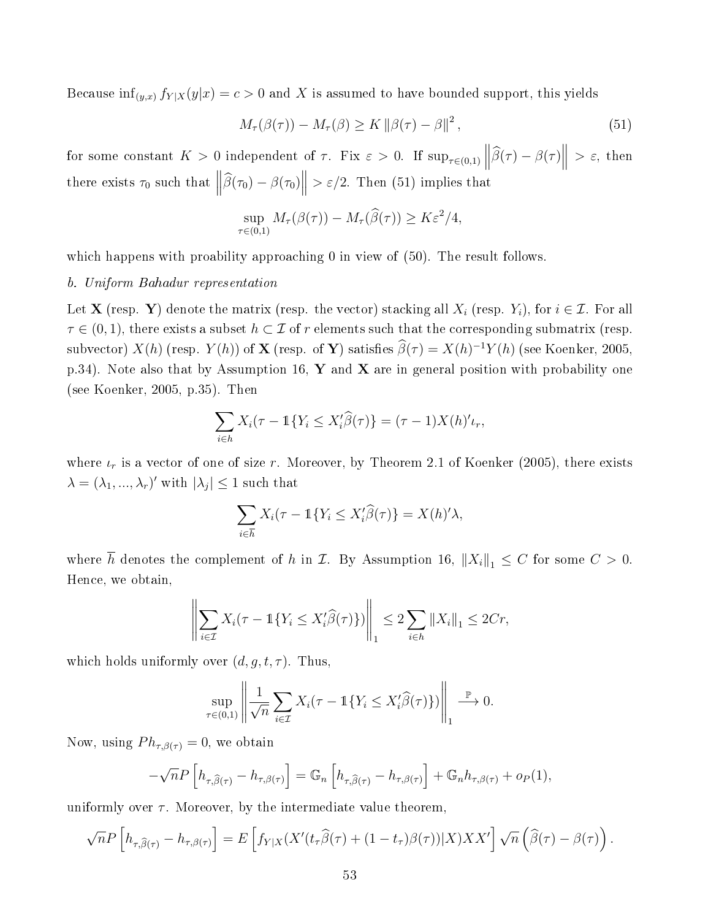Because $\inf_{(y,x)} f_{Y|X}(y|x) = c > 0$ and $X$ is assumed to have bounded support, this yields

$$M_\tau(\beta(\tau)) - M_\tau(\beta) \geq K \left\|\beta(\tau) - \beta\right\|^2, \tag{51}$$

for some constant $K > 0$ independent of $\tau$. Fix $\varepsilon > 0$. If $\sup_{\tau\in(0,1)} \left\|\widehat{\beta}(\tau) - \beta(\tau)\right\| > \varepsilon$, then there exists $\tau_0$ such that $\left\|\widehat{\beta}(\tau_0) - \beta(\tau_0)\right\| > \varepsilon/2$. Then (51) implies that

$$\sup_{\tau\in(0,1)} M_\tau(\beta(\tau)) - M_\tau(\widehat{\beta}(\tau)) \geq K\varepsilon^2/4,$$

which happens with proability approaching 0 in view of (50). The result follows.

*b. Uniform Bahadur representation*

Let $\mathbf{X}$ (resp. $\mathbf{Y}$) denote the matrix (resp. the vector) stacking all $X_i$ (resp. $Y_i$), for $i \in \mathcal{I}$. For all $\tau \in (0,1)$, there exists a subset $h \subset \mathcal{I}$ of $r$ elements such that the corresponding submatrix (resp. subvector) $X(h)$ (resp. $Y(h)$) of $\mathbf{X}$ (resp. of $\mathbf{Y}$) satisfies $\widehat{\beta}(\tau) = X(h)^{-1}Y(h)$ (see Koenker, 2005, p.34). Note also that by Assumption 16, $\mathbf{Y}$ and $\mathbf{X}$ are in general position with probability one (see Koenker, 2005, p.35). Then

$$\sum_{i\in h} X_i(\tau - \mathbb{1}\{Y_i \leq X_i'\widehat{\beta}(\tau)\} = (\tau - 1)X(h)'\iota_r,$$

where $\iota_r$ is a vector of one of size $r$. Moreover, by Theorem 2.1 of Koenker (2005), there exists $\lambda = (\lambda_1, ..., \lambda_r)'$ with $|\lambda_j| \leq 1$ such that

$$\sum_{i\in \overline{h}} X_i(\tau - \mathbb{1}\{Y_i \leq X_i'\widehat{\beta}(\tau)\} = X(h)'\lambda,$$

where $\overline{h}$ denotes the complement of $h$ in $\mathcal{I}$. By Assumption 16, $\left\|X_i\right\|_1 \leq C$ for some $C > 0$. Hence, we obtain,

$$\left\|\sum_{i\in\mathcal{I}} X_i(\tau - \mathbb{1}\{Y_i \leq X_i'\widehat{\beta}(\tau)\})\right\|_1 \leq 2\sum_{i\in h}\left\|X_i\right\|_1 \leq 2Cr,$$

which holds uniformly over $(d, g, t, \tau)$. Thus,

$$\sup_{\tau\in(0,1)} \left\|\frac{1}{\sqrt{n}}\sum_{i\in\mathcal{I}} X_i(\tau - \mathbb{1}\{Y_i \leq X_i'\widehat{\beta}(\tau)\})\right\|_1 \xrightarrow{\mathbb{P}} 0.$$

Now, using $Ph_{\tau,\beta(\tau)} = 0$, we obtain

$$-\sqrt{n}P\left[h_{\tau,\widehat{\beta}(\tau)} - h_{\tau,\beta(\tau)}\right] = \mathbb{G}_n\left[h_{\tau,\widehat{\beta}(\tau)} - h_{\tau,\beta(\tau)}\right] + \mathbb{G}_n h_{\tau,\beta(\tau)} + o_P(1),$$

uniformly over $\tau$. Moreover, by the intermediate value theorem,

$$\sqrt{n}P\left[h_{\tau,\widehat{\beta}(\tau)} - h_{\tau,\beta(\tau)}\right] = E\left[f_{Y|X}(X'(t_\tau\widehat{\beta}(\tau) + (1-t_\tau)\beta(\tau))|X)XX'\right]\sqrt{n}\left(\widehat{\beta}(\tau) - \beta(\tau)\right).$$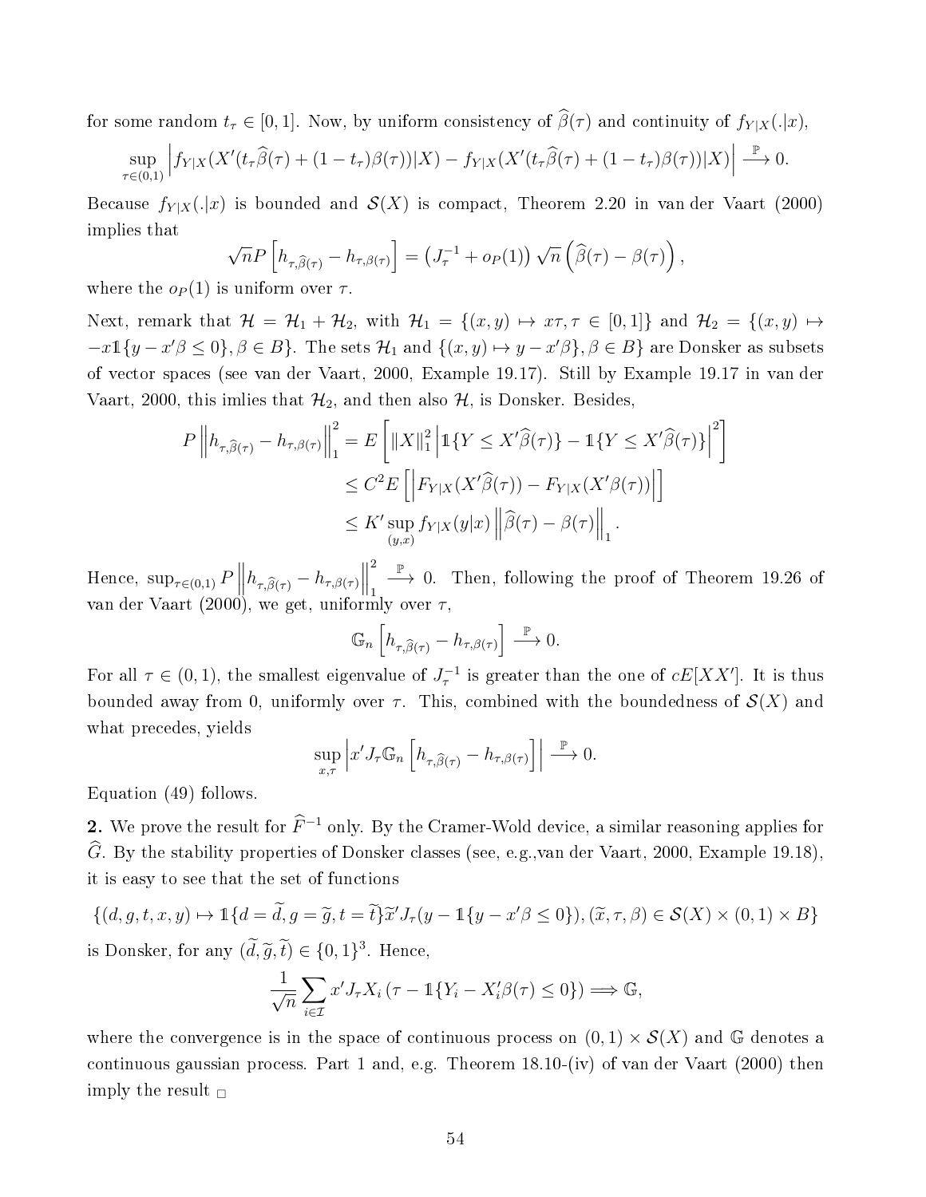for some random $t_\tau \in [0,1]$. Now, by uniform consistency of $\widehat{\beta}(\tau)$ and continuity of $f_{Y|X}(.|x)$,

$$\sup_{\tau\in(0,1)} \left| f_{Y|X}(X'(t_\tau\widehat{\beta}(\tau) + (1-t_\tau)\beta(\tau))|X) - f_{Y|X}(X'(t_\tau\widehat{\beta}(\tau) + (1-t_\tau)\beta(\tau))|X) \right| \xrightarrow{\mathbb{P}} 0.$$

Because $f_{Y|X}(.|x)$ is bounded and $\mathcal{S}(X)$ is compact, Theorem 2.20 in van der Vaart (2000) implies that

$$\sqrt{n}P\left[h_{\tau,\widehat{\beta}(\tau)} - h_{\tau,\beta(\tau)}\right] = \left(J_\tau^{-1} + o_P(1)\right)\sqrt{n}\left(\widehat{\beta}(\tau) - \beta(\tau)\right),$$

where the $o_P(1)$ is uniform over $\tau$.

Next, remark that $\mathcal{H} = \mathcal{H}_1 + \mathcal{H}_2$, with $\mathcal{H}_1 = \{(x,y) \mapsto x\tau, \tau \in [0,1]\}$ and $\mathcal{H}_2 = \{(x,y) \mapsto -x\mathbb{1}\{y - x'\beta \leq 0\}, \beta \in B\}$. The sets $\mathcal{H}_1$ and $\{(x,y) \mapsto y - x'\beta\}, \beta \in B\}$ are Donsker as subsets of vector spaces (see van der Vaart, 2000, Example 19.17). Still by Example 19.17 in van der Vaart, 2000, this imlies that $\mathcal{H}_2$, and then also $\mathcal{H}$, is Donsker. Besides,

$$\begin{aligned}
P\left\|h_{\tau,\widehat{\beta}(\tau)} - h_{\tau,\beta(\tau)}\right\|_1^2 &= E\left[\|X\|_1^2 \left|\mathbb{1}\{Y \leq X'\widehat{\beta}(\tau)\} - \mathbb{1}\{Y \leq X'\widehat{\beta}(\tau)\}\right|^2\right] \\
&\leq C^2 E\left[\left|F_{Y|X}(X'\widehat{\beta}(\tau)) - F_{Y|X}(X'\beta(\tau))\right|\right] \\
&\leq K' \sup_{(y,x)} f_{Y|X}(y|x) \left\|\widehat{\beta}(\tau) - \beta(\tau)\right\|_1.
\end{aligned}$$

Hence, $\sup_{\tau\in(0,1)} P\left\|h_{\tau,\widehat{\beta}(\tau)} - h_{\tau,\beta(\tau)}\right\|_1^2 \xrightarrow{\mathbb{P}} 0$. Then, following the proof of Theorem 19.26 of van der Vaart (2000), we get, uniformly over $\tau$,

$$\mathbb{G}_n\left[h_{\tau,\widehat{\beta}(\tau)} - h_{\tau,\beta(\tau)}\right] \xrightarrow{\mathbb{P}} 0.$$

For all $\tau \in (0,1)$, the smallest eigenvalue of $J_\tau^{-1}$ is greater than the one of $cE[XX']$. It is thus bounded away from 0, uniformly over $\tau$. This, combined with the boundedness of $\mathcal{S}(X)$ and what precedes, yields

$$\sup_{x,\tau}\left|x'J_\tau\mathbb{G}_n\left[h_{\tau,\widehat{\beta}(\tau)} - h_{\tau,\beta(\tau)}\right]\right| \xrightarrow{\mathbb{P}} 0.$$

Equation (49) follows.

**2.** We prove the result for $\widehat{F}^{-1}$ only. By the Cramer-Wold device, a similar reasoning applies for $\widehat{G}$. By the stability properties of Donsker classes (see, e.g.,van der Vaart, 2000, Example 19.18), it is easy to see that the set of functions

$$\{(d,g,t,x,y) \mapsto \mathbb{1}\{d = \widetilde{d}, g = \widetilde{g}, t = \widetilde{t}\}\widetilde{x}'J_\tau(y - \mathbb{1}\{y - x'\beta \leq 0\}), (\widetilde{x},\tau,\beta) \in \mathcal{S}(X) \times (0,1) \times B\}$$

is Donsker, for any $(\widetilde{d},\widetilde{g},\widetilde{t}) \in \{0,1\}^3$. Hence,

$$\frac{1}{\sqrt{n}}\sum_{i\in\mathcal{I}} x'J_\tau X_i\left(\tau - \mathbb{1}\{Y_i - X_i'\beta(\tau) \leq 0\}\right) \Longrightarrow \mathbb{G},$$

where the convergence is in the space of continuous process on $(0,1) \times \mathcal{S}(X)$ and $\mathbb{G}$ denotes a continuous gaussian process. Part 1 and, e.g. Theorem 18.10-(iv) of van der Vaart (2000) then imply the result $\square$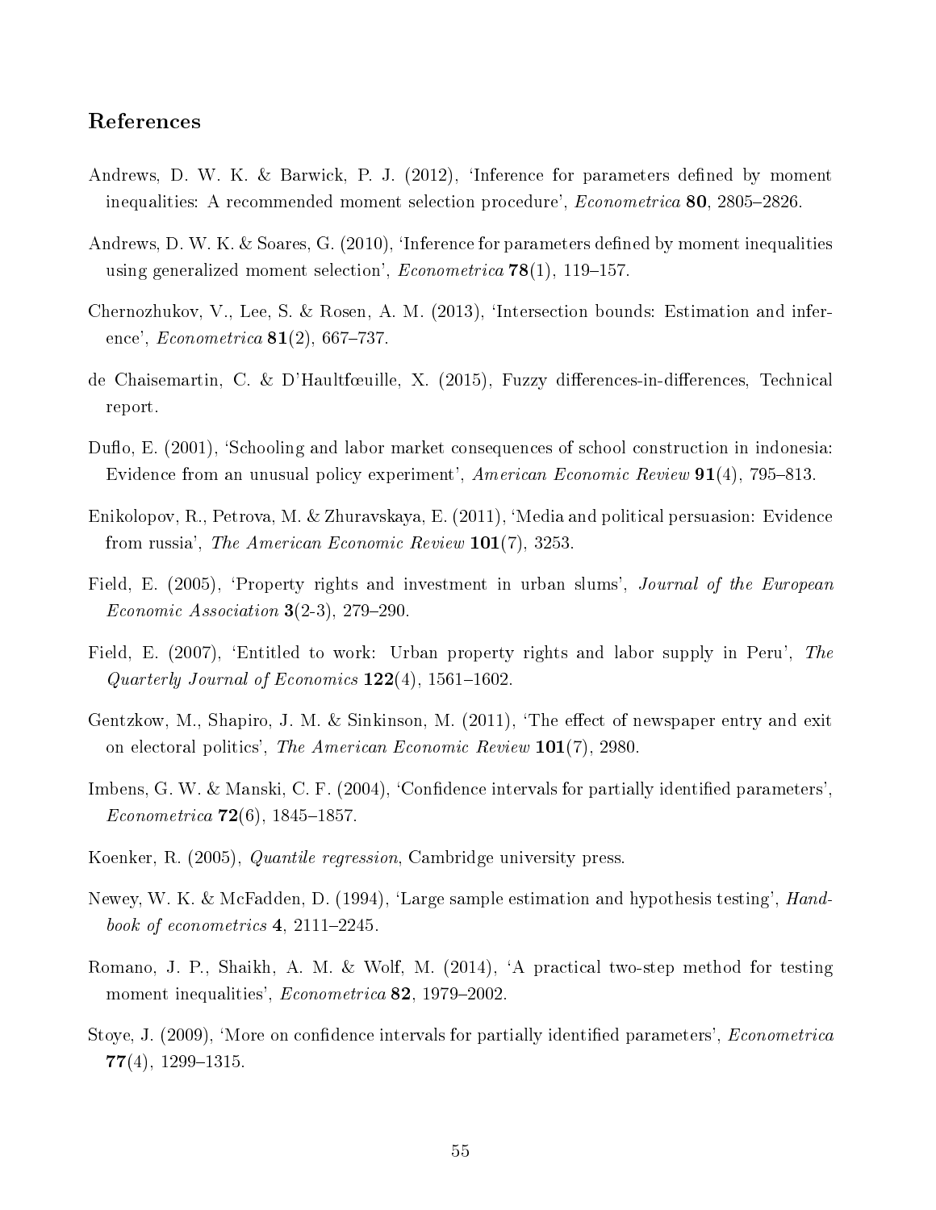## References

Andrews, D. W. K. & Barwick, P. J. (2012), 'Inference for parameters defined by moment inequalities: A recommended moment selection procedure', *Econometrica* **80**, 2805–2826.

Andrews, D. W. K. & Soares, G. (2010), 'Inference for parameters defined by moment inequalities using generalized moment selection', *Econometrica* **78**(1), 119–157.

Chernozhukov, V., Lee, S. & Rosen, A. M. (2013), 'Intersection bounds: Estimation and inference', *Econometrica* **81**(2), 667–737.

de Chaisemartin, C. & D'Haultfœuille, X. (2015), Fuzzy differences-in-differences, Technical report.

Duflo, E. (2001), 'Schooling and labor market consequences of school construction in indonesia: Evidence from an unusual policy experiment', *American Economic Review* **91**(4), 795–813.

Enikolopov, R., Petrova, M. & Zhuravskaya, E. (2011), 'Media and political persuasion: Evidence from russia', *The American Economic Review* **101**(7), 3253.

Field, E. (2005), 'Property rights and investment in urban slums', *Journal of the European Economic Association* **3**(2-3), 279–290.

Field, E. (2007), 'Entitled to work: Urban property rights and labor supply in Peru', *The Quarterly Journal of Economics* **122**(4), 1561–1602.

Gentzkow, M., Shapiro, J. M. & Sinkinson, M. (2011), 'The effect of newspaper entry and exit on electoral politics', *The American Economic Review* **101**(7), 2980.

Imbens, G. W. & Manski, C. F. (2004), 'Confidence intervals for partially identified parameters', *Econometrica* **72**(6), 1845–1857.

Koenker, R. (2005), *Quantile regression*, Cambridge university press.

Newey, W. K. & McFadden, D. (1994), 'Large sample estimation and hypothesis testing', *Handbook of econometrics* **4**, 2111–2245.

Romano, J. P., Shaikh, A. M. & Wolf, M. (2014), 'A practical two-step method for testing moment inequalities', *Econometrica* **82**, 1979–2002.

Stoye, J. (2009), 'More on confidence intervals for partially identified parameters', *Econometrica* **77**(4), 1299–1315.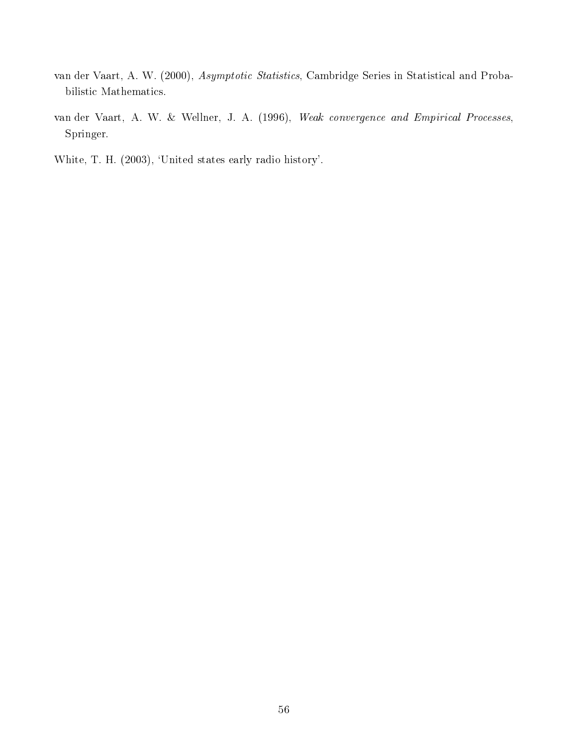van der Vaart, A. W. (2000), *Asymptotic Statistics*, Cambridge Series in Statistical and Probabilistic Mathematics.

van der Vaart, A. W. & Wellner, J. A. (1996), *Weak convergence and Empirical Processes*, Springer.

White, T. H. (2003), 'United states early radio history'.